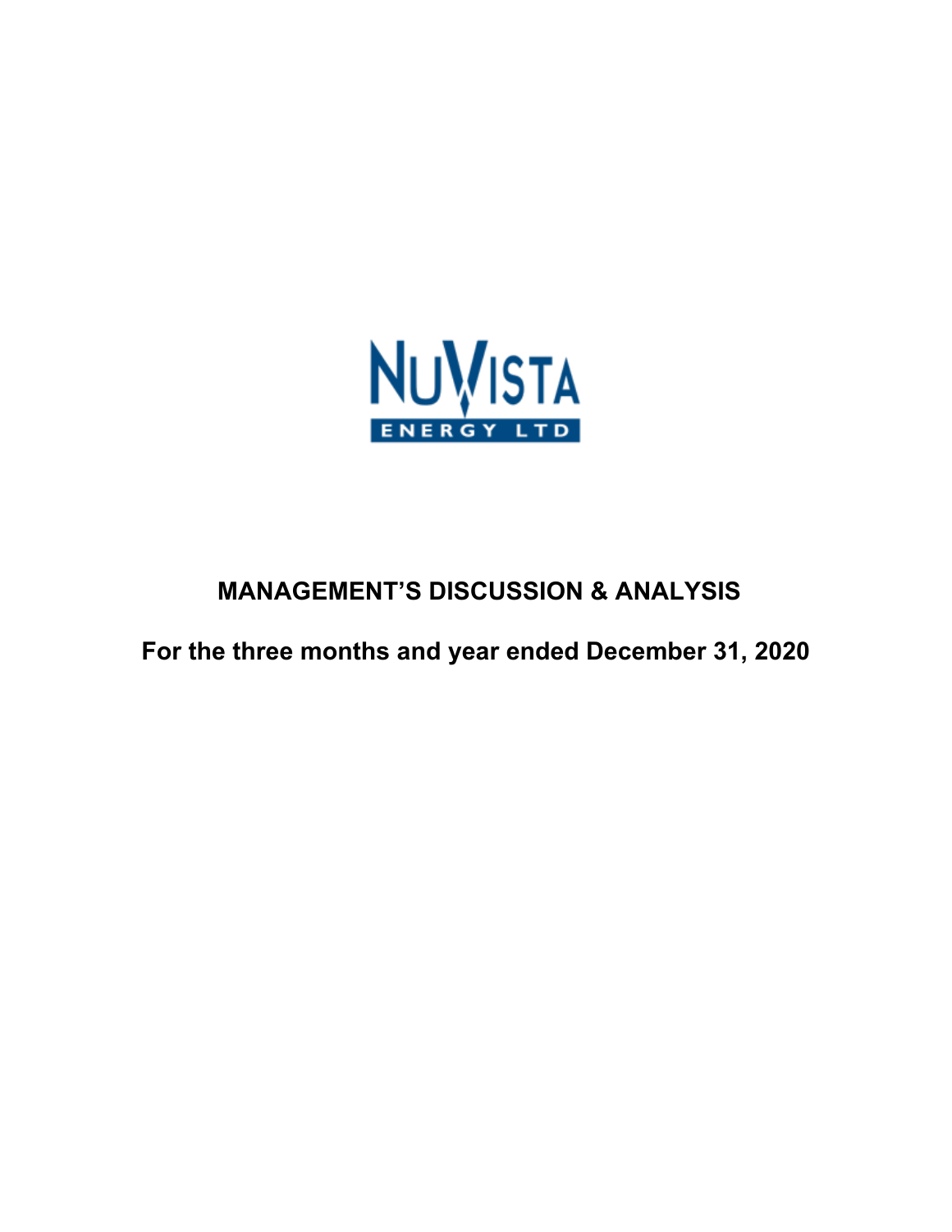NUVISTA ENERGY LTD

# MANAGEMENT'S DISCUSSION & ANALYSIS

## For the three months and year ended December 31, 2020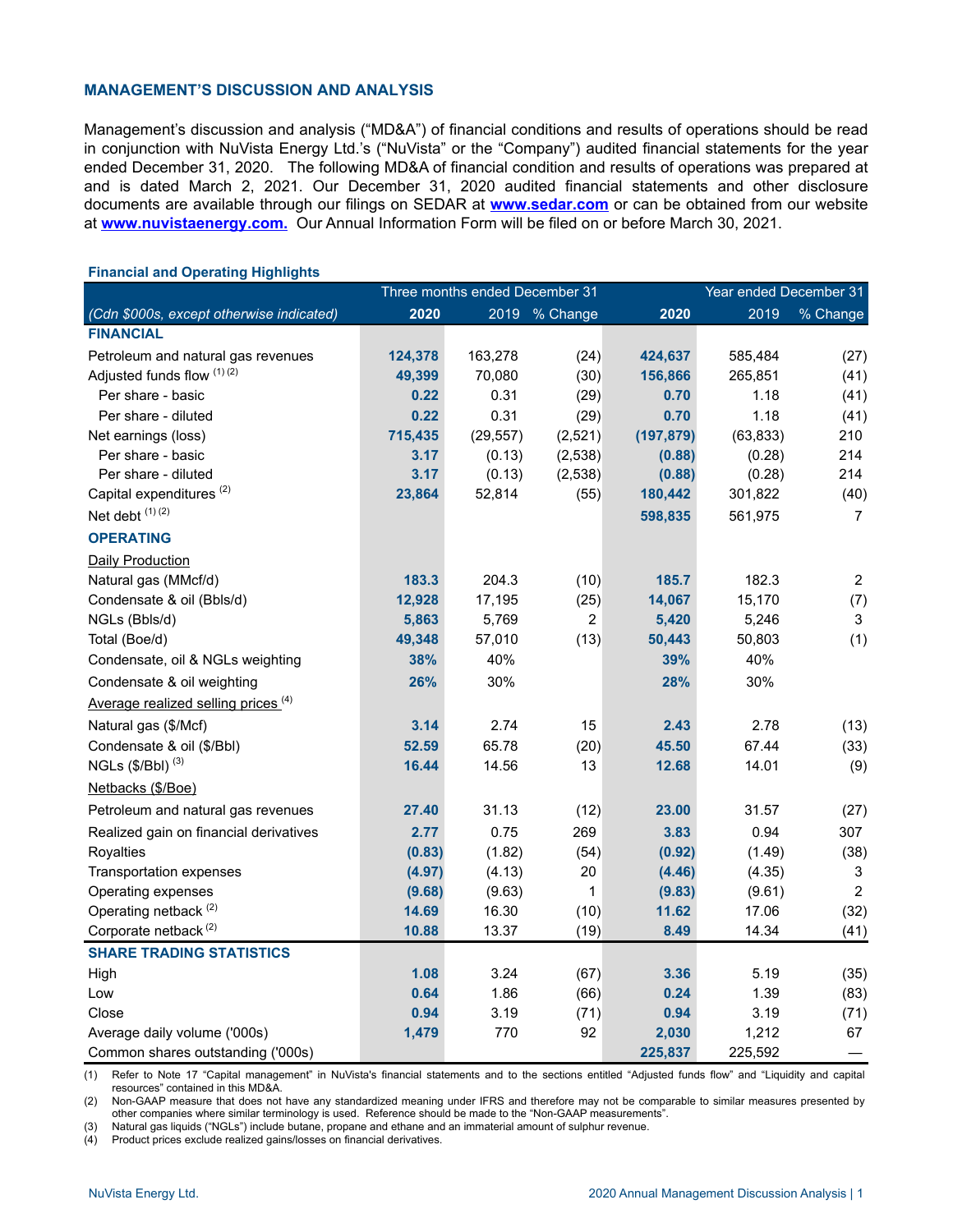## MANAGEMENT'S DISCUSSION AND ANALYSIS

Management's discussion and analysis ("MD&A") of financial conditions and results of operations should be read in conjunction with NuVista Energy Ltd.'s ("NuVista" or the "Company") audited financial statements for the year ended December 31, 2020. The following MD&A of financial condition and results of operations was prepared at and is dated March 2, 2021. Our December 31, 2020 audited financial statements and other disclosure documents are available through our filings on SEDAR at **www.sedar.com** or can be obtained from our website at **www.nuvistaenergy.com.** Our Annual Information Form will be filed on or before March 30, 2021.

**Financial and Operating Highlights**

| | Three months ended December 31 | | | Year ended December 31 | | |
|---|---|---|---|---|---|---|
| *(Cdn $000s, except otherwise indicated)* | **2020** | 2019 | % Change | **2020** | 2019 | % Change |
| **FINANCIAL** | | | | | | |
| Petroleum and natural gas revenues | **124,378** | 163,278 | (24) | **424,637** | 585,484 | (27) |
| Adjusted funds flow (1) (2) | **49,399** | 70,080 | (30) | **156,866** | 265,851 | (41) |
| Per share - basic | **0.22** | 0.31 | (29) | **0.70** | 1.18 | (41) |
| Per share - diluted | **0.22** | 0.31 | (29) | **0.70** | 1.18 | (41) |
| Net earnings (loss) | **715,435** | (29,557) | (2,521) | **(197,879)** | (63,833) | 210 |
| Per share - basic | **3.17** | (0.13) | (2,538) | **(0.88)** | (0.28) | 214 |
| Per share - diluted | **3.17** | (0.13) | (2,538) | **(0.88)** | (0.28) | 214 |
| Capital expenditures (2) | **23,864** | 52,814 | (55) | **180,442** | 301,822 | (40) |
| Net debt (1) (2) | | | | **598,835** | 561,975 | 7 |
| **OPERATING** | | | | | | |
| Daily Production | | | | | | |
| Natural gas (MMcf/d) | **183.3** | 204.3 | (10) | **185.7** | 182.3 | 2 |
| Condensate & oil (Bbls/d) | **12,928** | 17,195 | (25) | **14,067** | 15,170 | (7) |
| NGLs (Bbls/d) | **5,863** | 5,769 | 2 | **5,420** | 5,246 | 3 |
| Total (Boe/d) | **49,348** | 57,010 | (13) | **50,443** | 50,803 | (1) |
| Condensate, oil & NGLs weighting | **38%** | 40% | | **39%** | 40% | |
| Condensate & oil weighting | **26%** | 30% | | **28%** | 30% | |
| Average realized selling prices (4) | | | | | | |
| Natural gas ($/Mcf) | **3.14** | 2.74 | 15 | **2.43** | 2.78 | (13) |
| Condensate & oil ($/Bbl) | **52.59** | 65.78 | (20) | **45.50** | 67.44 | (33) |
| NGLs ($/Bbl) (3) | **16.44** | 14.56 | 13 | **12.68** | 14.01 | (9) |
| Netbacks ($/Boe) | | | | | | |
| Petroleum and natural gas revenues | **27.40** | 31.13 | (12) | **23.00** | 31.57 | (27) |
| Realized gain on financial derivatives | **2.77** | 0.75 | 269 | **3.83** | 0.94 | 307 |
| Royalties | **(0.83)** | (1.82) | (54) | **(0.92)** | (1.49) | (38) |
| Transportation expenses | **(4.97)** | (4.13) | 20 | **(4.46)** | (4.35) | 3 |
| Operating expenses | **(9.68)** | (9.63) | 1 | **(9.83)** | (9.61) | 2 |
| Operating netback (2) | **14.69** | 16.30 | (10) | **11.62** | 17.06 | (32) |
| Corporate netback (2) | **10.88** | 13.37 | (19) | **8.49** | 14.34 | (41) |
| **SHARE TRADING STATISTICS** | | | | | | |
| High | **1.08** | 3.24 | (67) | **3.36** | 5.19 | (35) |
| Low | **0.64** | 1.86 | (66) | **0.24** | 1.39 | (83) |
| Close | **0.94** | 3.19 | (71) | **0.94** | 3.19 | (71) |
| Average daily volume ('000s) | **1,479** | 770 | 92 | **2,030** | 1,212 | 67 |
| Common shares outstanding ('000s) | | | | **225,837** | 225,592 | — |

(1) Refer to Note 17 "Capital management" in NuVista's financial statements and to the sections entitled "Adjusted funds flow" and "Liquidity and capital resources" contained in this MD&A.

(2) Non-GAAP measure that does not have any standardized meaning under IFRS and therefore may not be comparable to similar measures presented by other companies where similar terminology is used. Reference should be made to the "Non-GAAP measurements".

(3) Natural gas liquids ("NGLs") include butane, propane and ethane and an immaterial amount of sulphur revenue.

(4) Product prices exclude realized gains/losses on financial derivatives.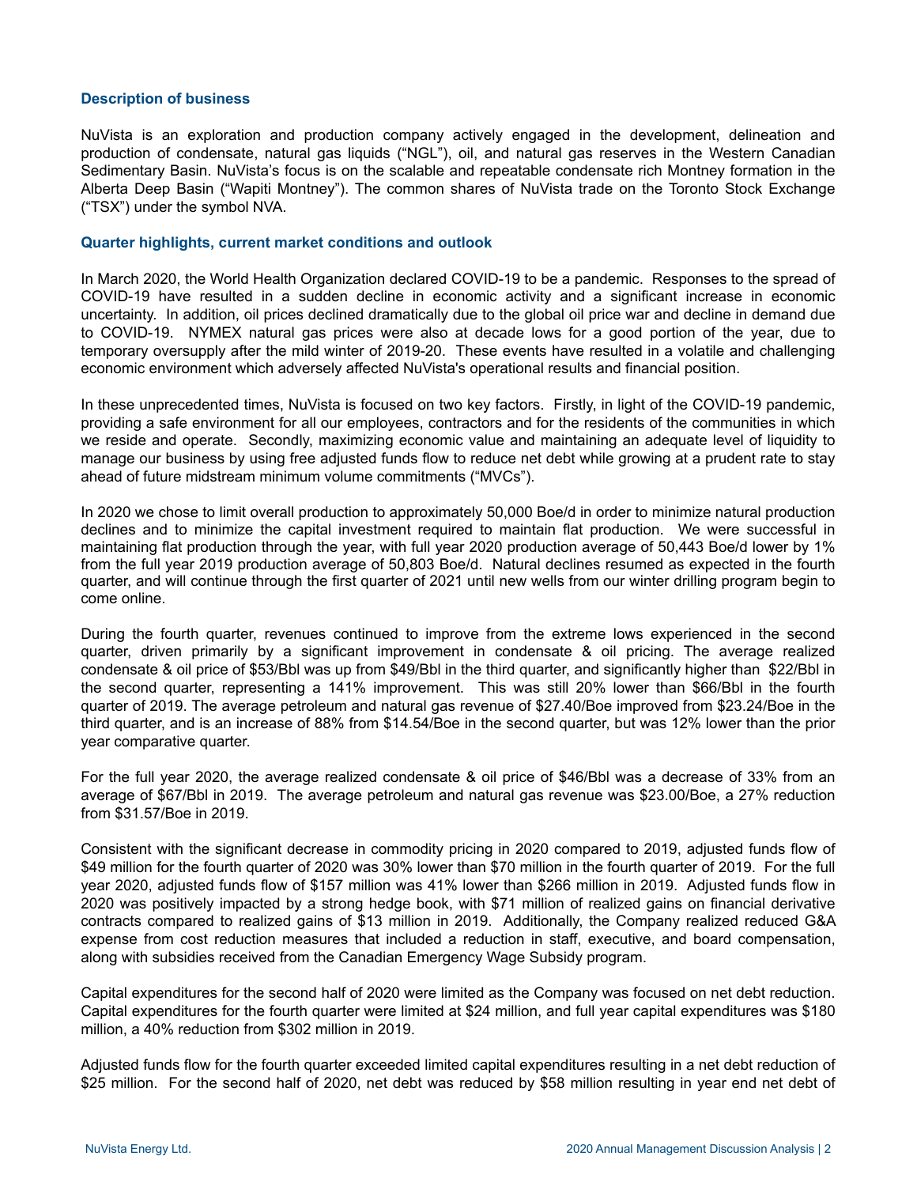## Description of business

NuVista is an exploration and production company actively engaged in the development, delineation and production of condensate, natural gas liquids ("NGL"), oil, and natural gas reserves in the Western Canadian Sedimentary Basin. NuVista's focus is on the scalable and repeatable condensate rich Montney formation in the Alberta Deep Basin ("Wapiti Montney"). The common shares of NuVista trade on the Toronto Stock Exchange ("TSX") under the symbol NVA.

## Quarter highlights, current market conditions and outlook

In March 2020, the World Health Organization declared COVID-19 to be a pandemic. Responses to the spread of COVID-19 have resulted in a sudden decline in economic activity and a significant increase in economic uncertainty. In addition, oil prices declined dramatically due to the global oil price war and decline in demand due to COVID-19. NYMEX natural gas prices were also at decade lows for a good portion of the year, due to temporary oversupply after the mild winter of 2019-20. These events have resulted in a volatile and challenging economic environment which adversely affected NuVista's operational results and financial position.

In these unprecedented times, NuVista is focused on two key factors. Firstly, in light of the COVID-19 pandemic, providing a safe environment for all our employees, contractors and for the residents of the communities in which we reside and operate. Secondly, maximizing economic value and maintaining an adequate level of liquidity to manage our business by using free adjusted funds flow to reduce net debt while growing at a prudent rate to stay ahead of future midstream minimum volume commitments ("MVCs").

In 2020 we chose to limit overall production to approximately 50,000 Boe/d in order to minimize natural production declines and to minimize the capital investment required to maintain flat production. We were successful in maintaining flat production through the year, with full year 2020 production average of 50,443 Boe/d lower by 1% from the full year 2019 production average of 50,803 Boe/d. Natural declines resumed as expected in the fourth quarter, and will continue through the first quarter of 2021 until new wells from our winter drilling program begin to come online.

During the fourth quarter, revenues continued to improve from the extreme lows experienced in the second quarter, driven primarily by a significant improvement in condensate & oil pricing. The average realized condensate & oil price of $53/Bbl was up from $49/Bbl in the third quarter, and significantly higher than $22/Bbl in the second quarter, representing a 141% improvement. This was still 20% lower than $66/Bbl in the fourth quarter of 2019. The average petroleum and natural gas revenue of $27.40/Boe improved from $23.24/Boe in the third quarter, and is an increase of 88% from $14.54/Boe in the second quarter, but was 12% lower than the prior year comparative quarter.

For the full year 2020, the average realized condensate & oil price of $46/Bbl was a decrease of 33% from an average of $67/Bbl in 2019. The average petroleum and natural gas revenue was $23.00/Boe, a 27% reduction from $31.57/Boe in 2019.

Consistent with the significant decrease in commodity pricing in 2020 compared to 2019, adjusted funds flow of $49 million for the fourth quarter of 2020 was 30% lower than $70 million in the fourth quarter of 2019. For the full year 2020, adjusted funds flow of $157 million was 41% lower than $266 million in 2019. Adjusted funds flow in 2020 was positively impacted by a strong hedge book, with $71 million of realized gains on financial derivative contracts compared to realized gains of $13 million in 2019. Additionally, the Company realized reduced G&A expense from cost reduction measures that included a reduction in staff, executive, and board compensation, along with subsidies received from the Canadian Emergency Wage Subsidy program.

Capital expenditures for the second half of 2020 were limited as the Company was focused on net debt reduction. Capital expenditures for the fourth quarter were limited at $24 million, and full year capital expenditures was $180 million, a 40% reduction from $302 million in 2019.

Adjusted funds flow for the fourth quarter exceeded limited capital expenditures resulting in a net debt reduction of $25 million. For the second half of 2020, net debt was reduced by $58 million resulting in year end net debt of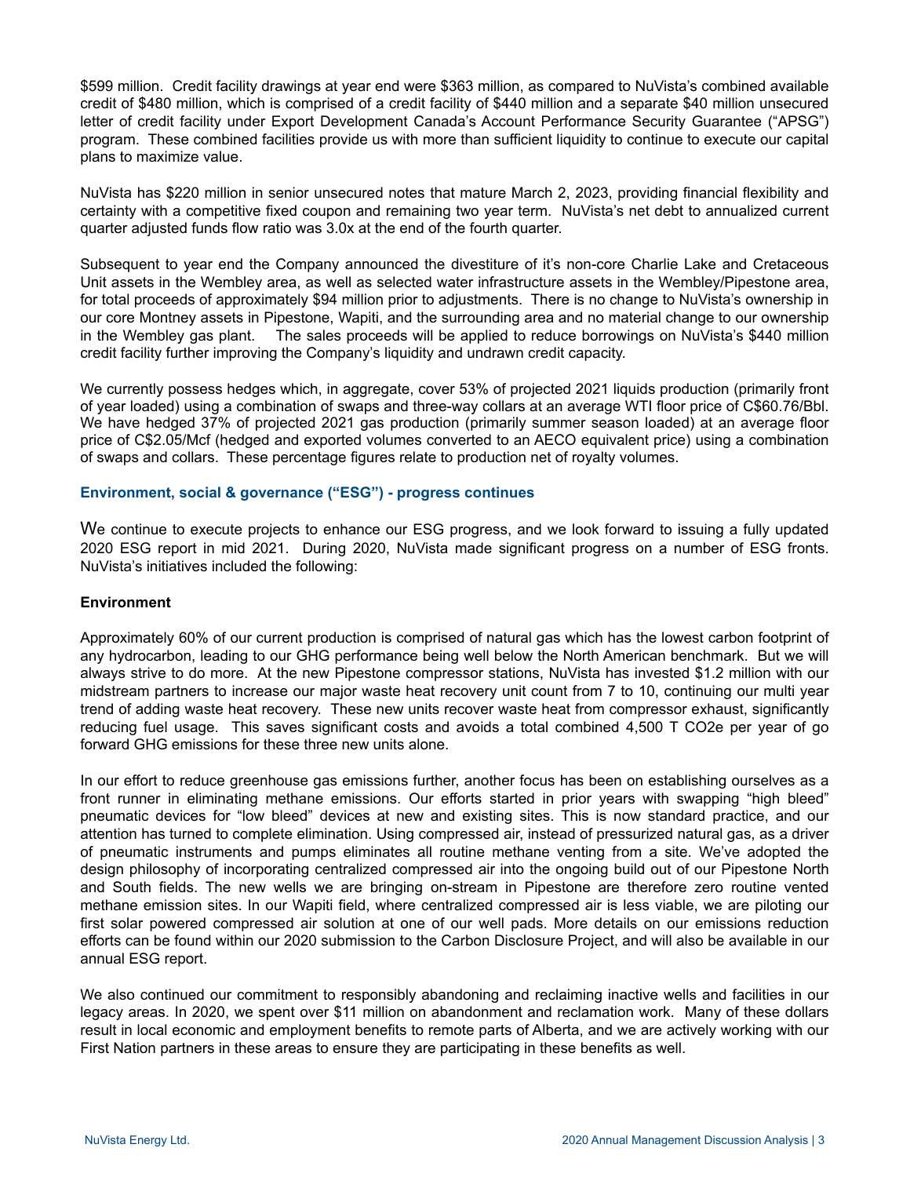$599 million. Credit facility drawings at year end were $363 million, as compared to NuVista's combined available credit of $480 million, which is comprised of a credit facility of $440 million and a separate $40 million unsecured letter of credit facility under Export Development Canada's Account Performance Security Guarantee ("APSG") program. These combined facilities provide us with more than sufficient liquidity to continue to execute our capital plans to maximize value.

NuVista has $220 million in senior unsecured notes that mature March 2, 2023, providing financial flexibility and certainty with a competitive fixed coupon and remaining two year term. NuVista's net debt to annualized current quarter adjusted funds flow ratio was 3.0x at the end of the fourth quarter.

Subsequent to year end the Company announced the divestiture of it's non-core Charlie Lake and Cretaceous Unit assets in the Wembley area, as well as selected water infrastructure assets in the Wembley/Pipestone area, for total proceeds of approximately $94 million prior to adjustments. There is no change to NuVista's ownership in our core Montney assets in Pipestone, Wapiti, and the surrounding area and no material change to our ownership in the Wembley gas plant. The sales proceeds will be applied to reduce borrowings on NuVista's $440 million credit facility further improving the Company's liquidity and undrawn credit capacity.

We currently possess hedges which, in aggregate, cover 53% of projected 2021 liquids production (primarily front of year loaded) using a combination of swaps and three-way collars at an average WTI floor price of C$60.76/Bbl. We have hedged 37% of projected 2021 gas production (primarily summer season loaded) at an average floor price of C$2.05/Mcf (hedged and exported volumes converted to an AECO equivalent price) using a combination of swaps and collars. These percentage figures relate to production net of royalty volumes.

## Environment, social & governance ("ESG") - progress continues

We continue to execute projects to enhance our ESG progress, and we look forward to issuing a fully updated 2020 ESG report in mid 2021. During 2020, NuVista made significant progress on a number of ESG fronts. NuVista's initiatives included the following:

### Environment

Approximately 60% of our current production is comprised of natural gas which has the lowest carbon footprint of any hydrocarbon, leading to our GHG performance being well below the North American benchmark. But we will always strive to do more. At the new Pipestone compressor stations, NuVista has invested $1.2 million with our midstream partners to increase our major waste heat recovery unit count from 7 to 10, continuing our multi year trend of adding waste heat recovery. These new units recover waste heat from compressor exhaust, significantly reducing fuel usage. This saves significant costs and avoids a total combined 4,500 T $CO_2e$ per year of go forward GHG emissions for these three new units alone.

In our effort to reduce greenhouse gas emissions further, another focus has been on establishing ourselves as a front runner in eliminating methane emissions. Our efforts started in prior years with swapping "high bleed" pneumatic devices for "low bleed" devices at new and existing sites. This is now standard practice, and our attention has turned to complete elimination. Using compressed air, instead of pressurized natural gas, as a driver of pneumatic instruments and pumps eliminates all routine methane venting from a site. We've adopted the design philosophy of incorporating centralized compressed air into the ongoing build out of our Pipestone North and South fields. The new wells we are bringing on-stream in Pipestone are therefore zero routine vented methane emission sites. In our Wapiti field, where centralized compressed air is less viable, we are piloting our first solar powered compressed air solution at one of our well pads. More details on our emissions reduction efforts can be found within our 2020 submission to the Carbon Disclosure Project, and will also be available in our annual ESG report.

We also continued our commitment to responsibly abandoning and reclaiming inactive wells and facilities in our legacy areas. In 2020, we spent over $11 million on abandonment and reclamation work. Many of these dollars result in local economic and employment benefits to remote parts of Alberta, and we are actively working with our First Nation partners in these areas to ensure they are participating in these benefits as well.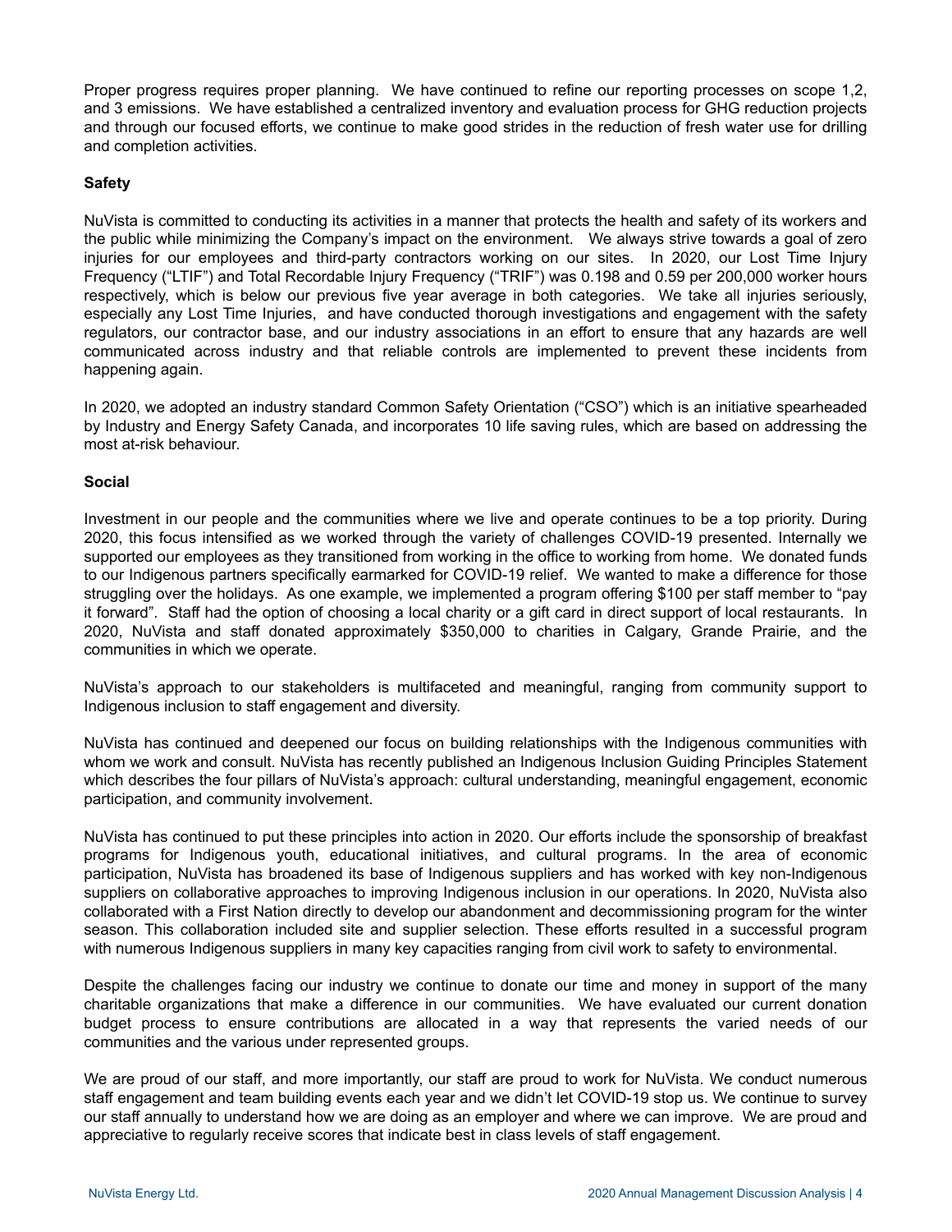Proper progress requires proper planning. We have continued to refine our reporting processes on scope 1,2, and 3 emissions. We have established a centralized inventory and evaluation process for GHG reduction projects and through our focused efforts, we continue to make good strides in the reduction of fresh water use for drilling and completion activities.

**Safety**

NuVista is committed to conducting its activities in a manner that protects the health and safety of its workers and the public while minimizing the Company's impact on the environment. We always strive towards a goal of zero injuries for our employees and third-party contractors working on our sites. In 2020, our Lost Time Injury Frequency ("LTIF") and Total Recordable Injury Frequency ("TRIF") was 0.198 and 0.59 per 200,000 worker hours respectively, which is below our previous five year average in both categories. We take all injuries seriously, especially any Lost Time Injuries, and have conducted thorough investigations and engagement with the safety regulators, our contractor base, and our industry associations in an effort to ensure that any hazards are well communicated across industry and that reliable controls are implemented to prevent these incidents from happening again.

In 2020, we adopted an industry standard Common Safety Orientation ("CSO") which is an initiative spearheaded by Industry and Energy Safety Canada, and incorporates 10 life saving rules, which are based on addressing the most at-risk behaviour.

**Social**

Investment in our people and the communities where we live and operate continues to be a top priority. During 2020, this focus intensified as we worked through the variety of challenges COVID-19 presented. Internally we supported our employees as they transitioned from working in the office to working from home. We donated funds to our Indigenous partners specifically earmarked for COVID-19 relief. We wanted to make a difference for those struggling over the holidays. As one example, we implemented a program offering $100 per staff member to "pay it forward". Staff had the option of choosing a local charity or a gift card in direct support of local restaurants. In 2020, NuVista and staff donated approximately $350,000 to charities in Calgary, Grande Prairie, and the communities in which we operate.

NuVista's approach to our stakeholders is multifaceted and meaningful, ranging from community support to Indigenous inclusion to staff engagement and diversity.

NuVista has continued and deepened our focus on building relationships with the Indigenous communities with whom we work and consult. NuVista has recently published an Indigenous Inclusion Guiding Principles Statement which describes the four pillars of NuVista's approach: cultural understanding, meaningful engagement, economic participation, and community involvement.

NuVista has continued to put these principles into action in 2020. Our efforts include the sponsorship of breakfast programs for Indigenous youth, educational initiatives, and cultural programs. In the area of economic participation, NuVista has broadened its base of Indigenous suppliers and has worked with key non-Indigenous suppliers on collaborative approaches to improving Indigenous inclusion in our operations. In 2020, NuVista also collaborated with a First Nation directly to develop our abandonment and decommissioning program for the winter season. This collaboration included site and supplier selection. These efforts resulted in a successful program with numerous Indigenous suppliers in many key capacities ranging from civil work to safety to environmental.

Despite the challenges facing our industry we continue to donate our time and money in support of the many charitable organizations that make a difference in our communities. We have evaluated our current donation budget process to ensure contributions are allocated in a way that represents the varied needs of our communities and the various under represented groups.

We are proud of our staff, and more importantly, our staff are proud to work for NuVista. We conduct numerous staff engagement and team building events each year and we didn't let COVID-19 stop us. We continue to survey our staff annually to understand how we are doing as an employer and where we can improve. We are proud and appreciative to regularly receive scores that indicate best in class levels of staff engagement.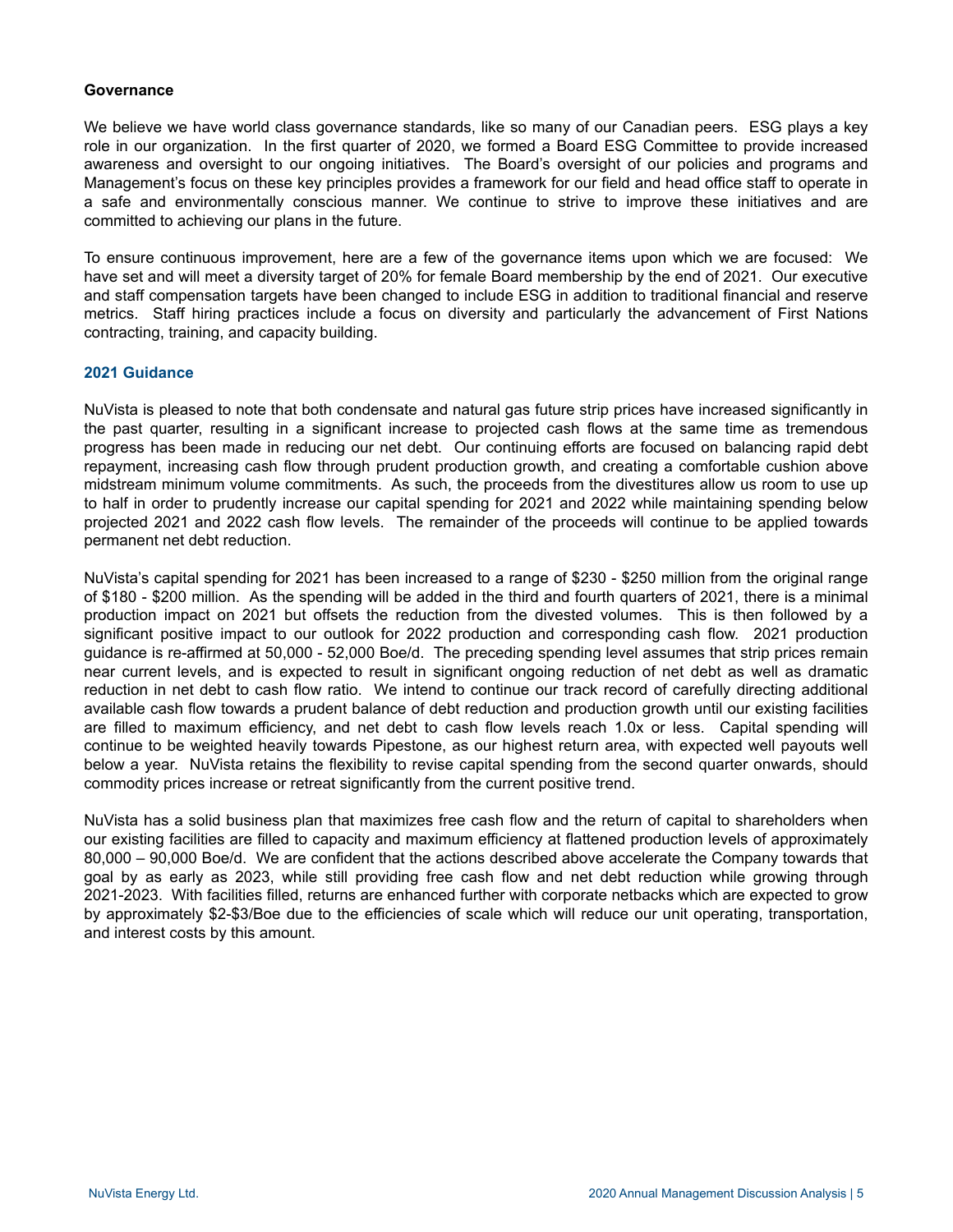### Governance

We believe we have world class governance standards, like so many of our Canadian peers. ESG plays a key role in our organization. In the first quarter of 2020, we formed a Board ESG Committee to provide increased awareness and oversight to our ongoing initiatives. The Board's oversight of our policies and programs and Management's focus on these key principles provides a framework for our field and head office staff to operate in a safe and environmentally conscious manner. We continue to strive to improve these initiatives and are committed to achieving our plans in the future.

To ensure continuous improvement, here are a few of the governance items upon which we are focused: We have set and will meet a diversity target of 20% for female Board membership by the end of 2021. Our executive and staff compensation targets have been changed to include ESG in addition to traditional financial and reserve metrics. Staff hiring practices include a focus on diversity and particularly the advancement of First Nations contracting, training, and capacity building.

## 2021 Guidance

NuVista is pleased to note that both condensate and natural gas future strip prices have increased significantly in the past quarter, resulting in a significant increase to projected cash flows at the same time as tremendous progress has been made in reducing our net debt. Our continuing efforts are focused on balancing rapid debt repayment, increasing cash flow through prudent production growth, and creating a comfortable cushion above midstream minimum volume commitments. As such, the proceeds from the divestitures allow us room to use up to half in order to prudently increase our capital spending for 2021 and 2022 while maintaining spending below projected 2021 and 2022 cash flow levels. The remainder of the proceeds will continue to be applied towards permanent net debt reduction.

NuVista's capital spending for 2021 has been increased to a range of $230 - $250 million from the original range of $180 - $200 million. As the spending will be added in the third and fourth quarters of 2021, there is a minimal production impact on 2021 but offsets the reduction from the divested volumes. This is then followed by a significant positive impact to our outlook for 2022 production and corresponding cash flow. 2021 production guidance is re-affirmed at 50,000 - 52,000 Boe/d. The preceding spending level assumes that strip prices remain near current levels, and is expected to result in significant ongoing reduction of net debt as well as dramatic reduction in net debt to cash flow ratio. We intend to continue our track record of carefully directing additional available cash flow towards a prudent balance of debt reduction and production growth until our existing facilities are filled to maximum efficiency, and net debt to cash flow levels reach 1.0x or less. Capital spending will continue to be weighted heavily towards Pipestone, as our highest return area, with expected well payouts well below a year. NuVista retains the flexibility to revise capital spending from the second quarter onwards, should commodity prices increase or retreat significantly from the current positive trend.

NuVista has a solid business plan that maximizes free cash flow and the return of capital to shareholders when our existing facilities are filled to capacity and maximum efficiency at flattened production levels of approximately 80,000 – 90,000 Boe/d. We are confident that the actions described above accelerate the Company towards that goal by as early as 2023, while still providing free cash flow and net debt reduction while growing through 2021-2023. With facilities filled, returns are enhanced further with corporate netbacks which are expected to grow by approximately $2-$3/Boe due to the efficiencies of scale which will reduce our unit operating, transportation, and interest costs by this amount.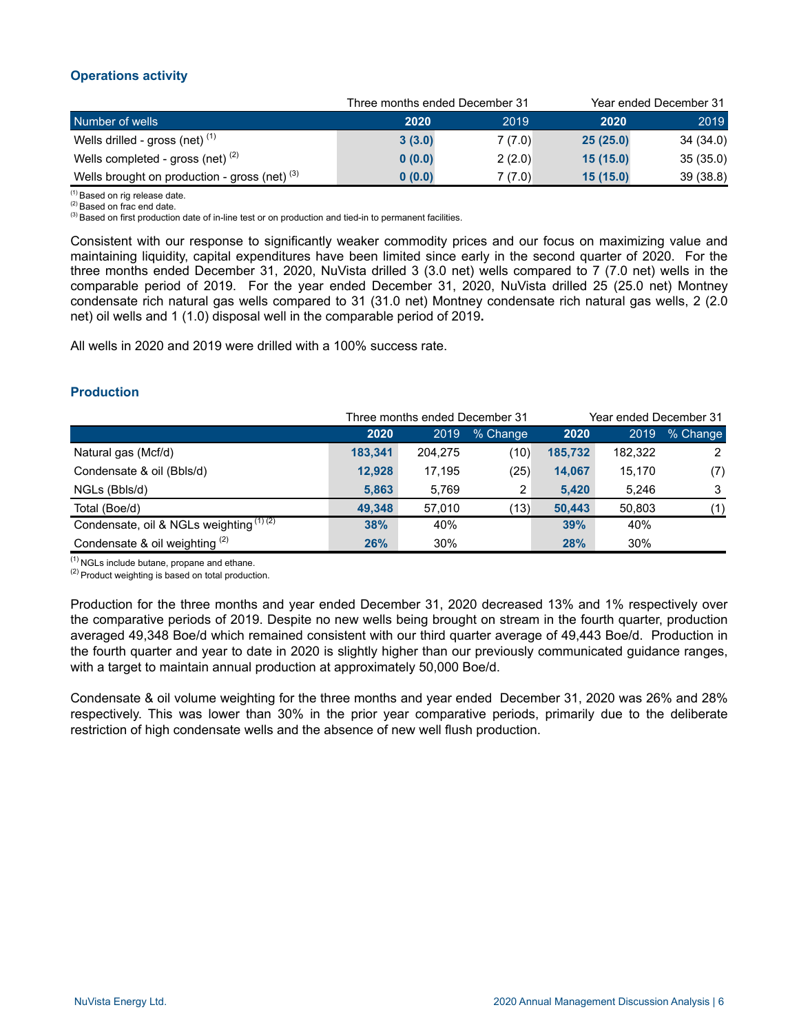## Operations activity

| Number of wells | Three months ended December 31 2020 | 2019 | Year ended December 31 2020 | 2019 |
|---|---|---|---|---|
| Wells drilled - gross (net) [(1)] | **3 (3.0)** | 7 (7.0) | **25 (25.0)** | 34 (34.0) |
| Wells completed - gross (net) [(2)] | **0 (0.0)** | 2 (2.0) | **15 (15.0)** | 35 (35.0) |
| Wells brought on production - gross (net) [(3)] | **0 (0.0)** | 7 (7.0) | **15 (15.0)** | 39 (38.8) |

[(1)] Based on rig release date.
[(2)] Based on frac end date.
[(3)] Based on first production date of in-line test or on production and tied-in to permanent facilities.

Consistent with our response to significantly weaker commodity prices and our focus on maximizing value and maintaining liquidity, capital expenditures have been limited since early in the second quarter of 2020. For the three months ended December 31, 2020, NuVista drilled 3 (3.0 net) wells compared to 7 (7.0 net) wells in the comparable period of 2019. For the year ended December 31, 2020, NuVista drilled 25 (25.0 net) Montney condensate rich natural gas wells compared to 31 (31.0 net) Montney condensate rich natural gas wells, 2 (2.0 net) oil wells and 1 (1.0) disposal well in the comparable period of 2019.

All wells in 2020 and 2019 were drilled with a 100% success rate.

## Production

| | Three months ended December 31 2020 | 2019 | % Change | Year ended December 31 2020 | 2019 | % Change |
|---|---|---|---|---|---|---|
| Natural gas (Mcf/d) | **183,341** | 204,275 | (10) | **185,732** | 182,322 | 2 |
| Condensate & oil (Bbls/d) | **12,928** | 17,195 | (25) | **14,067** | 15,170 | (7) |
| NGLs (Bbls/d) | **5,863** | 5,769 | 2 | **5,420** | 5,246 | 3 |
| Total (Boe/d) | **49,348** | 57,010 | (13) | **50,443** | 50,803 | (1) |
| Condensate, oil & NGLs weighting [(1)(2)] | **38%** | 40% | | **39%** | 40% | |
| Condensate & oil weighting [(2)] | **26%** | 30% | | **28%** | 30% | |

[(1)] NGLs include butane, propane and ethane.
[(2)] Product weighting is based on total production.

Production for the three months and year ended December 31, 2020 decreased 13% and 1% respectively over the comparative periods of 2019. Despite no new wells being brought on stream in the fourth quarter, production averaged 49,348 Boe/d which remained consistent with our third quarter average of 49,443 Boe/d. Production in the fourth quarter and year to date in 2020 is slightly higher than our previously communicated guidance ranges, with a target to maintain annual production at approximately 50,000 Boe/d.

Condensate & oil volume weighting for the three months and year ended December 31, 2020 was 26% and 28% respectively. This was lower than 30% in the prior year comparative periods, primarily due to the deliberate restriction of high condensate wells and the absence of new well flush production.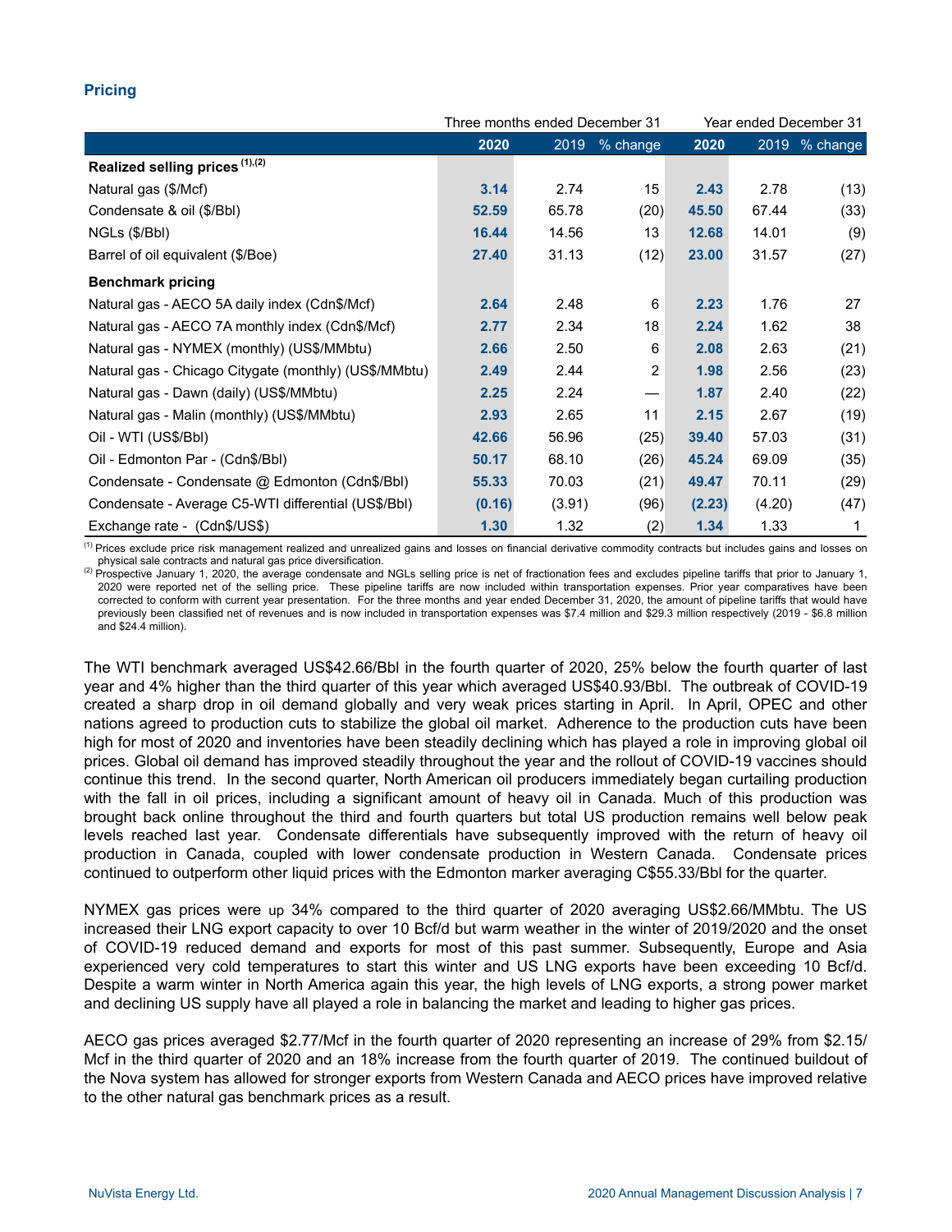## Pricing

| | Three months ended December 31 | | | Year ended December 31 | | |
|---|---|---|---|---|---|---|
| | **2020** | 2019 | % change | **2020** | 2019 | % change |
| **Realized selling prices** [(1),(2)] | | | | | | |
| Natural gas ($/Mcf) | **3.14** | 2.74 | 15 | **2.43** | 2.78 | (13) |
| Condensate & oil ($/Bbl) | **52.59** | 65.78 | (20) | **45.50** | 67.44 | (33) |
| NGLs ($/Bbl) | **16.44** | 14.56 | 13 | **12.68** | 14.01 | (9) |
| Barrel of oil equivalent ($/Boe) | **27.40** | 31.13 | (12) | **23.00** | 31.57 | (27) |
| **Benchmark pricing** | | | | | | |
| Natural gas - AECO 5A daily index (Cdn$/Mcf) | **2.64** | 2.48 | 6 | **2.23** | 1.76 | 27 |
| Natural gas - AECO 7A monthly index (Cdn$/Mcf) | **2.77** | 2.34 | 18 | **2.24** | 1.62 | 38 |
| Natural gas - NYMEX (monthly) (US$/MMbtu) | **2.66** | 2.50 | 6 | **2.08** | 2.63 | (21) |
| Natural gas - Chicago Citygate (monthly) (US$/MMbtu) | **2.49** | 2.44 | 2 | **1.98** | 2.56 | (23) |
| Natural gas - Dawn (daily) (US$/MMbtu) | **2.25** | 2.24 | — | **1.87** | 2.40 | (22) |
| Natural gas - Malin (monthly) (US$/MMbtu) | **2.93** | 2.65 | 11 | **2.15** | 2.67 | (19) |
| Oil - WTI (US$/Bbl) | **42.66** | 56.96 | (25) | **39.40** | 57.03 | (31) |
| Oil - Edmonton Par - (Cdn$/Bbl) | **50.17** | 68.10 | (26) | **45.24** | 69.09 | (35) |
| Condensate - Condensate @ Edmonton (Cdn$/Bbl) | **55.33** | 70.03 | (21) | **49.47** | 70.11 | (29) |
| Condensate - Average C5-WTI differential (US$/Bbl) | **(0.16)** | (3.91) | (96) | **(2.23)** | (4.20) | (47) |
| Exchange rate - (Cdn$/US$) | **1.30** | 1.32 | (2) | **1.34** | 1.33 | 1 |

(1) Prices exclude price risk management realized and unrealized gains and losses on financial derivative commodity contracts but includes gains and losses on physical sale contracts and natural gas price diversification.

(2) Prospective January 1, 2020, the average condensate and NGLs selling price is net of fractionation fees and excludes pipeline tariffs that prior to January 1, 2020 were reported net of the selling price. These pipeline tariffs are now included within transportation expenses. Prior year comparatives have been corrected to conform with current year presentation. For the three months and year ended December 31, 2020, the amount of pipeline tariffs that would have previously been classified net of revenues and is now included in transportation expenses was $7.4 million and $29.3 million respectively (2019 - $6.8 million and $24.4 million).

The WTI benchmark averaged US$42.66/Bbl in the fourth quarter of 2020, 25% below the fourth quarter of last year and 4% higher than the third quarter of this year which averaged US$40.93/Bbl. The outbreak of COVID-19 created a sharp drop in oil demand globally and very weak prices starting in April. In April, OPEC and other nations agreed to production cuts to stabilize the global oil market. Adherence to the production cuts have been high for most of 2020 and inventories have been steadily declining which has played a role in improving global oil prices. Global oil demand has improved steadily throughout the year and the rollout of COVID-19 vaccines should continue this trend. In the second quarter, North American oil producers immediately began curtailing production with the fall in oil prices, including a significant amount of heavy oil in Canada. Much of this production was brought back online throughout the third and fourth quarters but total US production remains well below peak levels reached last year. Condensate differentials have subsequently improved with the return of heavy oil production in Canada, coupled with lower condensate production in Western Canada. Condensate prices continued to outperform other liquid prices with the Edmonton marker averaging C$55.33/Bbl for the quarter.

NYMEX gas prices were up 34% compared to the third quarter of 2020 averaging US$2.66/MMbtu. The US increased their LNG export capacity to over 10 Bcf/d but warm weather in the winter of 2019/2020 and the onset of COVID-19 reduced demand and exports for most of this past summer. Subsequently, Europe and Asia experienced very cold temperatures to start this winter and US LNG exports have been exceeding 10 Bcf/d. Despite a warm winter in North America again this year, the high levels of LNG exports, a strong power market and declining US supply have all played a role in balancing the market and leading to higher gas prices.

AECO gas prices averaged $2.77/Mcf in the fourth quarter of 2020 representing an increase of 29% from $2.15/Mcf in the third quarter of 2020 and an 18% increase from the fourth quarter of 2019. The continued buildout of the Nova system has allowed for stronger exports from Western Canada and AECO prices have improved relative to the other natural gas benchmark prices as a result.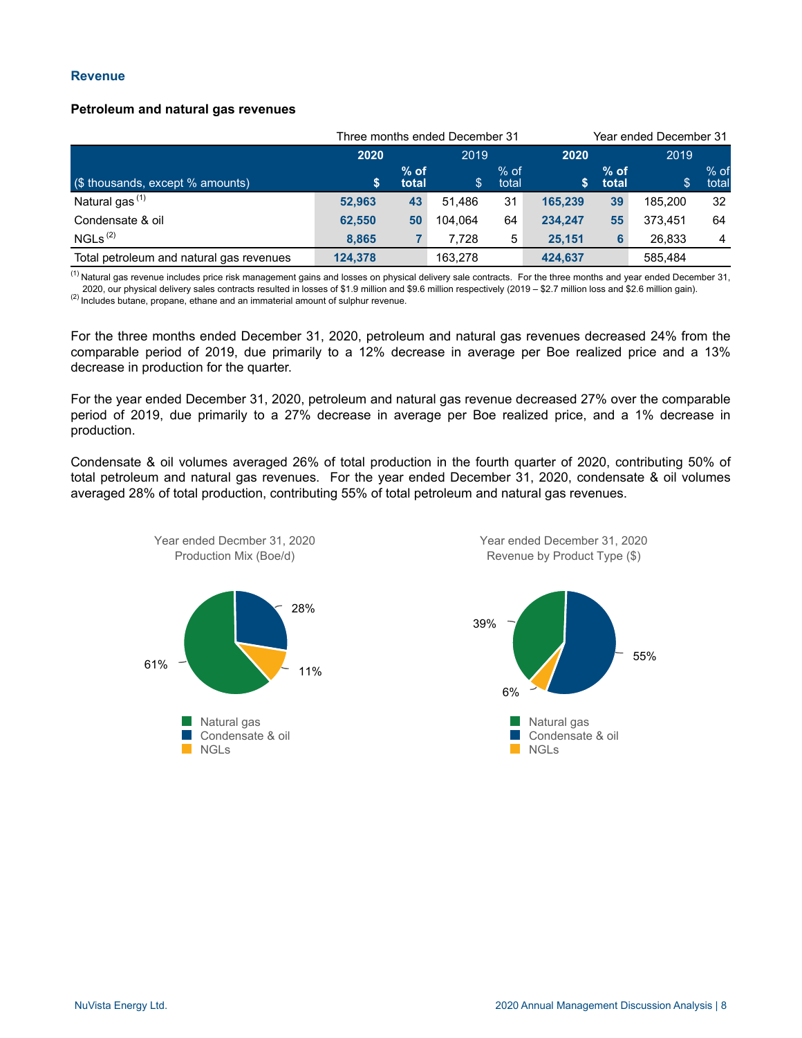## Revenue

### Petroleum and natural gas revenues

| | Three months ended December 31 | | | | Year ended December 31 | | | |
|---|---|---|---|---|---|---|---|---|
| | **2020** | | 2019 | | **2020** | | 2019 | |
| ($ thousands, except % amounts) | **$** | **% of total** | $ | % of total | **$** | **% of total** | $ | % of total |
| Natural gas [(1)] | **52,963** | **43** | 51,486 | 31 | **165,239** | **39** | 185,200 | 32 |
| Condensate & oil | **62,550** | **50** | 104,064 | 64 | **234,247** | **55** | 373,451 | 64 |
| NGLs [(2)] | **8,865** | **7** | 7,728 | 5 | **25,151** | **6** | 26,833 | 4 |
| Total petroleum and natural gas revenues | **124,378** | | 163,278 | | **424,637** | | 585,484 | |

(1) Natural gas revenue includes price risk management gains and losses on physical delivery sale contracts. For the three months and year ended December 31, 2020, our physical delivery sales contracts resulted in losses of $1.9 million and $9.6 million respectively (2019 – $2.7 million loss and $2.6 million gain).
(2) Includes butane, propane, ethane and an immaterial amount of sulphur revenue.

For the three months ended December 31, 2020, petroleum and natural gas revenues decreased 24% from the comparable period of 2019, due primarily to a 12% decrease in average per Boe realized price and a 13% decrease in production for the quarter.

For the year ended December 31, 2020, petroleum and natural gas revenue decreased 27% over the comparable period of 2019, due primarily to a 27% decrease in average per Boe realized price, and a 1% decrease in production.

Condensate & oil volumes averaged 26% of total production in the fourth quarter of 2020, contributing 50% of total petroleum and natural gas revenues. For the year ended December 31, 2020, condensate & oil volumes averaged 28% of total production, contributing 55% of total petroleum and natural gas revenues.

Year ended Decmber 31, 2020
Production Mix (Boe/d)

- Natural gas: 61%
- Condensate & oil: 28%
- NGLs: 11%

Year ended December 31, 2020
Revenue by Product Type ($)

- Natural gas: 39%
- Condensate & oil: 55%
- NGLs: 6%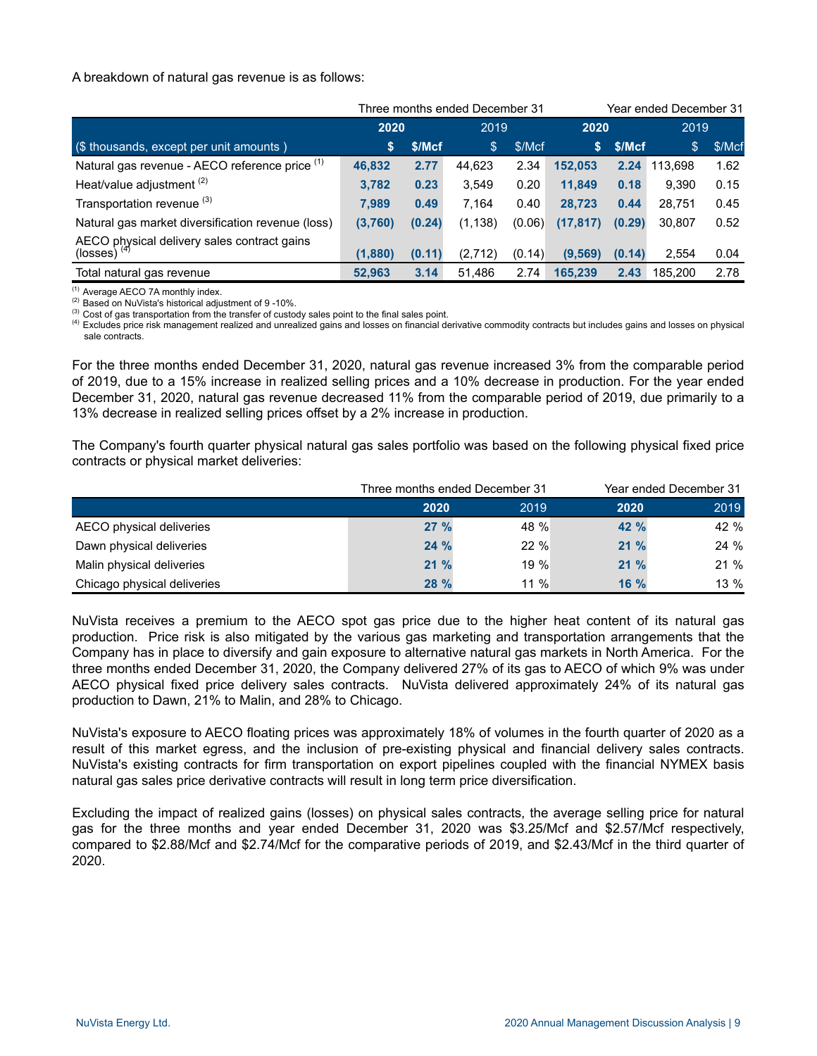A breakdown of natural gas revenue is as follows:

| | Three months ended December 31 | | | | Year ended December 31 | | | |
|---|---|---|---|---|---|---|---|---|
| | **2020** | | 2019 | | **2020** | | 2019 | |
| ($ thousands, except per unit amounts ) | **$** | **$/Mcf** | $ | $/Mcf | **$** | **$/Mcf** | $ | $/Mcf |
| Natural gas revenue - AECO reference price [(1)] | **46,832** | **2.77** | 44,623 | 2.34 | **152,053** | **2.24** | 113,698 | 1.62 |
| Heat/value adjustment [(2)] | **3,782** | **0.23** | 3,549 | 0.20 | **11,849** | **0.18** | 9,390 | 0.15 |
| Transportation revenue [(3)] | **7,989** | **0.49** | 7,164 | 0.40 | **28,723** | **0.44** | 28,751 | 0.45 |
| Natural gas market diversification revenue (loss) | **(3,760)** | **(0.24)** | (1,138) | (0.06) | **(17,817)** | **(0.29)** | 30,807 | 0.52 |
| AECO physical delivery sales contract gains (losses) [(4)] | **(1,880)** | **(0.11)** | (2,712) | (0.14) | **(9,569)** | **(0.14)** | 2,554 | 0.04 |
| Total natural gas revenue | **52,963** | **3.14** | 51,486 | 2.74 | **165,239** | **2.43** | 185,200 | 2.78 |

[(1)] Average AECO 7A monthly index.
[(2)] Based on NuVista's historical adjustment of 9 -10%.
[(3)] Cost of gas transportation from the transfer of custody sales point to the final sales point.
[(4)] Excludes price risk management realized and unrealized gains and losses on financial derivative commodity contracts but includes gains and losses on physical sale contracts.

For the three months ended December 31, 2020, natural gas revenue increased 3% from the comparable period of 2019, due to a 15% increase in realized selling prices and a 10% decrease in production. For the year ended December 31, 2020, natural gas revenue decreased 11% from the comparable period of 2019, due primarily to a 13% decrease in realized selling prices offset by a 2% increase in production.

The Company's fourth quarter physical natural gas sales portfolio was based on the following physical fixed price contracts or physical market deliveries:

| | Three months ended December 31 | | Year ended December 31 | |
|---|---|---|---|---|
| | **2020** | 2019 | **2020** | 2019 |
| AECO physical deliveries | **27 %** | 48 % | **42 %** | 42 % |
| Dawn physical deliveries | **24 %** | 22 % | **21 %** | 24 % |
| Malin physical deliveries | **21 %** | 19 % | **21 %** | 21 % |
| Chicago physical deliveries | **28 %** | 11 % | **16 %** | 13 % |

NuVista receives a premium to the AECO spot gas price due to the higher heat content of its natural gas production. Price risk is also mitigated by the various gas marketing and transportation arrangements that the Company has in place to diversify and gain exposure to alternative natural gas markets in North America. For the three months ended December 31, 2020, the Company delivered 27% of its gas to AECO of which 9% was under AECO physical fixed price delivery sales contracts. NuVista delivered approximately 24% of its natural gas production to Dawn, 21% to Malin, and 28% to Chicago.

NuVista's exposure to AECO floating prices was approximately 18% of volumes in the fourth quarter of 2020 as a result of this market egress, and the inclusion of pre-existing physical and financial delivery sales contracts. NuVista's existing contracts for firm transportation on export pipelines coupled with the financial NYMEX basis natural gas sales price derivative contracts will result in long term price diversification.

Excluding the impact of realized gains (losses) on physical sales contracts, the average selling price for natural gas for the three months and year ended December 31, 2020 was $3.25/Mcf and $2.57/Mcf respectively, compared to $2.88/Mcf and $2.74/Mcf for the comparative periods of 2019, and $2.43/Mcf in the third quarter of 2020.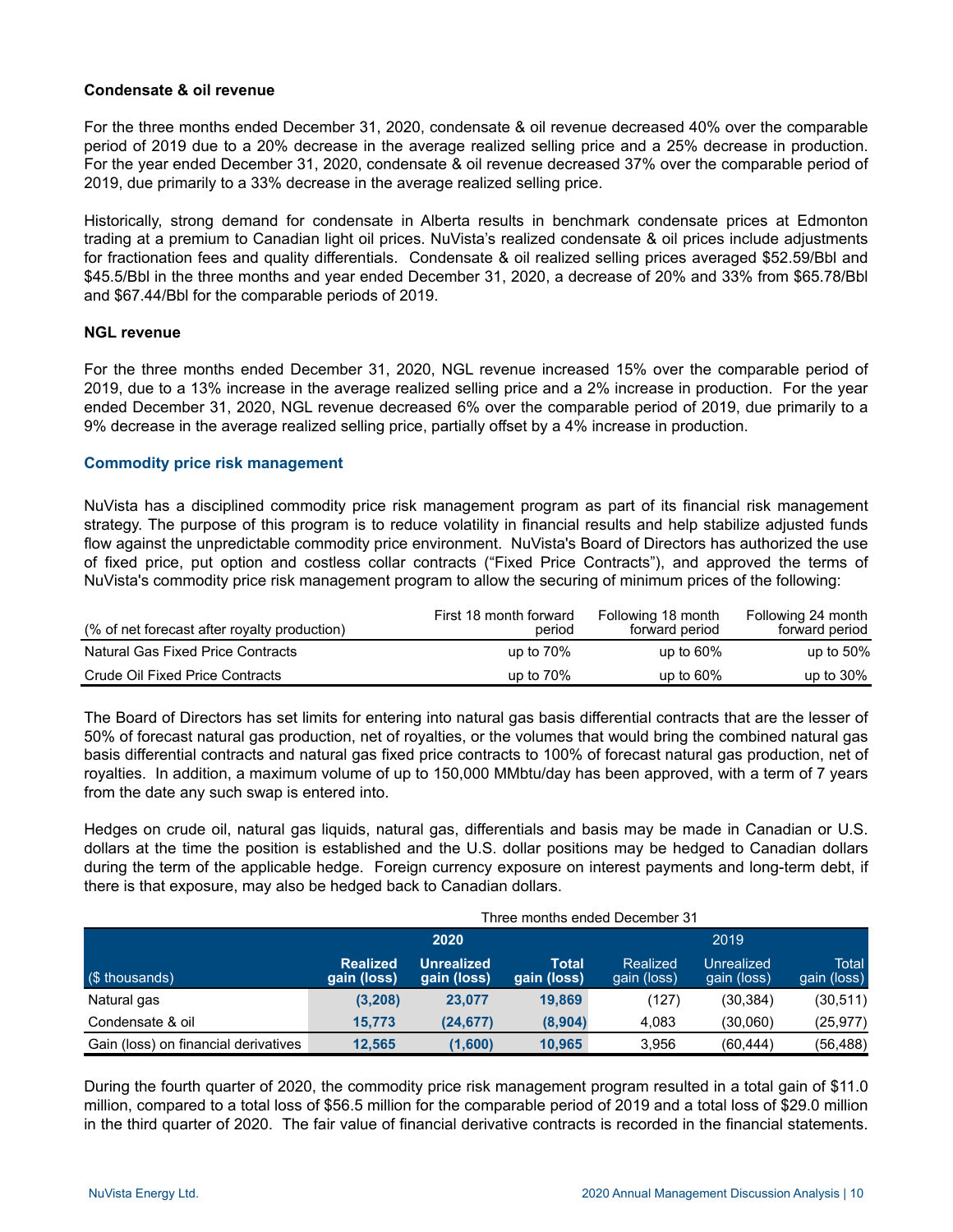### Condensate & oil revenue

For the three months ended December 31, 2020, condensate & oil revenue decreased 40% over the comparable period of 2019 due to a 20% decrease in the average realized selling price and a 25% decrease in production. For the year ended December 31, 2020, condensate & oil revenue decreased 37% over the comparable period of 2019, due primarily to a 33% decrease in the average realized selling price.

Historically, strong demand for condensate in Alberta results in benchmark condensate prices at Edmonton trading at a premium to Canadian light oil prices. NuVista's realized condensate & oil prices include adjustments for fractionation fees and quality differentials. Condensate & oil realized selling prices averaged $52.59/Bbl and $45.5/Bbl in the three months and year ended December 31, 2020, a decrease of 20% and 33% from $65.78/Bbl and $67.44/Bbl for the comparable periods of 2019.

### NGL revenue

For the three months ended December 31, 2020, NGL revenue increased 15% over the comparable period of 2019, due to a 13% increase in the average realized selling price and a 2% increase in production. For the year ended December 31, 2020, NGL revenue decreased 6% over the comparable period of 2019, due primarily to a 9% decrease in the average realized selling price, partially offset by a 4% increase in production.

### Commodity price risk management

NuVista has a disciplined commodity price risk management program as part of its financial risk management strategy. The purpose of this program is to reduce volatility in financial results and help stabilize adjusted funds flow against the unpredictable commodity price environment. NuVista's Board of Directors has authorized the use of fixed price, put option and costless collar contracts ("Fixed Price Contracts"), and approved the terms of NuVista's commodity price risk management program to allow the securing of minimum prices of the following:

| (% of net forecast after royalty production) | First 18 month forward period | Following 18 month forward period | Following 24 month forward period |
|---|---|---|---|
| Natural Gas Fixed Price Contracts | up to 70% | up to 60% | up to 50% |
| Crude Oil Fixed Price Contracts | up to 70% | up to 60% | up to 30% |

The Board of Directors has set limits for entering into natural gas basis differential contracts that are the lesser of 50% of forecast natural gas production, net of royalties, or the volumes that would bring the combined natural gas basis differential contracts and natural gas fixed price contracts to 100% of forecast natural gas production, net of royalties. In addition, a maximum volume of up to 150,000 MMbtu/day has been approved, with a term of 7 years from the date any such swap is entered into.

Hedges on crude oil, natural gas liquids, natural gas, differentials and basis may be made in Canadian or U.S. dollars at the time the position is established and the U.S. dollar positions may be hedged to Canadian dollars during the term of the applicable hedge. Foreign currency exposure on interest payments and long-term debt, if there is that exposure, may also be hedged back to Canadian dollars.

| | Three months ended December 31 | | | | | |
|---|---|---|---|---|---|---|
| | **2020** | | | 2019 | | |
| ($ thousands) | **Realized gain (loss)** | **Unrealized gain (loss)** | **Total gain (loss)** | Realized gain (loss) | Unrealized gain (loss) | Total gain (loss) |
| Natural gas | **(3,208)** | **23,077** | **19,869** | (127) | (30,384) | (30,511) |
| Condensate & oil | **15,773** | **(24,677)** | **(8,904)** | 4,083 | (30,060) | (25,977) |
| Gain (loss) on financial derivatives | **12,565** | **(1,600)** | **10,965** | 3,956 | (60,444) | (56,488) |

During the fourth quarter of 2020, the commodity price risk management program resulted in a total gain of $11.0 million, compared to a total loss of $56.5 million for the comparable period of 2019 and a total loss of $29.0 million in the third quarter of 2020. The fair value of financial derivative contracts is recorded in the financial statements.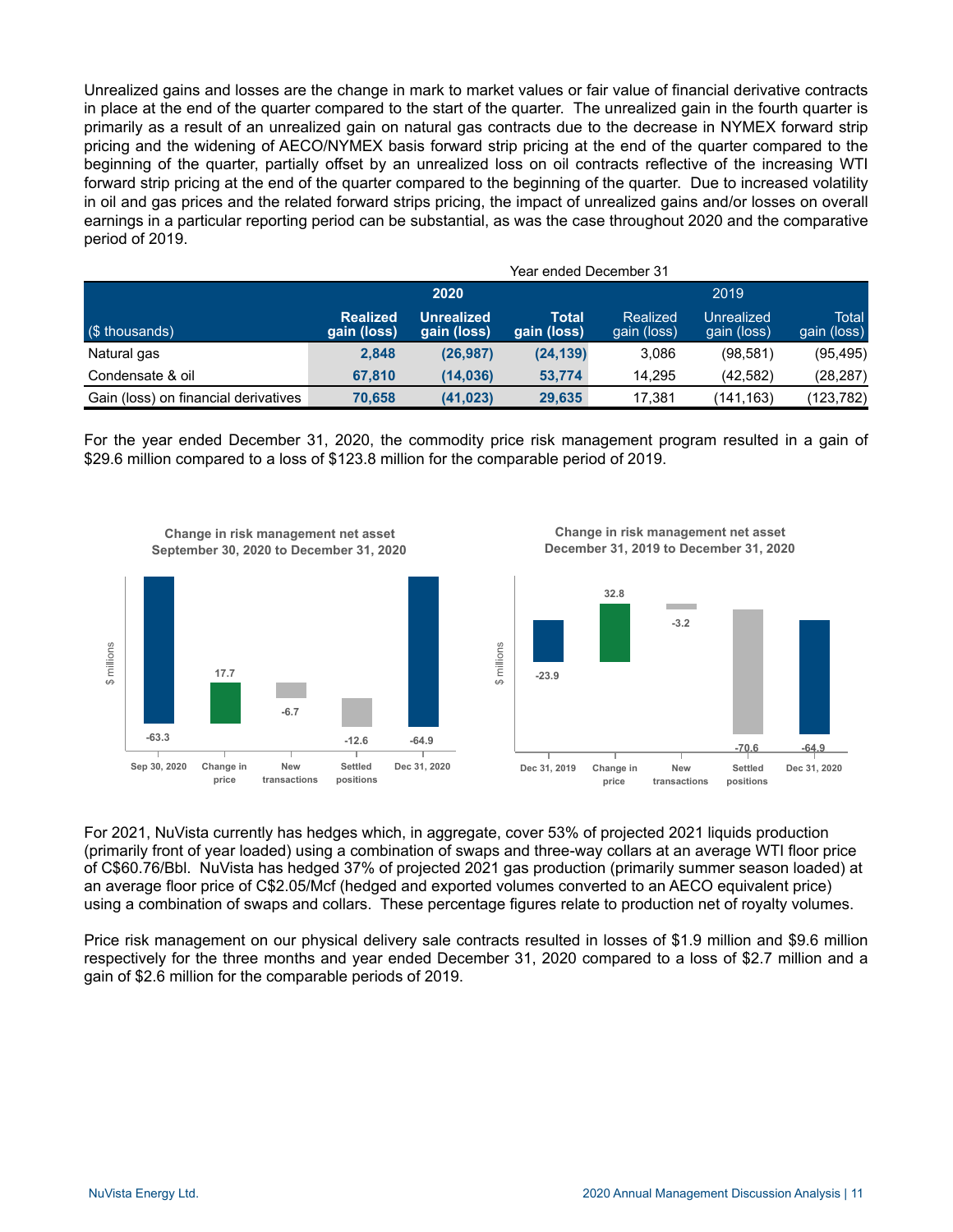Unrealized gains and losses are the change in mark to market values or fair value of financial derivative contracts in place at the end of the quarter compared to the start of the quarter. The unrealized gain in the fourth quarter is primarily as a result of an unrealized gain on natural gas contracts due to the decrease in NYMEX forward strip pricing and the widening of AECO/NYMEX basis forward strip pricing at the end of the quarter compared to the beginning of the quarter, partially offset by an unrealized loss on oil contracts reflective of the increasing WTI forward strip pricing at the end of the quarter compared to the beginning of the quarter. Due to increased volatility in oil and gas prices and the related forward strips pricing, the impact of unrealized gains and/or losses on overall earnings in a particular reporting period can be substantial, as was the case throughout 2020 and the comparative period of 2019.

| | Year ended December 31 | | | | | |
|---|---|---|---|---|---|---|
| | **2020** | | | 2019 | | |
| ($ thousands) | **Realized gain (loss)** | **Unrealized gain (loss)** | **Total gain (loss)** | Realized gain (loss) | Unrealized gain (loss) | Total gain (loss) |
| Natural gas | **2,848** | **(26,987)** | **(24,139)** | 3,086 | (98,581) | (95,495) |
| Condensate & oil | **67,810** | **(14,036)** | **53,774** | 14,295 | (42,582) | (28,287) |
| Gain (loss) on financial derivatives | **70,658** | **(41,023)** | **29,635** | 17,381 | (141,163) | (123,782) |

For the year ended December 31, 2020, the commodity price risk management program resulted in a gain of $29.6 million compared to a loss of $123.8 million for the comparable period of 2019.

**Change in risk management net asset September 30, 2020 to December 31, 2020**

| ($ millions) | Sep 30, 2020 | Change in price | New transactions | Settled positions | Dec 31, 2020 |
|---|---|---|---|---|---|
| | -63.3 | 17.7 | -6.7 | -12.6 | -64.9 |

**Change in risk management net asset December 31, 2019 to December 31, 2020**

| ($ millions) | Dec 31, 2019 | Change in price | New transactions | Settled positions | Dec 31, 2020 |
|---|---|---|---|---|---|
| | -23.9 | 32.8 | -3.2 | -70.6 | -64.9 |

For 2021, NuVista currently has hedges which, in aggregate, cover 53% of projected 2021 liquids production (primarily front of year loaded) using a combination of swaps and three-way collars at an average WTI floor price of C$60.76/Bbl. NuVista has hedged 37% of projected 2021 gas production (primarily summer season loaded) at an average floor price of C$2.05/Mcf (hedged and exported volumes converted to an AECO equivalent price) using a combination of swaps and collars. These percentage figures relate to production net of royalty volumes.

Price risk management on our physical delivery sale contracts resulted in losses of $1.9 million and $9.6 million respectively for the three months and year ended December 31, 2020 compared to a loss of $2.7 million and a gain of $2.6 million for the comparable periods of 2019.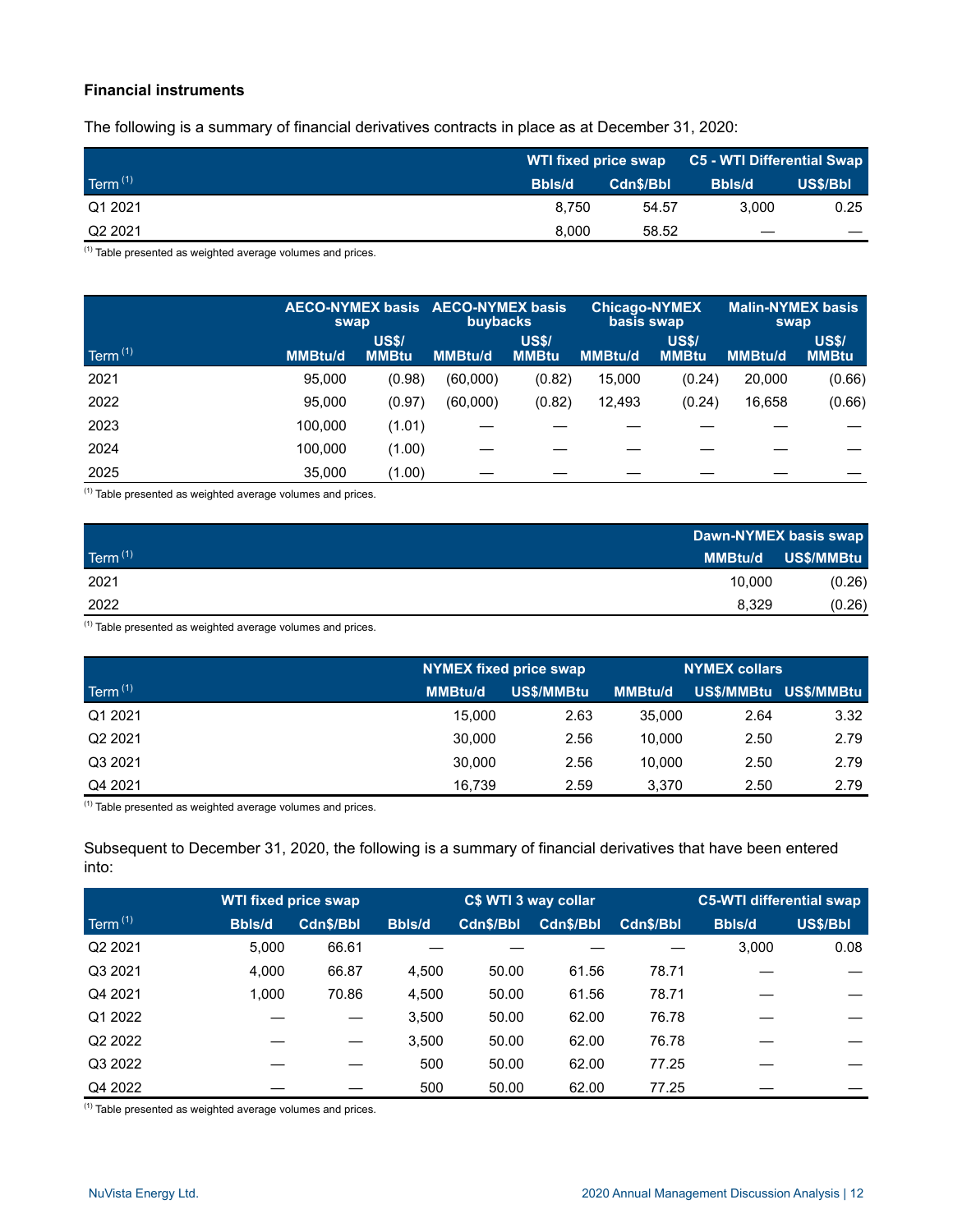**Financial instruments**

The following is a summary of financial derivatives contracts in place as at December 31, 2020:

| | WTI fixed price swap | | C5 - WTI Differential Swap | |
|---|---|---|---|---|
| Term (1) | Bbls/d | Cdn$/Bbl | Bbls/d | US$/Bbl |
| Q1 2021 | 8,750 | 54.57 | 3,000 | 0.25 |
| Q2 2021 | 8,000 | 58.52 | — | — |

(1) Table presented as weighted average volumes and prices.

| | AECO-NYMEX basis swap | | AECO-NYMEX basis buybacks | | Chicago-NYMEX basis swap | | Malin-NYMEX basis swap | |
|---|---|---|---|---|---|---|---|---|
| Term (1) | MMBtu/d | US$/MMBtu | MMBtu/d | US$/MMBtu | MMBtu/d | US$/MMBtu | MMBtu/d | US$/MMBtu |
| 2021 | 95,000 | (0.98) | (60,000) | (0.82) | 15,000 | (0.24) | 20,000 | (0.66) |
| 2022 | 95,000 | (0.97) | (60,000) | (0.82) | 12,493 | (0.24) | 16,658 | (0.66) |
| 2023 | 100,000 | (1.01) | — | — | — | — | — | — |
| 2024 | 100,000 | (1.00) | — | — | — | — | — | — |
| 2025 | 35,000 | (1.00) | — | — | — | — | — | — |

(1) Table presented as weighted average volumes and prices.

| | Dawn-NYMEX basis swap | |
|---|---|---|
| Term (1) | MMBtu/d | US$/MMBtu |
| 2021 | 10,000 | (0.26) |
| 2022 | 8,329 | (0.26) |

(1) Table presented as weighted average volumes and prices.

| | NYMEX fixed price swap | | NYMEX collars | | |
|---|---|---|---|---|---|
| Term (1) | MMBtu/d | US$/MMBtu | MMBtu/d | US$/MMBtu | US$/MMBtu |
| Q1 2021 | 15,000 | 2.63 | 35,000 | 2.64 | 3.32 |
| Q2 2021 | 30,000 | 2.56 | 10,000 | 2.50 | 2.79 |
| Q3 2021 | 30,000 | 2.56 | 10,000 | 2.50 | 2.79 |
| Q4 2021 | 16,739 | 2.59 | 3,370 | 2.50 | 2.79 |

(1) Table presented as weighted average volumes and prices.

Subsequent to December 31, 2020, the following is a summary of financial derivatives that have been entered into:

| | WTI fixed price swap | | C$ WTI 3 way collar | | | | C5-WTI differential swap | |
|---|---|---|---|---|---|---|---|---|
| Term (1) | Bbls/d | Cdn$/Bbl | Bbls/d | Cdn$/Bbl | Cdn$/Bbl | Cdn$/Bbl | Bbls/d | US$/Bbl |
| Q2 2021 | 5,000 | 66.61 | — | — | — | — | 3,000 | 0.08 |
| Q3 2021 | 4,000 | 66.87 | 4,500 | 50.00 | 61.56 | 78.71 | — | — |
| Q4 2021 | 1,000 | 70.86 | 4,500 | 50.00 | 61.56 | 78.71 | — | — |
| Q1 2022 | — | — | 3,500 | 50.00 | 62.00 | 76.78 | — | — |
| Q2 2022 | — | — | 3,500 | 50.00 | 62.00 | 76.78 | — | — |
| Q3 2022 | — | — | 500 | 50.00 | 62.00 | 77.25 | — | — |
| Q4 2022 | — | — | 500 | 50.00 | 62.00 | 77.25 | — | — |

(1) Table presented as weighted average volumes and prices.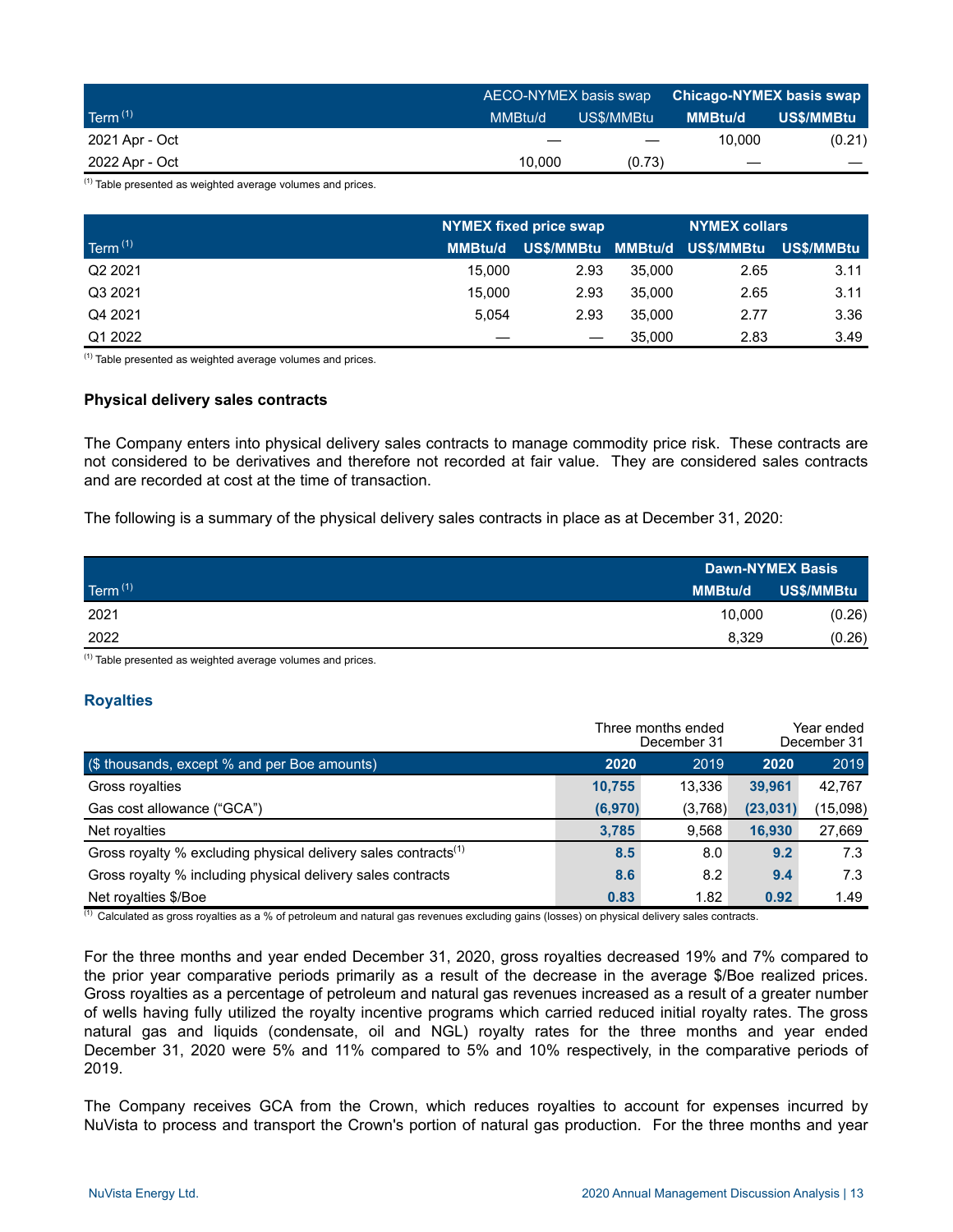| Term [1] | AECO-NYMEX basis swap | | Chicago-NYMEX basis swap | |
|---|---|---|---|---|
| | MMBtu/d | US$/MMBtu | MMBtu/d | US$/MMBtu |
| 2021 Apr - Oct | — | — | 10,000 | (0.21) |
| 2022 Apr - Oct | 10,000 | (0.73) | — | — |

[1] Table presented as weighted average volumes and prices.

| Term [1] | NYMEX fixed price swap | | NYMEX collars | | |
|---|---|---|---|---|---|
| | MMBtu/d | US$/MMBtu | MMBtu/d | US$/MMBtu | US$/MMBtu |
| Q2 2021 | 15,000 | 2.93 | 35,000 | 2.65 | 3.11 |
| Q3 2021 | 15,000 | 2.93 | 35,000 | 2.65 | 3.11 |
| Q4 2021 | 5,054 | 2.93 | 35,000 | 2.77 | 3.36 |
| Q1 2022 | — | — | 35,000 | 2.83 | 3.49 |

[1] Table presented as weighted average volumes and prices.

**Physical delivery sales contracts**

The Company enters into physical delivery sales contracts to manage commodity price risk. These contracts are not considered to be derivatives and therefore not recorded at fair value. They are considered sales contracts and are recorded at cost at the time of transaction.

The following is a summary of the physical delivery sales contracts in place as at December 31, 2020:

| Term [1] | Dawn-NYMEX Basis | |
|---|---|---|
| | MMBtu/d | US$/MMBtu |
| 2021 | 10,000 | (0.26) |
| 2022 | 8,329 | (0.26) |

[1] Table presented as weighted average volumes and prices.

## Royalties

| ($ thousands, except % and per Boe amounts) | Three months ended December 31 2020 | 2019 | Year ended December 31 2020 | 2019 |
|---|---|---|---|---|
| Gross royalties | **10,755** | 13,336 | **39,961** | 42,767 |
| Gas cost allowance ("GCA") | **(6,970)** | (3,768) | **(23,031)** | (15,098) |
| Net royalties | **3,785** | 9,568 | **16,930** | 27,669 |
| Gross royalty % excluding physical delivery sales contracts[1] | **8.5** | 8.0 | **9.2** | 7.3 |
| Gross royalty % including physical delivery sales contracts | **8.6** | 8.2 | **9.4** | 7.3 |
| Net royalties $/Boe | **0.83** | 1.82 | **0.92** | 1.49 |

[1] Calculated as gross royalties as a % of petroleum and natural gas revenues excluding gains (losses) on physical delivery sales contracts.

For the three months and year ended December 31, 2020, gross royalties decreased 19% and 7% compared to the prior year comparative periods primarily as a result of the decrease in the average $/Boe realized prices. Gross royalties as a percentage of petroleum and natural gas revenues increased as a result of a greater number of wells having fully utilized the royalty incentive programs which carried reduced initial royalty rates. The gross natural gas and liquids (condensate, oil and NGL) royalty rates for the three months and year ended December 31, 2020 were 5% and 11% compared to 5% and 10% respectively, in the comparative periods of 2019.

The Company receives GCA from the Crown, which reduces royalties to account for expenses incurred by NuVista to process and transport the Crown's portion of natural gas production. For the three months and year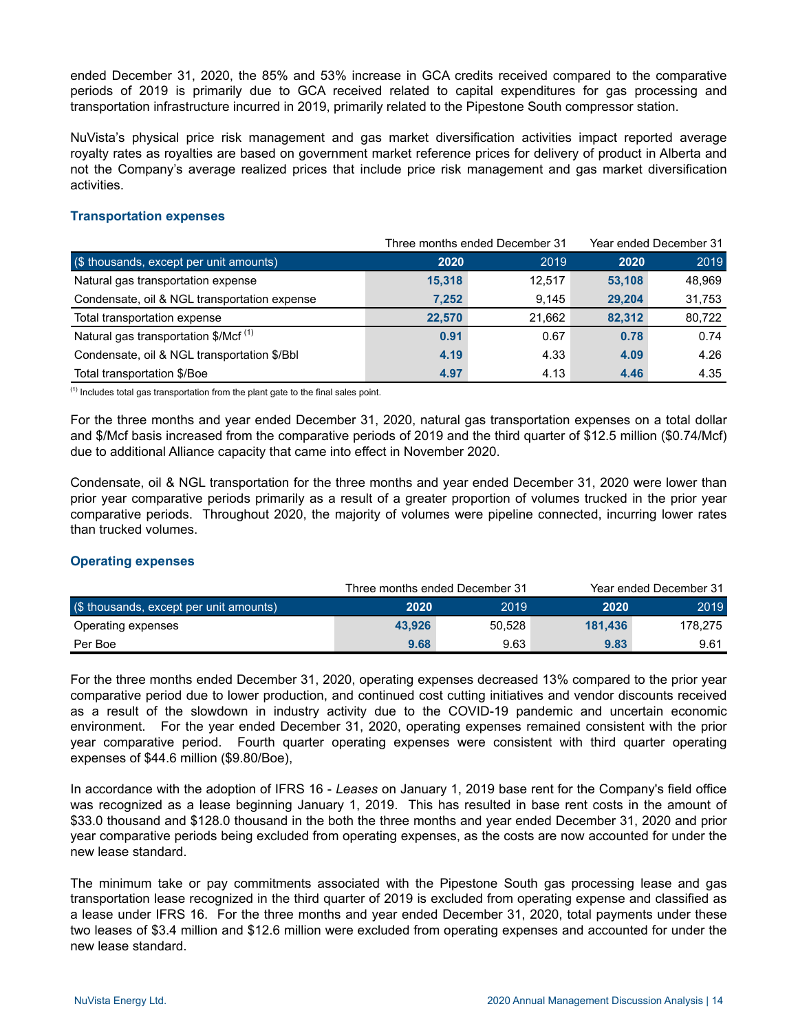ended December 31, 2020, the 85% and 53% increase in GCA credits received compared to the comparative periods of 2019 is primarily due to GCA received related to capital expenditures for gas processing and transportation infrastructure incurred in 2019, primarily related to the Pipestone South compressor station.

NuVista's physical price risk management and gas market diversification activities impact reported average royalty rates as royalties are based on government market reference prices for delivery of product in Alberta and not the Company's average realized prices that include price risk management and gas market diversification activities.

### Transportation expenses

| | Three months ended December 31 | | Year ended December 31 | |
|---|---|---|---|---|
| ($ thousands, except per unit amounts) | **2020** | 2019 | **2020** | 2019 |
| Natural gas transportation expense | **15,318** | 12,517 | **53,108** | 48,969 |
| Condensate, oil & NGL transportation expense | **7,252** | 9,145 | **29,204** | 31,753 |
| Total transportation expense | **22,570** | 21,662 | **82,312** | 80,722 |
| Natural gas transportation $/Mcf [(1)] | **0.91** | 0.67 | **0.78** | 0.74 |
| Condensate, oil & NGL transportation $/Bbl | **4.19** | 4.33 | **4.09** | 4.26 |
| Total transportation $/Boe | **4.97** | 4.13 | **4.46** | 4.35 |

[(1)] Includes total gas transportation from the plant gate to the final sales point.

For the three months and year ended December 31, 2020, natural gas transportation expenses on a total dollar and $/Mcf basis increased from the comparative periods of 2019 and the third quarter of $12.5 million ($0.74/Mcf) due to additional Alliance capacity that came into effect in November 2020.

Condensate, oil & NGL transportation for the three months and year ended December 31, 2020 were lower than prior year comparative periods primarily as a result of a greater proportion of volumes trucked in the prior year comparative periods. Throughout 2020, the majority of volumes were pipeline connected, incurring lower rates than trucked volumes.

### Operating expenses

| | Three months ended December 31 | | Year ended December 31 | |
|---|---|---|---|---|
| ($ thousands, except per unit amounts) | **2020** | 2019 | **2020** | 2019 |
| Operating expenses | **43,926** | 50,528 | **181,436** | 178,275 |
| Per Boe | **9.68** | 9.63 | **9.83** | 9.61 |

For the three months ended December 31, 2020, operating expenses decreased 13% compared to the prior year comparative period due to lower production, and continued cost cutting initiatives and vendor discounts received as a result of the slowdown in industry activity due to the COVID-19 pandemic and uncertain economic environment. For the year ended December 31, 2020, operating expenses remained consistent with the prior year comparative period. Fourth quarter operating expenses were consistent with third quarter operating expenses of $44.6 million ($9.80/Boe),

In accordance with the adoption of IFRS 16 - *Leases* on January 1, 2019 base rent for the Company's field office was recognized as a lease beginning January 1, 2019. This has resulted in base rent costs in the amount of $33.0 thousand and $128.0 thousand in the both the three months and year ended December 31, 2020 and prior year comparative periods being excluded from operating expenses, as the costs are now accounted for under the new lease standard.

The minimum take or pay commitments associated with the Pipestone South gas processing lease and gas transportation lease recognized in the third quarter of 2019 is excluded from operating expense and classified as a lease under IFRS 16. For the three months and year ended December 31, 2020, total payments under these two leases of $3.4 million and $12.6 million were excluded from operating expenses and accounted for under the new lease standard.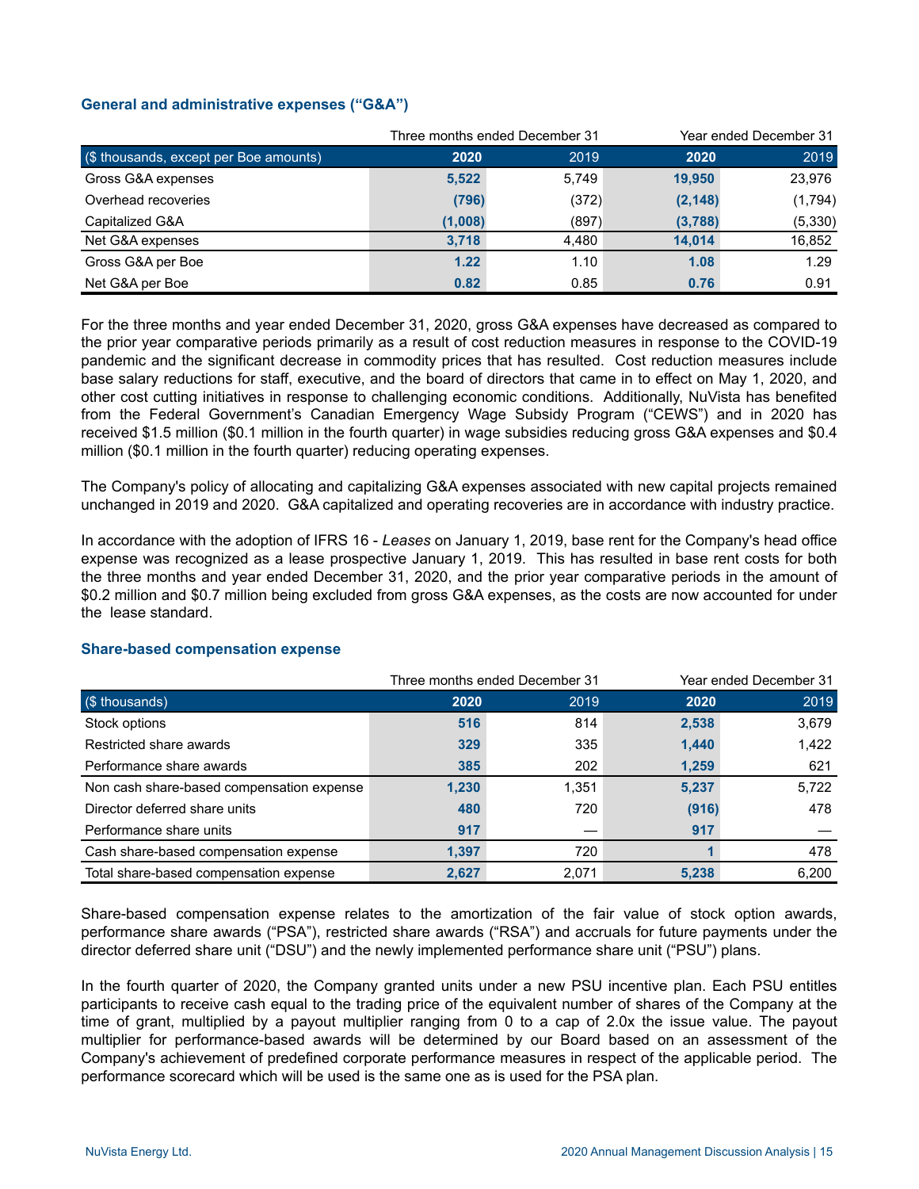### General and administrative expenses ("G&A")

| | Three months ended December 31 | | Year ended December 31 | |
|---|---|---|---|---|
| ($ thousands, except per Boe amounts) | **2020** | 2019 | **2020** | 2019 |
| Gross G&A expenses | **5,522** | 5,749 | **19,950** | 23,976 |
| Overhead recoveries | **(796)** | (372) | **(2,148)** | (1,794) |
| Capitalized G&A | **(1,008)** | (897) | **(3,788)** | (5,330) |
| Net G&A expenses | **3,718** | 4,480 | **14,014** | 16,852 |
| Gross G&A per Boe | **1.22** | 1.10 | **1.08** | 1.29 |
| Net G&A per Boe | **0.82** | 0.85 | **0.76** | 0.91 |

For the three months and year ended December 31, 2020, gross G&A expenses have decreased as compared to the prior year comparative periods primarily as a result of cost reduction measures in response to the COVID-19 pandemic and the significant decrease in commodity prices that has resulted. Cost reduction measures include base salary reductions for staff, executive, and the board of directors that came in to effect on May 1, 2020, and other cost cutting initiatives in response to challenging economic conditions. Additionally, NuVista has benefited from the Federal Government's Canadian Emergency Wage Subsidy Program ("CEWS") and in 2020 has received $1.5 million ($0.1 million in the fourth quarter) in wage subsidies reducing gross G&A expenses and $0.4 million ($0.1 million in the fourth quarter) reducing operating expenses.

The Company's policy of allocating and capitalizing G&A expenses associated with new capital projects remained unchanged in 2019 and 2020. G&A capitalized and operating recoveries are in accordance with industry practice.

In accordance with the adoption of IFRS 16 - *Leases* on January 1, 2019, base rent for the Company's head office expense was recognized as a lease prospective January 1, 2019. This has resulted in base rent costs for both the three months and year ended December 31, 2020, and the prior year comparative periods in the amount of $0.2 million and $0.7 million being excluded from gross G&A expenses, as the costs are now accounted for under the lease standard.

### Share-based compensation expense

| | Three months ended December 31 | | Year ended December 31 | |
|---|---|---|---|---|
| ($ thousands) | **2020** | 2019 | **2020** | 2019 |
| Stock options | **516** | 814 | **2,538** | 3,679 |
| Restricted share awards | **329** | 335 | **1,440** | 1,422 |
| Performance share awards | **385** | 202 | **1,259** | 621 |
| Non cash share-based compensation expense | **1,230** | 1,351 | **5,237** | 5,722 |
| Director deferred share units | **480** | 720 | **(916)** | 478 |
| Performance share units | **917** | — | **917** | — |
| Cash share-based compensation expense | **1,397** | 720 | **1** | 478 |
| Total share-based compensation expense | **2,627** | 2,071 | **5,238** | 6,200 |

Share-based compensation expense relates to the amortization of the fair value of stock option awards, performance share awards ("PSA"), restricted share awards ("RSA") and accruals for future payments under the director deferred share unit ("DSU") and the newly implemented performance share unit ("PSU") plans.

In the fourth quarter of 2020, the Company granted units under a new PSU incentive plan. Each PSU entitles participants to receive cash equal to the trading price of the equivalent number of shares of the Company at the time of grant, multiplied by a payout multiplier ranging from 0 to a cap of 2.0x the issue value. The payout multiplier for performance-based awards will be determined by our Board based on an assessment of the Company's achievement of predefined corporate performance measures in respect of the applicable period. The performance scorecard which will be used is the same one as is used for the PSA plan.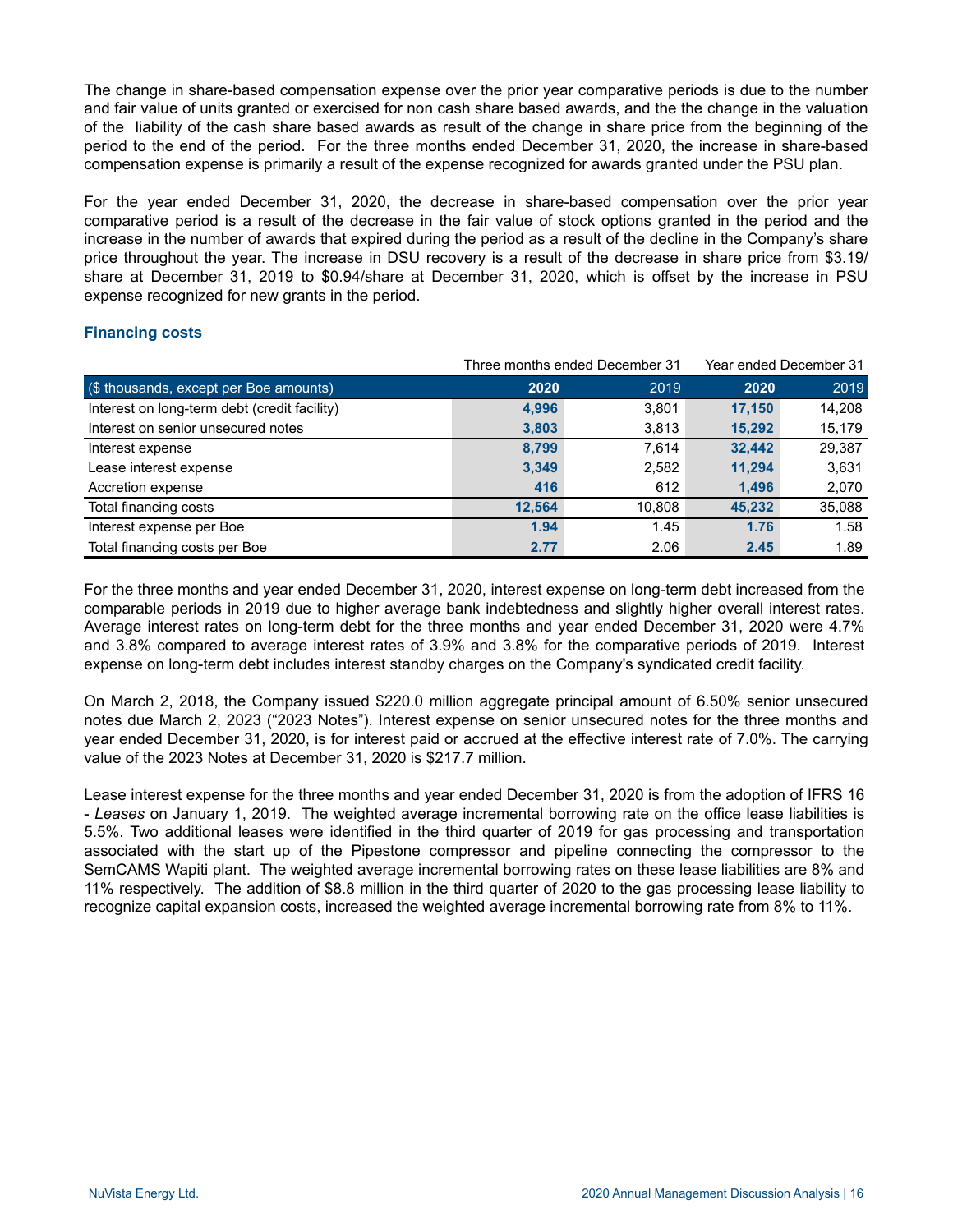The change in share-based compensation expense over the prior year comparative periods is due to the number and fair value of units granted or exercised for non cash share based awards, and the the change in the valuation of the liability of the cash share based awards as result of the change in share price from the beginning of the period to the end of the period. For the three months ended December 31, 2020, the increase in share-based compensation expense is primarily a result of the expense recognized for awards granted under the PSU plan.

For the year ended December 31, 2020, the decrease in share-based compensation over the prior year comparative period is a result of the decrease in the fair value of stock options granted in the period and the increase in the number of awards that expired during the period as a result of the decline in the Company's share price throughout the year. The increase in DSU recovery is a result of the decrease in share price from $3.19/share at December 31, 2019 to $0.94/share at December 31, 2020, which is offset by the increase in PSU expense recognized for new grants in the period.

### Financing costs

| | Three months ended December 31 | | Year ended December 31 | |
|---|---|---|---|---|
| ($ thousands, except per Boe amounts) | **2020** | 2019 | **2020** | 2019 |
| Interest on long-term debt (credit facility) | **4,996** | 3,801 | **17,150** | 14,208 |
| Interest on senior unsecured notes | **3,803** | 3,813 | **15,292** | 15,179 |
| Interest expense | **8,799** | 7,614 | **32,442** | 29,387 |
| Lease interest expense | **3,349** | 2,582 | **11,294** | 3,631 |
| Accretion expense | **416** | 612 | **1,496** | 2,070 |
| Total financing costs | **12,564** | 10,808 | **45,232** | 35,088 |
| Interest expense per Boe | **1.94** | 1.45 | **1.76** | 1.58 |
| Total financing costs per Boe | **2.77** | 2.06 | **2.45** | 1.89 |

For the three months and year ended December 31, 2020, interest expense on long-term debt increased from the comparable periods in 2019 due to higher average bank indebtedness and slightly higher overall interest rates. Average interest rates on long-term debt for the three months and year ended December 31, 2020 were 4.7% and 3.8% compared to average interest rates of 3.9% and 3.8% for the comparative periods of 2019. Interest expense on long-term debt includes interest standby charges on the Company's syndicated credit facility.

On March 2, 2018, the Company issued $220.0 million aggregate principal amount of 6.50% senior unsecured notes due March 2, 2023 ("2023 Notes"). Interest expense on senior unsecured notes for the three months and year ended December 31, 2020, is for interest paid or accrued at the effective interest rate of 7.0%. The carrying value of the 2023 Notes at December 31, 2020 is $217.7 million.

Lease interest expense for the three months and year ended December 31, 2020 is from the adoption of IFRS 16 - *Leases* on January 1, 2019. The weighted average incremental borrowing rate on the office lease liabilities is 5.5%. Two additional leases were identified in the third quarter of 2019 for gas processing and transportation associated with the start up of the Pipestone compressor and pipeline connecting the compressor to the SemCAMS Wapiti plant. The weighted average incremental borrowing rates on these lease liabilities are 8% and 11% respectively. The addition of $8.8 million in the third quarter of 2020 to the gas processing lease liability to recognize capital expansion costs, increased the weighted average incremental borrowing rate from 8% to 11%.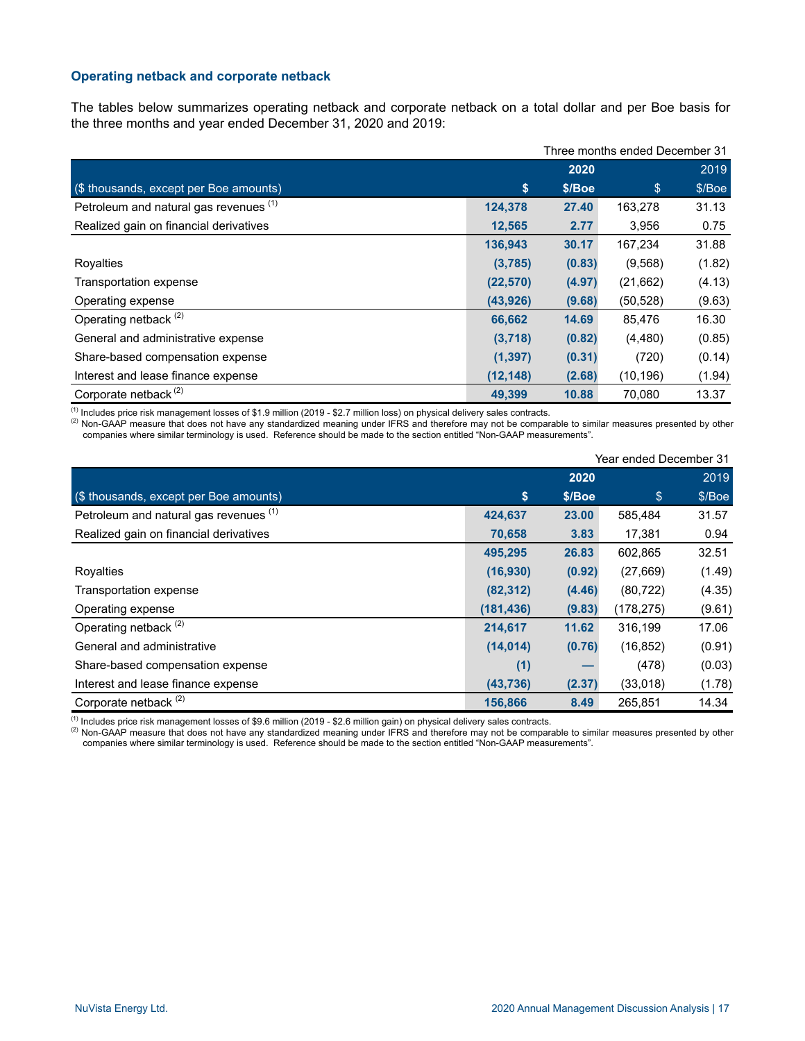### Operating netback and corporate netback

The tables below summarizes operating netback and corporate netback on a total dollar and per Boe basis for the three months and year ended December 31, 2020 and 2019:

| Three months ended December 31 | | | | |
|---|---|---|---|---|
| | 2020 | | 2019 | |
| ($ thousands, except per Boe amounts) | $ | $/Boe | $ | $/Boe |
| Petroleum and natural gas revenues [(1)] | **124,378** | **27.40** | 163,278 | 31.13 |
| Realized gain on financial derivatives | **12,565** | **2.77** | 3,956 | 0.75 |
| | **136,943** | **30.17** | 167,234 | 31.88 |
| Royalties | **(3,785)** | **(0.83)** | (9,568) | (1.82) |
| Transportation expense | **(22,570)** | **(4.97)** | (21,662) | (4.13) |
| Operating expense | **(43,926)** | **(9.68)** | (50,528) | (9.63) |
| Operating netback [(2)] | **66,662** | **14.69** | 85,476 | 16.30 |
| General and administrative expense | **(3,718)** | **(0.82)** | (4,480) | (0.85) |
| Share-based compensation expense | **(1,397)** | **(0.31)** | (720) | (0.14) |
| Interest and lease finance expense | **(12,148)** | **(2.68)** | (10,196) | (1.94) |
| Corporate netback [(2)] | **49,399** | **10.88** | 70,080 | 13.37 |

(1) Includes price risk management losses of $1.9 million (2019 - $2.7 million loss) on physical delivery sales contracts.
(2) Non-GAAP measure that does not have any standardized meaning under IFRS and therefore may not be comparable to similar measures presented by other companies where similar terminology is used. Reference should be made to the section entitled "Non-GAAP measurements".

| Year ended December 31 | | | | |
|---|---|---|---|---|
| | 2020 | | 2019 | |
| ($ thousands, except per Boe amounts) | $ | $/Boe | $ | $/Boe |
| Petroleum and natural gas revenues [(1)] | **424,637** | **23.00** | 585,484 | 31.57 |
| Realized gain on financial derivatives | **70,658** | **3.83** | 17,381 | 0.94 |
| | **495,295** | **26.83** | 602,865 | 32.51 |
| Royalties | **(16,930)** | **(0.92)** | (27,669) | (1.49) |
| Transportation expense | **(82,312)** | **(4.46)** | (80,722) | (4.35) |
| Operating expense | **(181,436)** | **(9.83)** | (178,275) | (9.61) |
| Operating netback [(2)] | **214,617** | **11.62** | 316,199 | 17.06 |
| General and administrative | **(14,014)** | **(0.76)** | (16,852) | (0.91) |
| Share-based compensation expense | **(1)** | **—** | (478) | (0.03) |
| Interest and lease finance expense | **(43,736)** | **(2.37)** | (33,018) | (1.78) |
| Corporate netback [(2)] | **156,866** | **8.49** | 265,851 | 14.34 |

(1) Includes price risk management losses of $9.6 million (2019 - $2.6 million gain) on physical delivery sales contracts.
(2) Non-GAAP measure that does not have any standardized meaning under IFRS and therefore may not be comparable to similar measures presented by other companies where similar terminology is used. Reference should be made to the section entitled "Non-GAAP measurements".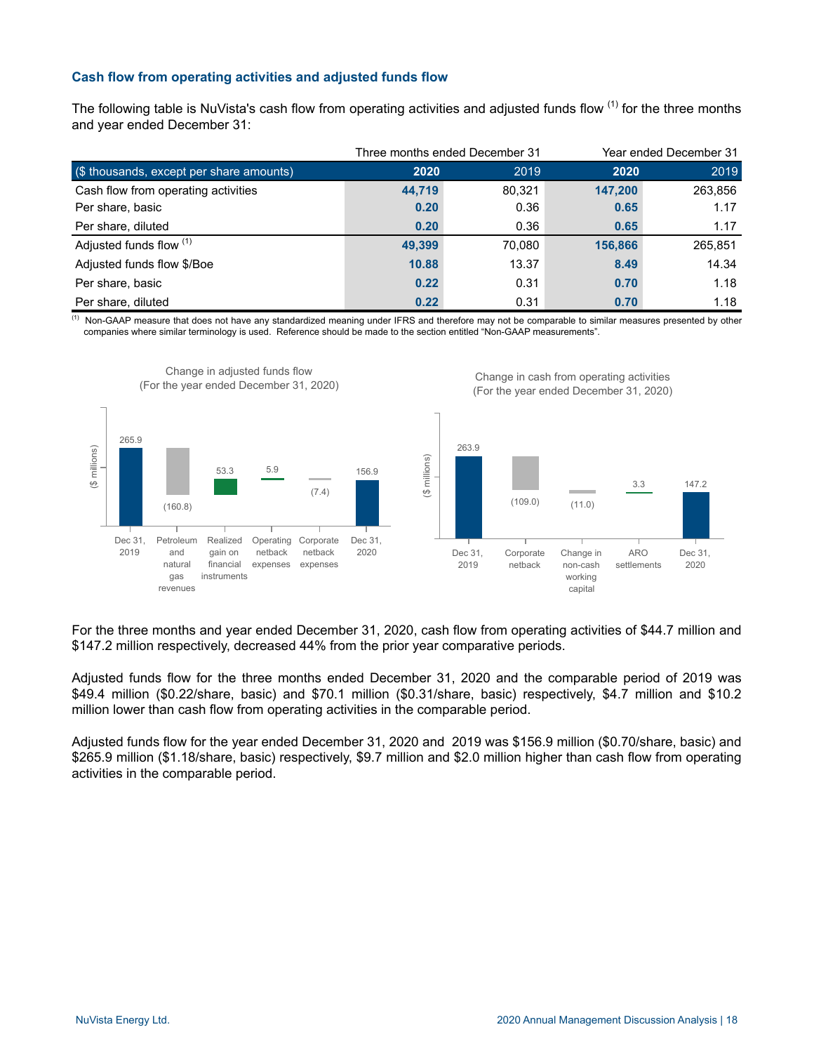### Cash flow from operating activities and adjusted funds flow

The following table is NuVista's cash flow from operating activities and adjusted funds flow [(1)] for the three months and year ended December 31:

| | Three months ended December 31 | | Year ended December 31 | |
|---|---|---|---|---|
| ($ thousands, except per share amounts) | **2020** | 2019 | **2020** | 2019 |
| Cash flow from operating activities | **44,719** | 80,321 | **147,200** | 263,856 |
| Per share, basic | **0.20** | 0.36 | **0.65** | 1.17 |
| Per share, diluted | **0.20** | 0.36 | **0.65** | 1.17 |
| Adjusted funds flow [(1)] | **49,399** | 70,080 | **156,866** | 265,851 |
| Adjusted funds flow $/Boe | **10.88** | 13.37 | **8.49** | 14.34 |
| Per share, basic | **0.22** | 0.31 | **0.70** | 1.18 |
| Per share, diluted | **0.22** | 0.31 | **0.70** | 1.18 |

[(1)] Non-GAAP measure that does not have any standardized meaning under IFRS and therefore may not be comparable to similar measures presented by other companies where similar terminology is used. Reference should be made to the section entitled "Non-GAAP measurements".

Change in adjusted funds flow
(For the year ended December 31, 2020)

| ($ millions) | Dec 31, 2019 | Petroleum and natural gas revenues | Realized gain on financial instruments | Operating netback expenses | Corporate netback expenses | Dec 31, 2020 |
|---|---|---|---|---|---|---|
| | 265.9 | (160.8) | 53.3 | 5.9 | (7.4) | 156.9 |

Change in cash from operating activities
(For the year ended December 31, 2020)

| ($ millions) | Dec 31, 2019 | Corporate netback | Change in non-cash working capital | ARO settlements | Dec 31, 2020 |
|---|---|---|---|---|---|
| | 263.9 | (109.0) | (11.0) | 3.3 | 147.2 |

For the three months and year ended December 31, 2020, cash flow from operating activities of $44.7 million and $147.2 million respectively, decreased 44% from the prior year comparative periods.

Adjusted funds flow for the three months ended December 31, 2020 and the comparable period of 2019 was $49.4 million ($0.22/share, basic) and $70.1 million ($0.31/share, basic) respectively, $4.7 million and $10.2 million lower than cash flow from operating activities in the comparable period.

Adjusted funds flow for the year ended December 31, 2020 and 2019 was $156.9 million ($0.70/share, basic) and $265.9 million ($1.18/share, basic) respectively, $9.7 million and $2.0 million higher than cash flow from operating activities in the comparable period.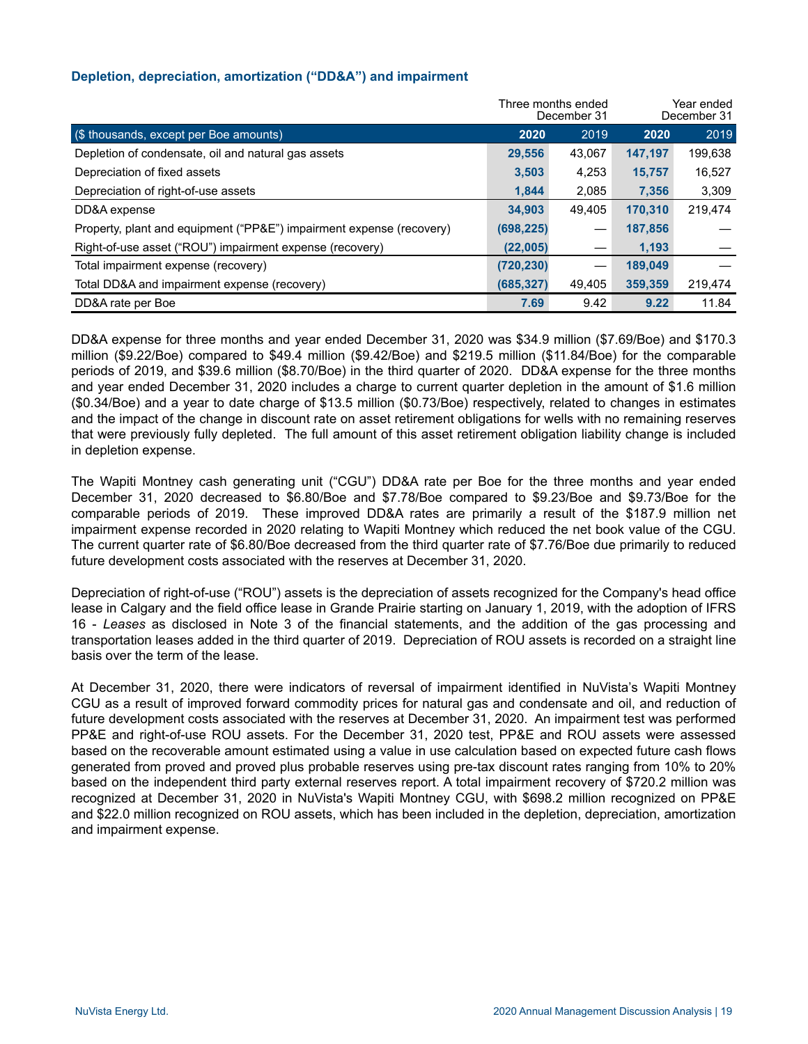### Depletion, depreciation, amortization ("DD&A") and impairment

| | Three months ended December 31 | | Year ended December 31 | |
|---|---|---|---|---|
| ($ thousands, except per Boe amounts) | **2020** | 2019 | **2020** | 2019 |
| Depletion of condensate, oil and natural gas assets | **29,556** | 43,067 | **147,197** | 199,638 |
| Depreciation of fixed assets | **3,503** | 4,253 | **15,757** | 16,527 |
| Depreciation of right-of-use assets | **1,844** | 2,085 | **7,356** | 3,309 |
| DD&A expense | **34,903** | 49,405 | **170,310** | 219,474 |
| Property, plant and equipment ("PP&E") impairment expense (recovery) | **(698,225)** | — | **187,856** | — |
| Right-of-use asset ("ROU") impairment expense (recovery) | **(22,005)** | — | **1,193** | — |
| Total impairment expense (recovery) | **(720,230)** | — | **189,049** | — |
| Total DD&A and impairment expense (recovery) | **(685,327)** | 49,405 | **359,359** | 219,474 |
| DD&A rate per Boe | **7.69** | 9.42 | **9.22** | 11.84 |

DD&A expense for three months and year ended December 31, 2020 was $34.9 million ($7.69/Boe) and $170.3 million ($9.22/Boe) compared to $49.4 million ($9.42/Boe) and $219.5 million ($11.84/Boe) for the comparable periods of 2019, and $39.6 million ($8.70/Boe) in the third quarter of 2020. DD&A expense for the three months and year ended December 31, 2020 includes a charge to current quarter depletion in the amount of $1.6 million ($0.34/Boe) and a year to date charge of $13.5 million ($0.73/Boe) respectively, related to changes in estimates and the impact of the change in discount rate on asset retirement obligations for wells with no remaining reserves that were previously fully depleted. The full amount of this asset retirement obligation liability change is included in depletion expense.

The Wapiti Montney cash generating unit ("CGU") DD&A rate per Boe for the three months and year ended December 31, 2020 decreased to $6.80/Boe and $7.78/Boe compared to $9.23/Boe and $9.73/Boe for the comparable periods of 2019. These improved DD&A rates are primarily a result of the $187.9 million net impairment expense recorded in 2020 relating to Wapiti Montney which reduced the net book value of the CGU. The current quarter rate of $6.80/Boe decreased from the third quarter rate of $7.76/Boe due primarily to reduced future development costs associated with the reserves at December 31, 2020.

Depreciation of right-of-use ("ROU") assets is the depreciation of assets recognized for the Company's head office lease in Calgary and the field office lease in Grande Prairie starting on January 1, 2019, with the adoption of IFRS 16 - *Leases* as disclosed in Note 3 of the financial statements, and the addition of the gas processing and transportation leases added in the third quarter of 2019. Depreciation of ROU assets is recorded on a straight line basis over the term of the lease.

At December 31, 2020, there were indicators of reversal of impairment identified in NuVista's Wapiti Montney CGU as a result of improved forward commodity prices for natural gas and condensate and oil, and reduction of future development costs associated with the reserves at December 31, 2020. An impairment test was performed PP&E and right-of-use ROU assets. For the December 31, 2020 test, PP&E and ROU assets were assessed based on the recoverable amount estimated using a value in use calculation based on expected future cash flows generated from proved and proved plus probable reserves using pre-tax discount rates ranging from 10% to 20% based on the independent third party external reserves report. A total impairment recovery of $720.2 million was recognized at December 31, 2020 in NuVista's Wapiti Montney CGU, with $698.2 million recognized on PP&E and $22.0 million recognized on ROU assets, which has been included in the depletion, depreciation, amortization and impairment expense.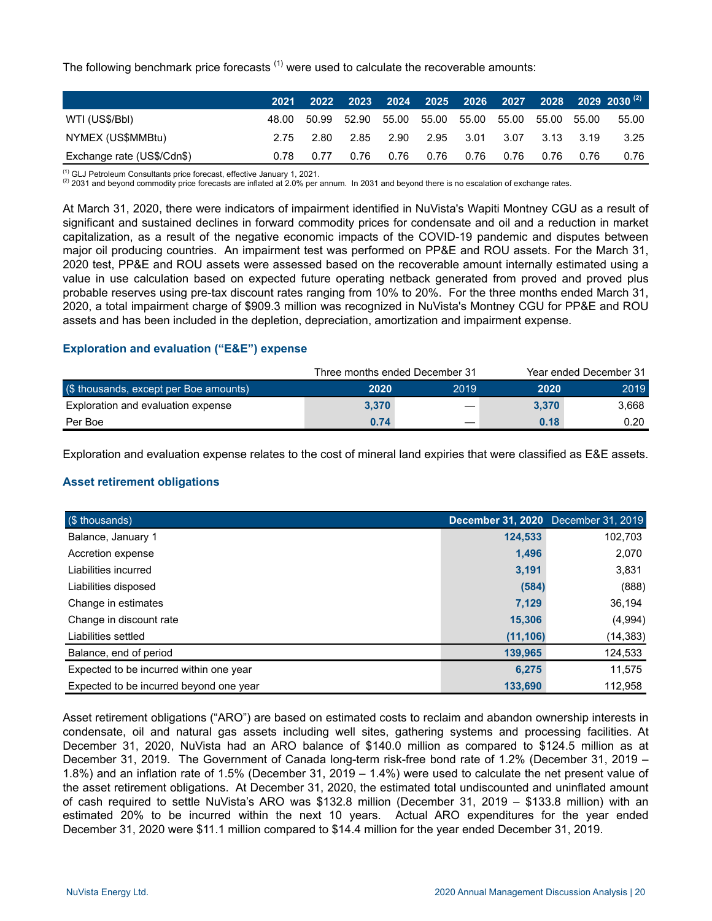The following benchmark price forecasts [1] were used to calculate the recoverable amounts:

| | 2021 | 2022 | 2023 | 2024 | 2025 | 2026 | 2027 | 2028 | 2029 | 2030 [2] |
|---|---|---|---|---|---|---|---|---|---|---|
| WTI (US$/Bbl) | 48.00 | 50.99 | 52.90 | 55.00 | 55.00 | 55.00 | 55.00 | 55.00 | 55.00 | 55.00 |
| NYMEX (US$MMBtu) | 2.75 | 2.80 | 2.85 | 2.90 | 2.95 | 3.01 | 3.07 | 3.13 | 3.19 | 3.25 |
| Exchange rate (US$/Cdn$) | 0.78 | 0.77 | 0.76 | 0.76 | 0.76 | 0.76 | 0.76 | 0.76 | 0.76 | 0.76 |

[1] GLJ Petroleum Consultants price forecast, effective January 1, 2021.
[2] 2031 and beyond commodity price forecasts are inflated at 2.0% per annum. In 2031 and beyond there is no escalation of exchange rates.

At March 31, 2020, there were indicators of impairment identified in NuVista's Wapiti Montney CGU as a result of significant and sustained declines in forward commodity prices for condensate and oil and a reduction in market capitalization, as a result of the negative economic impacts of the COVID-19 pandemic and disputes between major oil producing countries. An impairment test was performed on PP&E and ROU assets. For the March 31, 2020 test, PP&E and ROU assets were assessed based on the recoverable amount internally estimated using a value in use calculation based on expected future operating netback generated from proved and proved plus probable reserves using pre-tax discount rates ranging from 10% to 20%. For the three months ended March 31, 2020, a total impairment charge of $909.3 million was recognized in NuVista's Montney CGU for PP&E and ROU assets and has been included in the depletion, depreciation, amortization and impairment expense.

### Exploration and evaluation ("E&E") expense

| | Three months ended December 31 | | Year ended December 31 | |
|---|---|---|---|---|
| ($ thousands, except per Boe amounts) | **2020** | 2019 | **2020** | 2019 |
| Exploration and evaluation expense | **3,370** | — | **3,370** | 3,668 |
| Per Boe | **0.74** | — | **0.18** | 0.20 |

Exploration and evaluation expense relates to the cost of mineral land expiries that were classified as E&E assets.

### Asset retirement obligations

| ($ thousands) | **December 31, 2020** | December 31, 2019 |
|---|---|---|
| Balance, January 1 | **124,533** | 102,703 |
| Accretion expense | **1,496** | 2,070 |
| Liabilities incurred | **3,191** | 3,831 |
| Liabilities disposed | **(584)** | (888) |
| Change in estimates | **7,129** | 36,194 |
| Change in discount rate | **15,306** | (4,994) |
| Liabilities settled | **(11,106)** | (14,383) |
| Balance, end of period | **139,965** | 124,533 |
| Expected to be incurred within one year | **6,275** | 11,575 |
| Expected to be incurred beyond one year | **133,690** | 112,958 |

Asset retirement obligations ("ARO") are based on estimated costs to reclaim and abandon ownership interests in condensate, oil and natural gas assets including well sites, gathering systems and processing facilities. At December 31, 2020, NuVista had an ARO balance of $140.0 million as compared to $124.5 million as at December 31, 2019. The Government of Canada long-term risk-free bond rate of 1.2% (December 31, 2019 – 1.8%) and an inflation rate of 1.5% (December 31, 2019 – 1.4%) were used to calculate the net present value of the asset retirement obligations. At December 31, 2020, the estimated total undiscounted and uninflated amount of cash required to settle NuVista's ARO was $132.8 million (December 31, 2019 – $133.8 million) with an estimated 20% to be incurred within the next 10 years. Actual ARO expenditures for the year ended December 31, 2020 were $11.1 million compared to $14.4 million for the year ended December 31, 2019.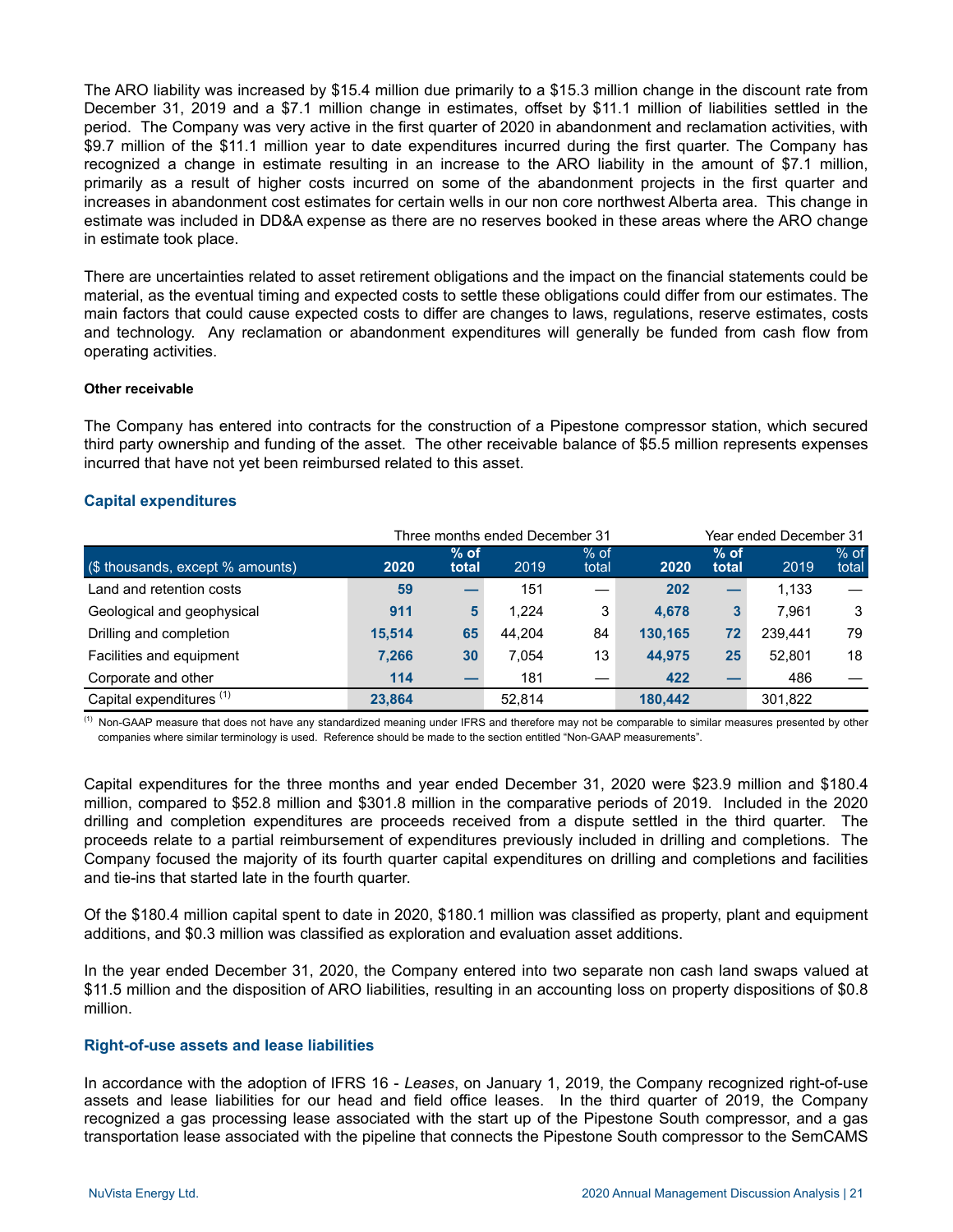The ARO liability was increased by $15.4 million due primarily to a $15.3 million change in the discount rate from December 31, 2019 and a $7.1 million change in estimates, offset by $11.1 million of liabilities settled in the period. The Company was very active in the first quarter of 2020 in abandonment and reclamation activities, with $9.7 million of the $11.1 million year to date expenditures incurred during the first quarter. The Company has recognized a change in estimate resulting in an increase to the ARO liability in the amount of $7.1 million, primarily as a result of higher costs incurred on some of the abandonment projects in the first quarter and increases in abandonment cost estimates for certain wells in our non core northwest Alberta area. This change in estimate was included in DD&A expense as there are no reserves booked in these areas where the ARO change in estimate took place.

There are uncertainties related to asset retirement obligations and the impact on the financial statements could be material, as the eventual timing and expected costs to settle these obligations could differ from our estimates. The main factors that could cause expected costs to differ are changes to laws, regulations, reserve estimates, costs and technology. Any reclamation or abandonment expenditures will generally be funded from cash flow from operating activities.

#### Other receivable

The Company has entered into contracts for the construction of a Pipestone compressor station, which secured third party ownership and funding of the asset. The other receivable balance of $5.5 million represents expenses incurred that have not yet been reimbursed related to this asset.

### Capital expenditures

| | Three months ended December 31 | | | | Year ended December 31 | | | |
|---|---|---|---|---|---|---|---|---|
| ($ thousands, except % amounts) | 2020 | % of total | 2019 | % of total | 2020 | % of total | 2019 | % of total |
| Land and retention costs | 59 | — | 151 | — | 202 | — | 1,133 | — |
| Geological and geophysical | 911 | 5 | 1,224 | 3 | 4,678 | 3 | 7,961 | 3 |
| Drilling and completion | 15,514 | 65 | 44,204 | 84 | 130,165 | 72 | 239,441 | 79 |
| Facilities and equipment | 7,266 | 30 | 7,054 | 13 | 44,975 | 25 | 52,801 | 18 |
| Corporate and other | 114 | — | 181 | — | 422 | — | 486 | — |
| Capital expenditures [1] | 23,864 | | 52,814 | | 180,442 | | 301,822 | |

[1] Non-GAAP measure that does not have any standardized meaning under IFRS and therefore may not be comparable to similar measures presented by other companies where similar terminology is used. Reference should be made to the section entitled "Non-GAAP measurements".

Capital expenditures for the three months and year ended December 31, 2020 were $23.9 million and $180.4 million, compared to $52.8 million and $301.8 million in the comparative periods of 2019. Included in the 2020 drilling and completion expenditures are proceeds received from a dispute settled in the third quarter. The proceeds relate to a partial reimbursement of expenditures previously included in drilling and completions. The Company focused the majority of its fourth quarter capital expenditures on drilling and completions and facilities and tie-ins that started late in the fourth quarter.

Of the $180.4 million capital spent to date in 2020, $180.1 million was classified as property, plant and equipment additions, and $0.3 million was classified as exploration and evaluation asset additions.

In the year ended December 31, 2020, the Company entered into two separate non cash land swaps valued at $11.5 million and the disposition of ARO liabilities, resulting in an accounting loss on property dispositions of $0.8 million.

### Right-of-use assets and lease liabilities

In accordance with the adoption of IFRS 16 - *Leases*, on January 1, 2019, the Company recognized right-of-use assets and lease liabilities for our head and field office leases. In the third quarter of 2019, the Company recognized a gas processing lease associated with the start up of the Pipestone South compressor, and a gas transportation lease associated with the pipeline that connects the Pipestone South compressor to the SemCAMS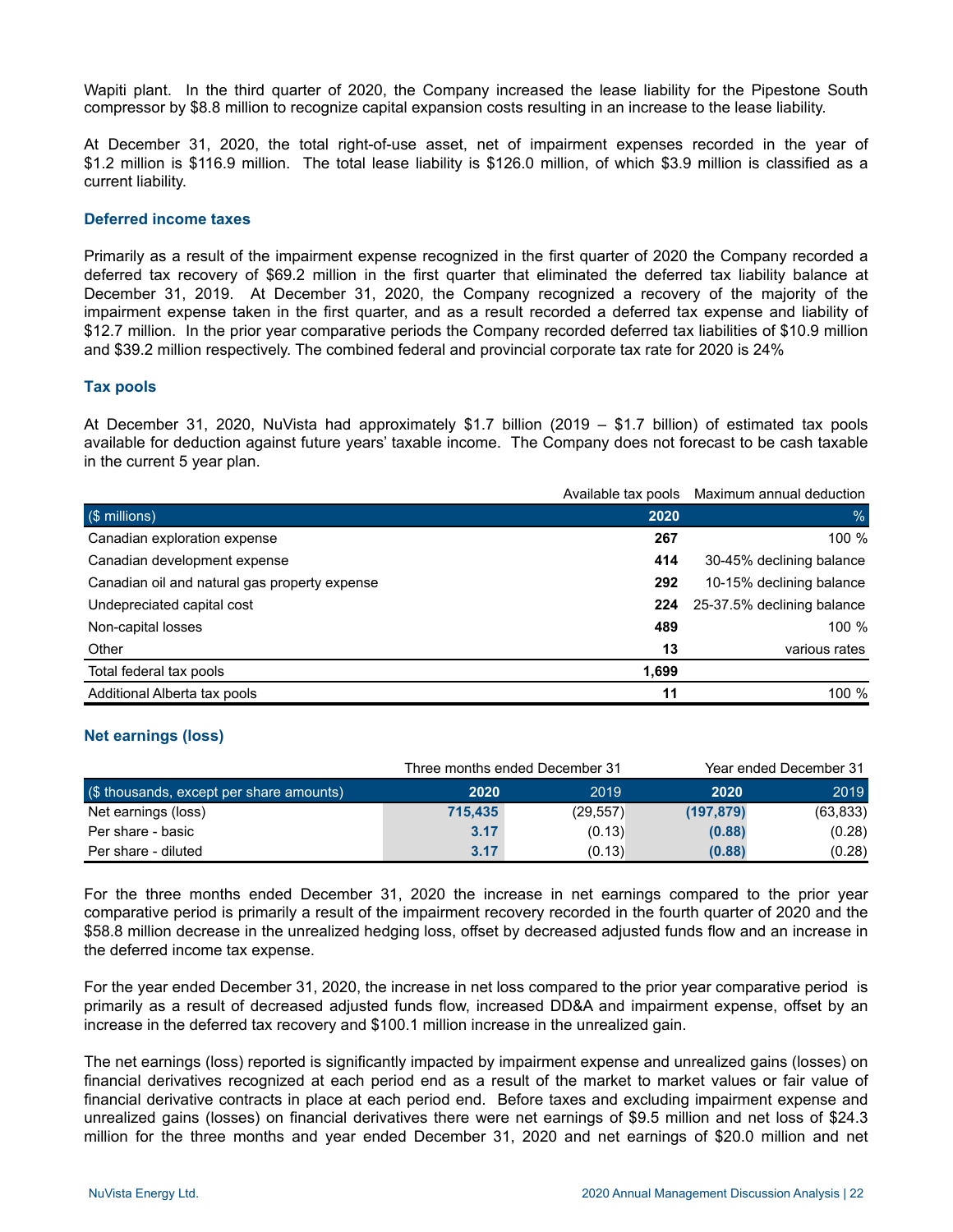Wapiti plant. In the third quarter of 2020, the Company increased the lease liability for the Pipestone South compressor by $8.8 million to recognize capital expansion costs resulting in an increase to the lease liability.

At December 31, 2020, the total right-of-use asset, net of impairment expenses recorded in the year of $1.2 million is $116.9 million. The total lease liability is $126.0 million, of which $3.9 million is classified as a current liability.

### Deferred income taxes

Primarily as a result of the impairment expense recognized in the first quarter of 2020 the Company recorded a deferred tax recovery of $69.2 million in the first quarter that eliminated the deferred tax liability balance at December 31, 2019. At December 31, 2020, the Company recognized a recovery of the majority of the impairment expense taken in the first quarter, and as a result recorded a deferred tax expense and liability of $12.7 million. In the prior year comparative periods the Company recorded deferred tax liabilities of $10.9 million and $39.2 million respectively. The combined federal and provincial corporate tax rate for 2020 is 24%

### Tax pools

At December 31, 2020, NuVista had approximately $1.7 billion (2019 – $1.7 billion) of estimated tax pools available for deduction against future years' taxable income. The Company does not forecast to be cash taxable in the current 5 year plan.

| | Available tax pools | Maximum annual deduction |
|---|---|---|
| ($ millions) | **2020** | % |
| Canadian exploration expense | **267** | 100 % |
| Canadian development expense | **414** | 30-45% declining balance |
| Canadian oil and natural gas property expense | **292** | 10-15% declining balance |
| Undepreciated capital cost | **224** | 25-37.5% declining balance |
| Non-capital losses | **489** | 100 % |
| Other | **13** | various rates |
| Total federal tax pools | **1,699** | |
| Additional Alberta tax pools | **11** | 100 % |

### Net earnings (loss)

| | Three months ended December 31 | | Year ended December 31 | |
|---|---|---|---|---|
| ($ thousands, except per share amounts) | **2020** | 2019 | **2020** | 2019 |
| Net earnings (loss) | **715,435** | (29,557) | **(197,879)** | (63,833) |
| Per share - basic | **3.17** | (0.13) | **(0.88)** | (0.28) |
| Per share - diluted | **3.17** | (0.13) | **(0.88)** | (0.28) |

For the three months ended December 31, 2020 the increase in net earnings compared to the prior year comparative period is primarily a result of the impairment recovery recorded in the fourth quarter of 2020 and the $58.8 million decrease in the unrealized hedging loss, offset by decreased adjusted funds flow and an increase in the deferred income tax expense.

For the year ended December 31, 2020, the increase in net loss compared to the prior year comparative period is primarily as a result of decreased adjusted funds flow, increased DD&A and impairment expense, offset by an increase in the deferred tax recovery and $100.1 million increase in the unrealized gain.

The net earnings (loss) reported is significantly impacted by impairment expense and unrealized gains (losses) on financial derivatives recognized at each period end as a result of the market to market values or fair value of financial derivative contracts in place at each period end. Before taxes and excluding impairment expense and unrealized gains (losses) on financial derivatives there were net earnings of $9.5 million and net loss of $24.3 million for the three months and year ended December 31, 2020 and net earnings of $20.0 million and net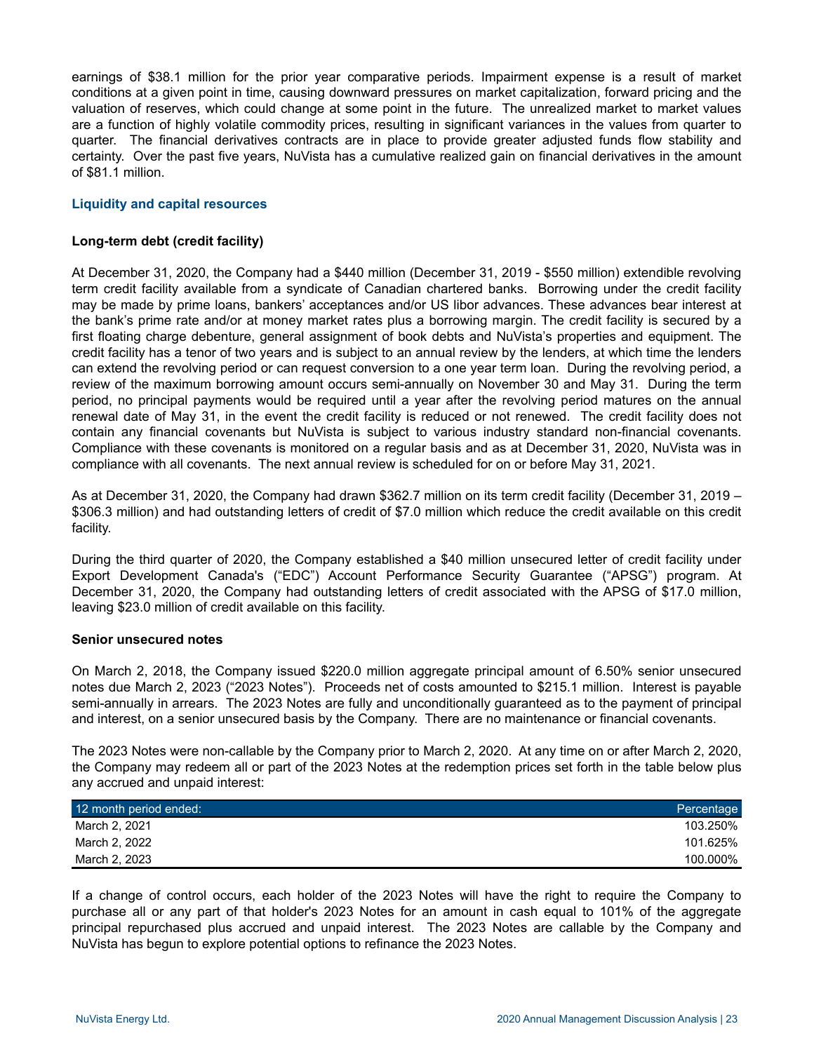earnings of $38.1 million for the prior year comparative periods. Impairment expense is a result of market conditions at a given point in time, causing downward pressures on market capitalization, forward pricing and the valuation of reserves, which could change at some point in the future. The unrealized market to market values are a function of highly volatile commodity prices, resulting in significant variances in the values from quarter to quarter. The financial derivatives contracts are in place to provide greater adjusted funds flow stability and certainty. Over the past five years, NuVista has a cumulative realized gain on financial derivatives in the amount of $81.1 million.

## Liquidity and capital resources

### Long-term debt (credit facility)

At December 31, 2020, the Company had a $440 million (December 31, 2019 - $550 million) extendible revolving term credit facility available from a syndicate of Canadian chartered banks. Borrowing under the credit facility may be made by prime loans, bankers' acceptances and/or US libor advances. These advances bear interest at the bank's prime rate and/or at money market rates plus a borrowing margin. The credit facility is secured by a first floating charge debenture, general assignment of book debts and NuVista's properties and equipment. The credit facility has a tenor of two years and is subject to an annual review by the lenders, at which time the lenders can extend the revolving period or can request conversion to a one year term loan. During the revolving period, a review of the maximum borrowing amount occurs semi-annually on November 30 and May 31. During the term period, no principal payments would be required until a year after the revolving period matures on the annual renewal date of May 31, in the event the credit facility is reduced or not renewed. The credit facility does not contain any financial covenants but NuVista is subject to various industry standard non-financial covenants. Compliance with these covenants is monitored on a regular basis and as at December 31, 2020, NuVista was in compliance with all covenants. The next annual review is scheduled for on or before May 31, 2021.

As at December 31, 2020, the Company had drawn $362.7 million on its term credit facility (December 31, 2019 – $306.3 million) and had outstanding letters of credit of $7.0 million which reduce the credit available on this credit facility.

During the third quarter of 2020, the Company established a $40 million unsecured letter of credit facility under Export Development Canada's ("EDC") Account Performance Security Guarantee ("APSG") program. At December 31, 2020, the Company had outstanding letters of credit associated with the APSG of $17.0 million, leaving $23.0 million of credit available on this facility.

### Senior unsecured notes

On March 2, 2018, the Company issued $220.0 million aggregate principal amount of 6.50% senior unsecured notes due March 2, 2023 ("2023 Notes"). Proceeds net of costs amounted to $215.1 million. Interest is payable semi-annually in arrears. The 2023 Notes are fully and unconditionally guaranteed as to the payment of principal and interest, on a senior unsecured basis by the Company. There are no maintenance or financial covenants.

The 2023 Notes were non-callable by the Company prior to March 2, 2020. At any time on or after March 2, 2020, the Company may redeem all or part of the 2023 Notes at the redemption prices set forth in the table below plus any accrued and unpaid interest:

| 12 month period ended: | Percentage |
|---|---|
| March 2, 2021 | 103.250% |
| March 2, 2022 | 101.625% |
| March 2, 2023 | 100.000% |

If a change of control occurs, each holder of the 2023 Notes will have the right to require the Company to purchase all or any part of that holder's 2023 Notes for an amount in cash equal to 101% of the aggregate principal repurchased plus accrued and unpaid interest. The 2023 Notes are callable by the Company and NuVista has begun to explore potential options to refinance the 2023 Notes.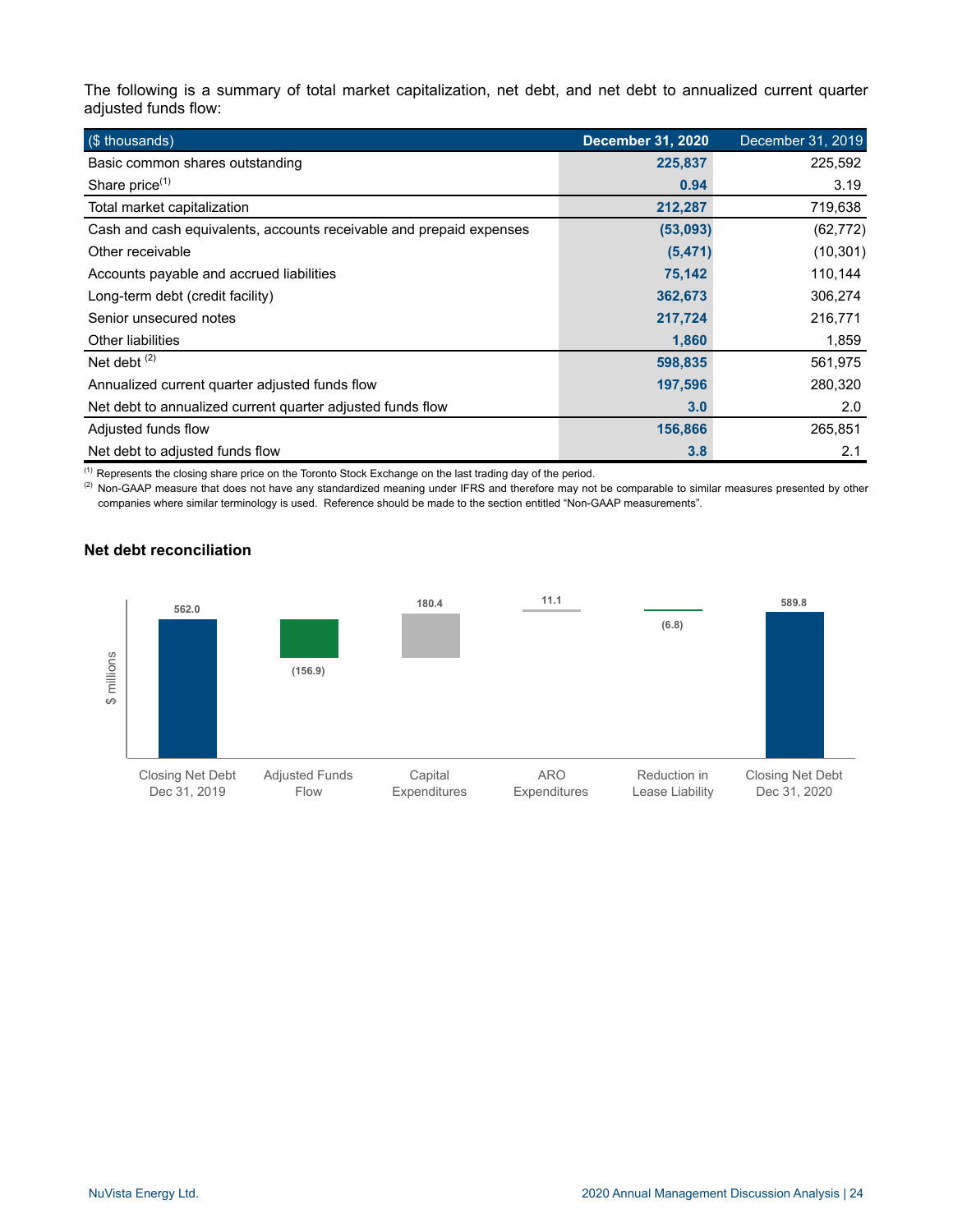The following is a summary of total market capitalization, net debt, and net debt to annualized current quarter adjusted funds flow:

| ($ thousands) | December 31, 2020 | December 31, 2019 |
|---|---|---|
| Basic common shares outstanding | **225,837** | 225,592 |
| Share price[1] | **0.94** | 3.19 |
| Total market capitalization | **212,287** | 719,638 |
| Cash and cash equivalents, accounts receivable and prepaid expenses | **(53,093)** | (62,772) |
| Other receivable | **(5,471)** | (10,301) |
| Accounts payable and accrued liabilities | **75,142** | 110,144 |
| Long-term debt (credit facility) | **362,673** | 306,274 |
| Senior unsecured notes | **217,724** | 216,771 |
| Other liabilities | **1,860** | 1,859 |
| Net debt [2] | **598,835** | 561,975 |
| Annualized current quarter adjusted funds flow | **197,596** | 280,320 |
| Net debt to annualized current quarter adjusted funds flow | **3.0** | 2.0 |
| Adjusted funds flow | **156,866** | 265,851 |
| Net debt to adjusted funds flow | **3.8** | 2.1 |

[1] Represents the closing share price on the Toronto Stock Exchange on the last trading day of the period.

[2] Non-GAAP measure that does not have any standardized meaning under IFRS and therefore may not be comparable to similar measures presented by other companies where similar terminology is used. Reference should be made to the section entitled "Non-GAAP measurements".

### Net debt reconciliation

| $ millions | Closing Net Debt Dec 31, 2019 | Adjusted Funds Flow | Capital Expenditures | ARO Expenditures | Reduction in Lease Liability | Closing Net Debt Dec 31, 2020 |
|---|---|---|---|---|---|---|
| | 562.0 | (156.9) | 180.4 | 11.1 | (6.8) | 589.8 |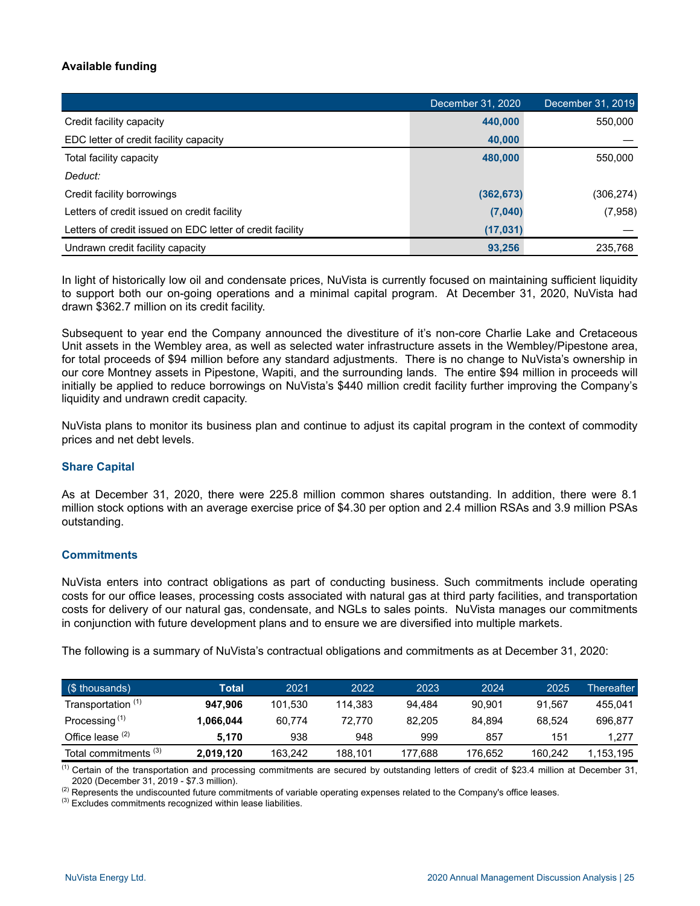### Available funding

| | December 31, 2020 | December 31, 2019 |
|---|---|---|
| Credit facility capacity | **440,000** | 550,000 |
| EDC letter of credit facility capacity | **40,000** | — |
| Total facility capacity | **480,000** | 550,000 |
| *Deduct:* | | |
| Credit facility borrowings | **(362,673)** | (306,274) |
| Letters of credit issued on credit facility | **(7,040)** | (7,958) |
| Letters of credit issued on EDC letter of credit facility | **(17,031)** | — |
| Undrawn credit facility capacity | **93,256** | 235,768 |

In light of historically low oil and condensate prices, NuVista is currently focused on maintaining sufficient liquidity to support both our on-going operations and a minimal capital program. At December 31, 2020, NuVista had drawn $362.7 million on its credit facility.

Subsequent to year end the Company announced the divestiture of it's non-core Charlie Lake and Cretaceous Unit assets in the Wembley area, as well as selected water infrastructure assets in the Wembley/Pipestone area, for total proceeds of $94 million before any standard adjustments. There is no change to NuVista's ownership in our core Montney assets in Pipestone, Wapiti, and the surrounding lands. The entire $94 million in proceeds will initially be applied to reduce borrowings on NuVista's $440 million credit facility further improving the Company's liquidity and undrawn credit capacity.

NuVista plans to monitor its business plan and continue to adjust its capital program in the context of commodity prices and net debt levels.

### Share Capital

As at December 31, 2020, there were 225.8 million common shares outstanding. In addition, there were 8.1 million stock options with an average exercise price of $4.30 per option and 2.4 million RSAs and 3.9 million PSAs outstanding.

### Commitments

NuVista enters into contract obligations as part of conducting business. Such commitments include operating costs for our office leases, processing costs associated with natural gas at third party facilities, and transportation costs for delivery of our natural gas, condensate, and NGLs to sales points. NuVista manages our commitments in conjunction with future development plans and to ensure we are diversified into multiple markets.

The following is a summary of NuVista's contractual obligations and commitments as at December 31, 2020:

| ($ thousands) | Total | 2021 | 2022 | 2023 | 2024 | 2025 | Thereafter |
|---|---|---|---|---|---|---|---|
| Transportation [(1)] | **947,906** | 101,530 | 114,383 | 94,484 | 90,901 | 91,567 | 455,041 |
| Processing [(1)] | **1,066,044** | 60,774 | 72,770 | 82,205 | 84,894 | 68,524 | 696,877 |
| Office lease [(2)] | **5,170** | 938 | 948 | 999 | 857 | 151 | 1,277 |
| Total commitments [(3)] | **2,019,120** | 163,242 | 188,101 | 177,688 | 176,652 | 160,242 | 1,153,195 |

[(1)] Certain of the transportation and processing commitments are secured by outstanding letters of credit of $23.4 million at December 31, 2020 (December 31, 2019 - $7.3 million).

[(2)] Represents the undiscounted future commitments of variable operating expenses related to the Company's office leases.

[(3)] Excludes commitments recognized within lease liabilities.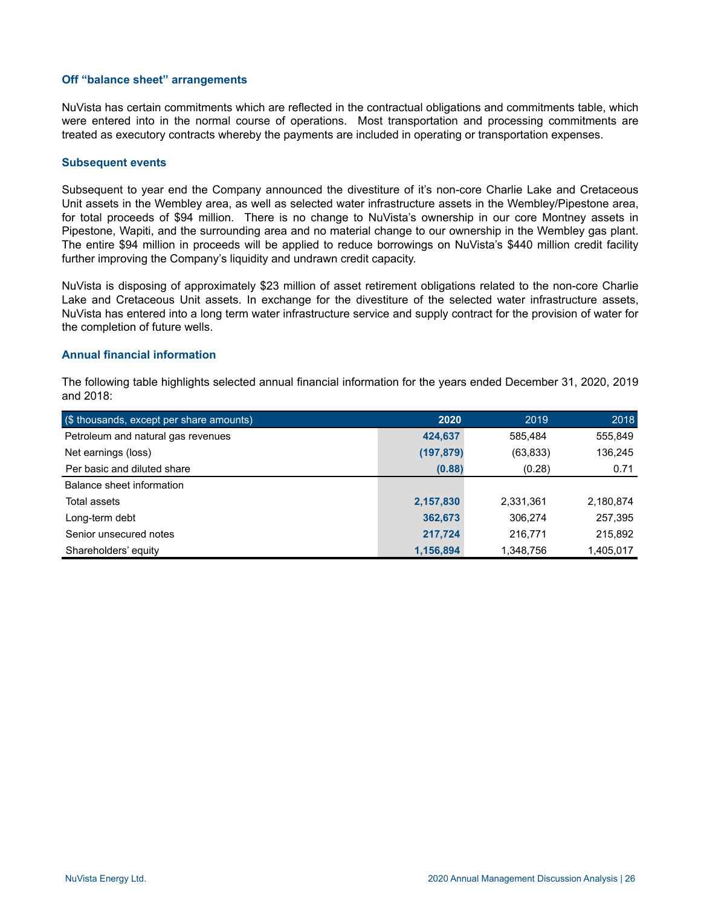### Off “balance sheet” arrangements

NuVista has certain commitments which are reflected in the contractual obligations and commitments table, which were entered into in the normal course of operations. Most transportation and processing commitments are treated as executory contracts whereby the payments are included in operating or transportation expenses.

### Subsequent events

Subsequent to year end the Company announced the divestiture of it’s non-core Charlie Lake and Cretaceous Unit assets in the Wembley area, as well as selected water infrastructure assets in the Wembley/Pipestone area, for total proceeds of $94 million. There is no change to NuVista’s ownership in our core Montney assets in Pipestone, Wapiti, and the surrounding area and no material change to our ownership in the Wembley gas plant. The entire $94 million in proceeds will be applied to reduce borrowings on NuVista’s $440 million credit facility further improving the Company’s liquidity and undrawn credit capacity.

NuVista is disposing of approximately $23 million of asset retirement obligations related to the non-core Charlie Lake and Cretaceous Unit assets. In exchange for the divestiture of the selected water infrastructure assets, NuVista has entered into a long term water infrastructure service and supply contract for the provision of water for the completion of future wells.

### Annual financial information

The following table highlights selected annual financial information for the years ended December 31, 2020, 2019 and 2018:

| ($ thousands, except per share amounts) | **2020** | 2019 | 2018 |
|---|---|---|---|
| Petroleum and natural gas revenues | **424,637** | 585,484 | 555,849 |
| Net earnings (loss) | **(197,879)** | (63,833) | 136,245 |
| Per basic and diluted share | **(0.88)** | (0.28) | 0.71 |
| Balance sheet information | | | |
| Total assets | **2,157,830** | 2,331,361 | 2,180,874 |
| Long-term debt | **362,673** | 306,274 | 257,395 |
| Senior unsecured notes | **217,724** | 216,771 | 215,892 |
| Shareholders’ equity | **1,156,894** | 1,348,756 | 1,405,017 |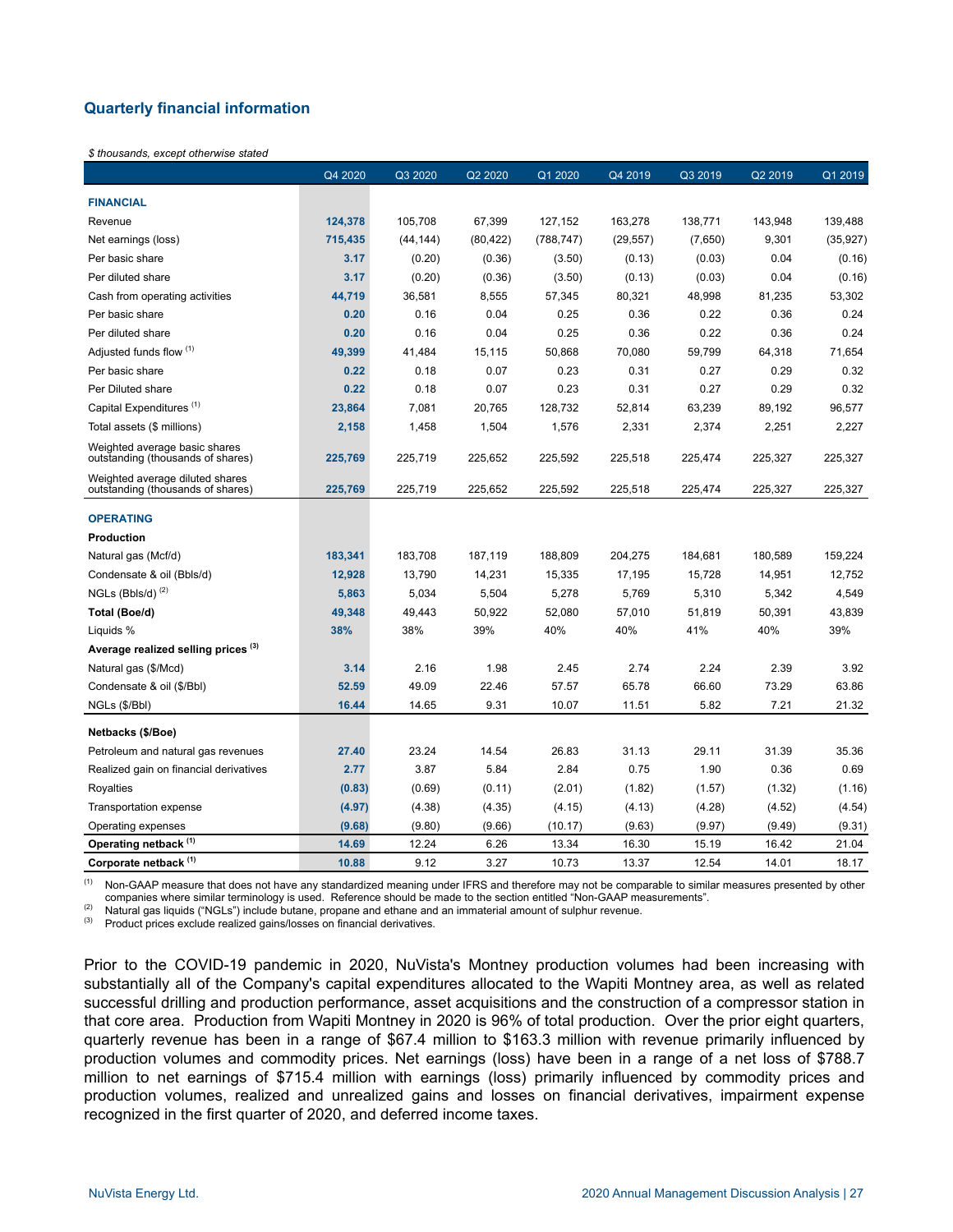## Quarterly financial information

*$ thousands, except otherwise stated*

| | Q4 2020 | Q3 2020 | Q2 2020 | Q1 2020 | Q4 2019 | Q3 2019 | Q2 2019 | Q1 2019 |
|---|---|---|---|---|---|---|---|---|
| **FINANCIAL** | | | | | | | | |
| Revenue | **124,378** | 105,708 | 67,399 | 127,152 | 163,278 | 138,771 | 143,948 | 139,488 |
| Net earnings (loss) | **715,435** | (44,144) | (80,422) | (788,747) | (29,557) | (7,650) | 9,301 | (35,927) |
| Per basic share | **3.17** | (0.20) | (0.36) | (3.50) | (0.13) | (0.03) | 0.04 | (0.16) |
| Per diluted share | **3.17** | (0.20) | (0.36) | (3.50) | (0.13) | (0.03) | 0.04 | (0.16) |
| Cash from operating activities | **44,719** | 36,581 | 8,555 | 57,345 | 80,321 | 48,998 | 81,235 | 53,302 |
| Per basic share | **0.20** | 0.16 | 0.04 | 0.25 | 0.36 | 0.22 | 0.36 | 0.24 |
| Per diluted share | **0.20** | 0.16 | 0.04 | 0.25 | 0.36 | 0.22 | 0.36 | 0.24 |
| Adjusted funds flow [(1)] | **49,399** | 41,484 | 15,115 | 50,868 | 70,080 | 59,799 | 64,318 | 71,654 |
| Per basic share | **0.22** | 0.18 | 0.07 | 0.23 | 0.31 | 0.27 | 0.29 | 0.32 |
| Per Diluted share | **0.22** | 0.18 | 0.07 | 0.23 | 0.31 | 0.27 | 0.29 | 0.32 |
| Capital Expenditures [(1)] | **23,864** | 7,081 | 20,765 | 128,732 | 52,814 | 63,239 | 89,192 | 96,577 |
| Total assets ($ millions) | **2,158** | 1,458 | 1,504 | 1,576 | 2,331 | 2,374 | 2,251 | 2,227 |
| Weighted average basic shares outstanding (thousands of shares) | **225,769** | 225,719 | 225,652 | 225,592 | 225,518 | 225,474 | 225,327 | 225,327 |
| Weighted average diluted shares outstanding (thousands of shares) | **225,769** | 225,719 | 225,652 | 225,592 | 225,518 | 225,474 | 225,327 | 225,327 |
| **OPERATING** | | | | | | | | |
| **Production** | | | | | | | | |
| Natural gas (Mcf/d) | **183,341** | 183,708 | 187,119 | 188,809 | 204,275 | 184,681 | 180,589 | 159,224 |
| Condensate & oil (Bbls/d) | **12,928** | 13,790 | 14,231 | 15,335 | 17,195 | 15,728 | 14,951 | 12,752 |
| NGLs (Bbls/d) [(2)] | **5,863** | 5,034 | 5,504 | 5,278 | 5,769 | 5,310 | 5,342 | 4,549 |
| **Total (Boe/d)** | **49,348** | 49,443 | 50,922 | 52,080 | 57,010 | 51,819 | 50,391 | 43,839 |
| Liquids % | **38%** | 38% | 39% | 40% | 40% | 41% | 40% | 39% |
| **Average realized selling prices [(3)]** | | | | | | | | |
| Natural gas ($/Mcd) | **3.14** | 2.16 | 1.98 | 2.45 | 2.74 | 2.24 | 2.39 | 3.92 |
| Condensate & oil ($/Bbl) | **52.59** | 49.09 | 22.46 | 57.57 | 65.78 | 66.60 | 73.29 | 63.86 |
| NGLs ($/Bbl) | **16.44** | 14.65 | 9.31 | 10.07 | 11.51 | 5.82 | 7.21 | 21.32 |
| **Netbacks ($/Boe)** | | | | | | | | |
| Petroleum and natural gas revenues | **27.40** | 23.24 | 14.54 | 26.83 | 31.13 | 29.11 | 31.39 | 35.36 |
| Realized gain on financial derivatives | **2.77** | 3.87 | 5.84 | 2.84 | 0.75 | 1.90 | 0.36 | 0.69 |
| Royalties | **(0.83)** | (0.69) | (0.11) | (2.01) | (1.82) | (1.57) | (1.32) | (1.16) |
| Transportation expense | **(4.97)** | (4.38) | (4.35) | (4.15) | (4.13) | (4.28) | (4.52) | (4.54) |
| Operating expenses | **(9.68)** | (9.80) | (9.66) | (10.17) | (9.63) | (9.97) | (9.49) | (9.31) |
| **Operating netback [(1)]** | **14.69** | 12.24 | 6.26 | 13.34 | 16.30 | 15.19 | 16.42 | 21.04 |
| **Corporate netback [(1)]** | **10.88** | 9.12 | 3.27 | 10.73 | 13.37 | 12.54 | 14.01 | 18.17 |

(1) Non-GAAP measure that does not have any standardized meaning under IFRS and therefore may not be comparable to similar measures presented by other companies where similar terminology is used. Reference should be made to the section entitled "Non-GAAP measurements".
(2) Natural gas liquids ("NGLs") include butane, propane and ethane and an immaterial amount of sulphur revenue.
(3) Product prices exclude realized gains/losses on financial derivatives.

Prior to the COVID-19 pandemic in 2020, NuVista's Montney production volumes had been increasing with substantially all of the Company's capital expenditures allocated to the Wapiti Montney area, as well as related successful drilling and production performance, asset acquisitions and the construction of a compressor station in that core area. Production from Wapiti Montney in 2020 is 96% of total production. Over the prior eight quarters, quarterly revenue has been in a range of $67.4 million to $163.3 million with revenue primarily influenced by production volumes and commodity prices. Net earnings (loss) have been in a range of a net loss of $788.7 million to net earnings of $715.4 million with earnings (loss) primarily influenced by commodity prices and production volumes, realized and unrealized gains and losses on financial derivatives, impairment expense recognized in the first quarter of 2020, and deferred income taxes.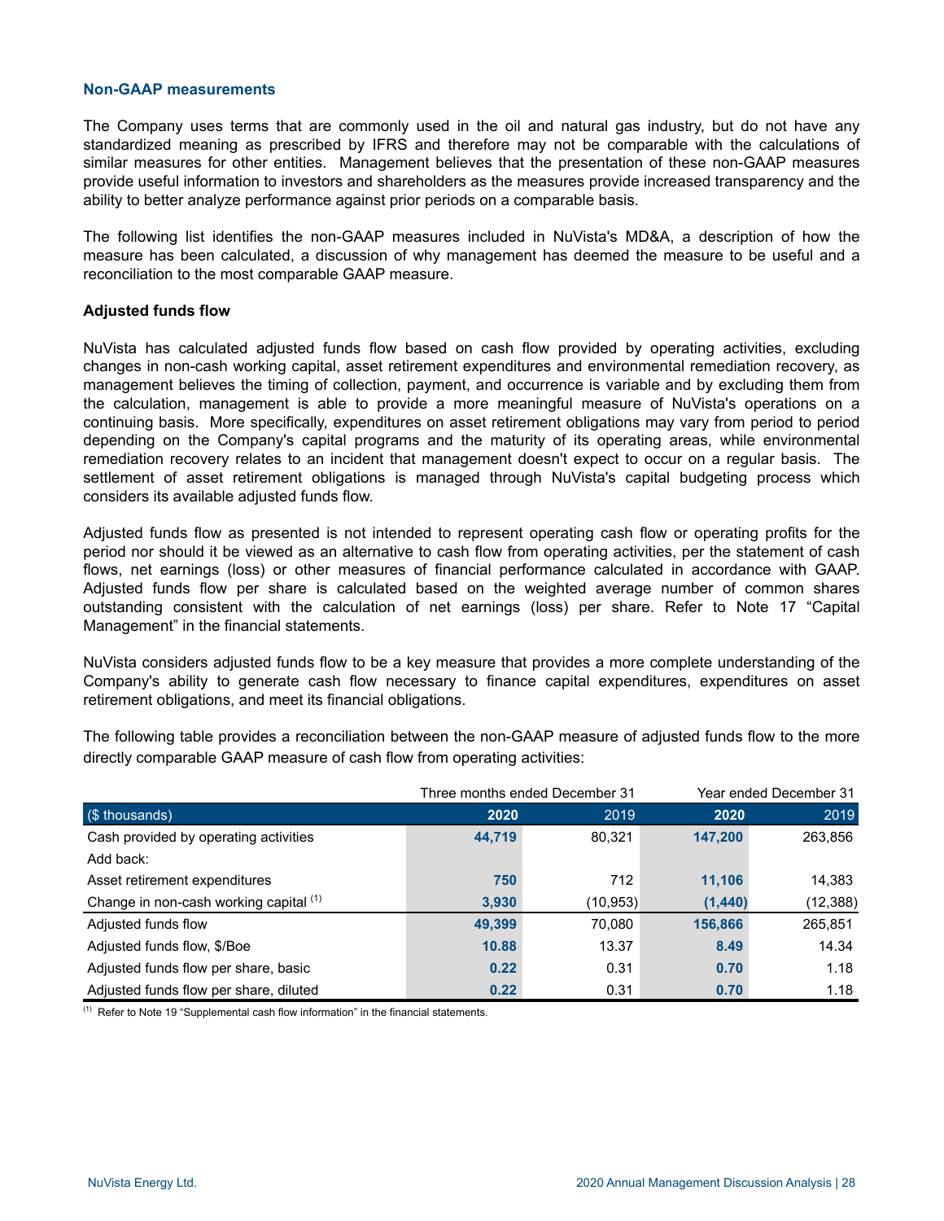## Non-GAAP measurements

The Company uses terms that are commonly used in the oil and natural gas industry, but do not have any standardized meaning as prescribed by IFRS and therefore may not be comparable with the calculations of similar measures for other entities. Management believes that the presentation of these non-GAAP measures provide useful information to investors and shareholders as the measures provide increased transparency and the ability to better analyze performance against prior periods on a comparable basis.

The following list identifies the non-GAAP measures included in NuVista's MD&A, a description of how the measure has been calculated, a discussion of why management has deemed the measure to be useful and a reconciliation to the most comparable GAAP measure.

### Adjusted funds flow

NuVista has calculated adjusted funds flow based on cash flow provided by operating activities, excluding changes in non-cash working capital, asset retirement expenditures and environmental remediation recovery, as management believes the timing of collection, payment, and occurrence is variable and by excluding them from the calculation, management is able to provide a more meaningful measure of NuVista's operations on a continuing basis. More specifically, expenditures on asset retirement obligations may vary from period to period depending on the Company's capital programs and the maturity of its operating areas, while environmental remediation recovery relates to an incident that management doesn't expect to occur on a regular basis. The settlement of asset retirement obligations is managed through NuVista's capital budgeting process which considers its available adjusted funds flow.

Adjusted funds flow as presented is not intended to represent operating cash flow or operating profits for the period nor should it be viewed as an alternative to cash flow from operating activities, per the statement of cash flows, net earnings (loss) or other measures of financial performance calculated in accordance with GAAP. Adjusted funds flow per share is calculated based on the weighted average number of common shares outstanding consistent with the calculation of net earnings (loss) per share. Refer to Note 17 "Capital Management" in the financial statements.

NuVista considers adjusted funds flow to be a key measure that provides a more complete understanding of the Company's ability to generate cash flow necessary to finance capital expenditures, expenditures on asset retirement obligations, and meet its financial obligations.

The following table provides a reconciliation between the non-GAAP measure of adjusted funds flow to the more directly comparable GAAP measure of cash flow from operating activities:

| | Three months ended December 31 | | Year ended December 31 | |
|---|---|---|---|---|
| ($ thousands) | **2020** | 2019 | **2020** | 2019 |
| Cash provided by operating activities | **44,719** | 80,321 | **147,200** | 263,856 |
| Add back: | | | | |
| Asset retirement expenditures | **750** | 712 | **11,106** | 14,383 |
| Change in non-cash working capital [(1)] | **3,930** | (10,953) | **(1,440)** | (12,388) |
| Adjusted funds flow | **49,399** | 70,080 | **156,866** | 265,851 |
| Adjusted funds flow, $/Boe | **10.88** | 13.37 | **8.49** | 14.34 |
| Adjusted funds flow per share, basic | **0.22** | 0.31 | **0.70** | 1.18 |
| Adjusted funds flow per share, diluted | **0.22** | 0.31 | **0.70** | 1.18 |

(1) Refer to Note 19 "Supplemental cash flow information" in the financial statements.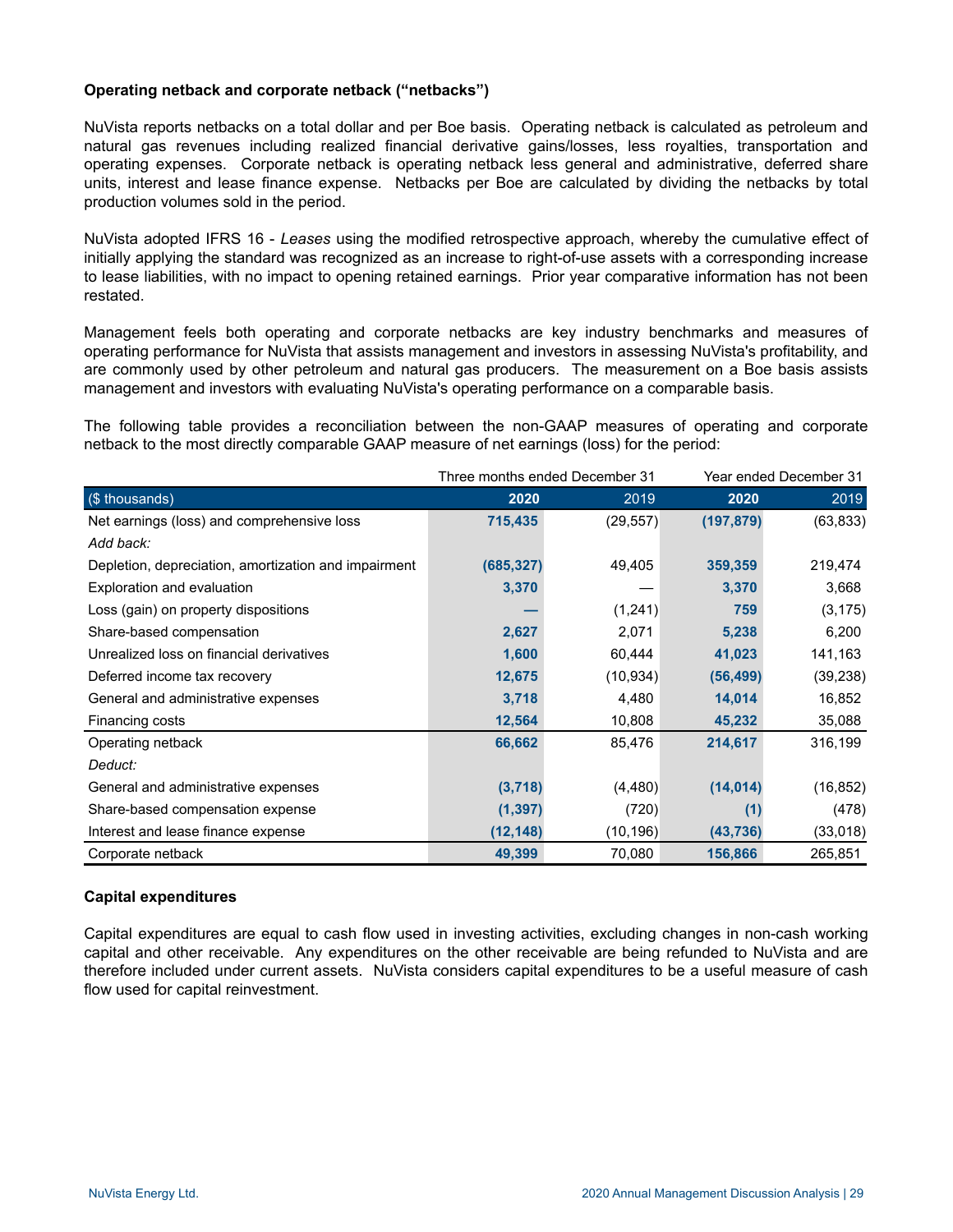**Operating netback and corporate netback ("netbacks")**

NuVista reports netbacks on a total dollar and per Boe basis. Operating netback is calculated as petroleum and natural gas revenues including realized financial derivative gains/losses, less royalties, transportation and operating expenses. Corporate netback is operating netback less general and administrative, deferred share units, interest and lease finance expense. Netbacks per Boe are calculated by dividing the netbacks by total production volumes sold in the period.

NuVista adopted IFRS 16 - *Leases* using the modified retrospective approach, whereby the cumulative effect of initially applying the standard was recognized as an increase to right-of-use assets with a corresponding increase to lease liabilities, with no impact to opening retained earnings. Prior year comparative information has not been restated.

Management feels both operating and corporate netbacks are key industry benchmarks and measures of operating performance for NuVista that assists management and investors in assessing NuVista's profitability, and are commonly used by other petroleum and natural gas producers. The measurement on a Boe basis assists management and investors with evaluating NuVista's operating performance on a comparable basis.

The following table provides a reconciliation between the non-GAAP measures of operating and corporate netback to the most directly comparable GAAP measure of net earnings (loss) for the period:

| | Three months ended December 31 | | Year ended December 31 | |
|---|---|---|---|---|
| ($ thousands) | **2020** | 2019 | **2020** | 2019 |
| Net earnings (loss) and comprehensive loss | **715,435** | (29,557) | **(197,879)** | (63,833) |
| *Add back:* | | | | |
| Depletion, depreciation, amortization and impairment | **(685,327)** | 49,405 | **359,359** | 219,474 |
| Exploration and evaluation | **3,370** | — | **3,370** | 3,668 |
| Loss (gain) on property dispositions | **—** | (1,241) | **759** | (3,175) |
| Share-based compensation | **2,627** | 2,071 | **5,238** | 6,200 |
| Unrealized loss on financial derivatives | **1,600** | 60,444 | **41,023** | 141,163 |
| Deferred income tax recovery | **12,675** | (10,934) | **(56,499)** | (39,238) |
| General and administrative expenses | **3,718** | 4,480 | **14,014** | 16,852 |
| Financing costs | **12,564** | 10,808 | **45,232** | 35,088 |
| Operating netback | **66,662** | 85,476 | **214,617** | 316,199 |
| *Deduct:* | | | | |
| General and administrative expenses | **(3,718)** | (4,480) | **(14,014)** | (16,852) |
| Share-based compensation expense | **(1,397)** | (720) | **(1)** | (478) |
| Interest and lease finance expense | **(12,148)** | (10,196) | **(43,736)** | (33,018) |
| Corporate netback | **49,399** | 70,080 | **156,866** | 265,851 |

**Capital expenditures**

Capital expenditures are equal to cash flow used in investing activities, excluding changes in non-cash working capital and other receivable. Any expenditures on the other receivable are being refunded to NuVista and are therefore included under current assets. NuVista considers capital expenditures to be a useful measure of cash flow used for capital reinvestment.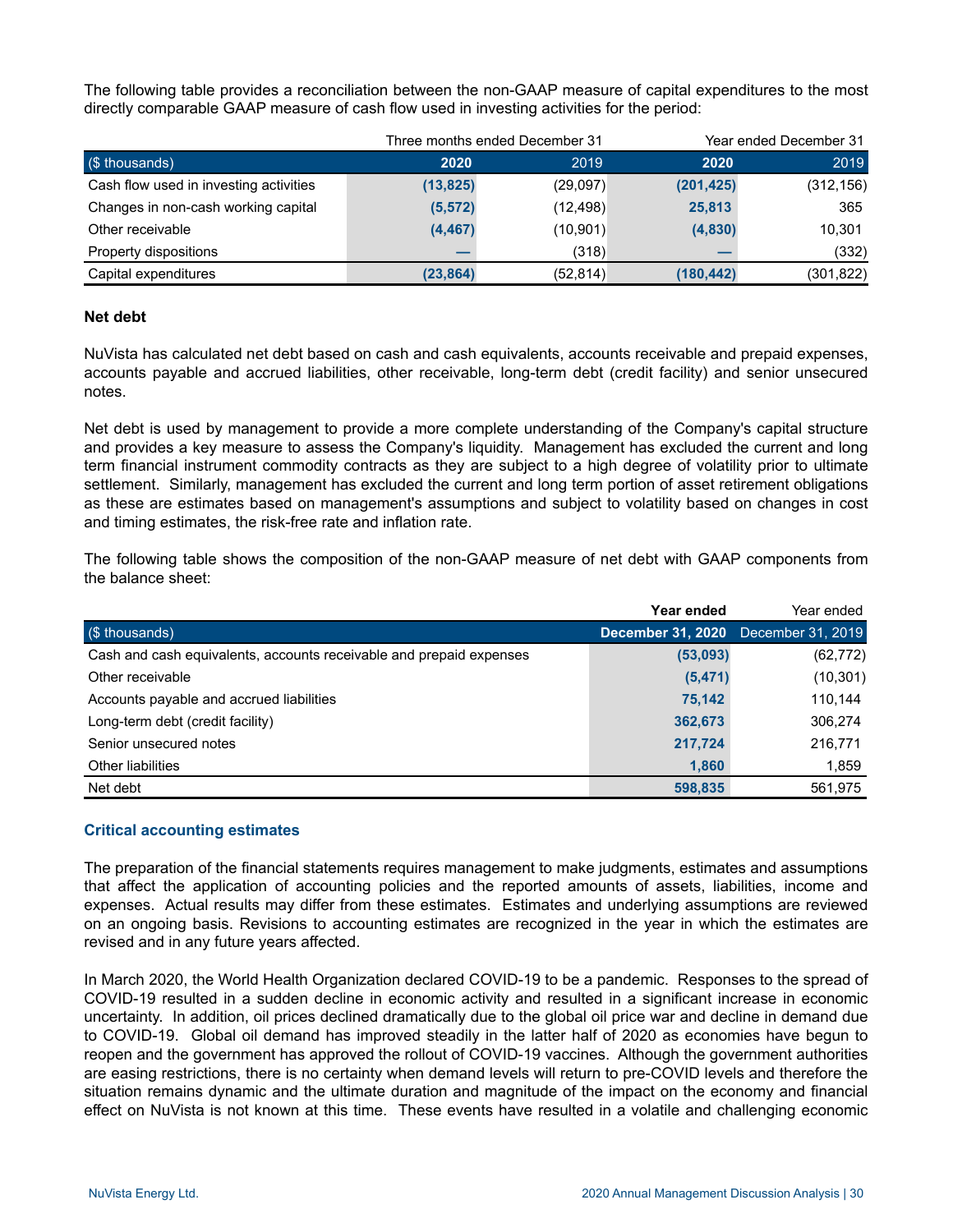The following table provides a reconciliation between the non-GAAP measure of capital expenditures to the most directly comparable GAAP measure of cash flow used in investing activities for the period:

| | Three months ended December 31 | | Year ended December 31 | |
|---|---|---|---|---|
| ($ thousands) | **2020** | 2019 | **2020** | 2019 |
| Cash flow used in investing activities | **(13,825)** | (29,097) | **(201,425)** | (312,156) |
| Changes in non-cash working capital | **(5,572)** | (12,498) | **25,813** | 365 |
| Other receivable | **(4,467)** | (10,901) | **(4,830)** | 10,301 |
| Property dispositions | **—** | (318) | **—** | (332) |
| Capital expenditures | **(23,864)** | (52,814) | **(180,442)** | (301,822) |

**Net debt**

NuVista has calculated net debt based on cash and cash equivalents, accounts receivable and prepaid expenses, accounts payable and accrued liabilities, other receivable, long-term debt (credit facility) and senior unsecured notes.

Net debt is used by management to provide a more complete understanding of the Company's capital structure and provides a key measure to assess the Company's liquidity. Management has excluded the current and long term financial instrument commodity contracts as they are subject to a high degree of volatility prior to ultimate settlement. Similarly, management has excluded the current and long term portion of asset retirement obligations as these are estimates based on management's assumptions and subject to volatility based on changes in cost and timing estimates, the risk-free rate and inflation rate.

The following table shows the composition of the non-GAAP measure of net debt with GAAP components from the balance sheet:

| ($ thousands) | **Year ended December 31, 2020** | Year ended December 31, 2019 |
|---|---|---|
| Cash and cash equivalents, accounts receivable and prepaid expenses | **(53,093)** | (62,772) |
| Other receivable | **(5,471)** | (10,301) |
| Accounts payable and accrued liabilities | **75,142** | 110,144 |
| Long-term debt (credit facility) | **362,673** | 306,274 |
| Senior unsecured notes | **217,724** | 216,771 |
| Other liabilities | **1,860** | 1,859 |
| Net debt | **598,835** | 561,975 |

## Critical accounting estimates

The preparation of the financial statements requires management to make judgments, estimates and assumptions that affect the application of accounting policies and the reported amounts of assets, liabilities, income and expenses. Actual results may differ from these estimates. Estimates and underlying assumptions are reviewed on an ongoing basis. Revisions to accounting estimates are recognized in the year in which the estimates are revised and in any future years affected.

In March 2020, the World Health Organization declared COVID-19 to be a pandemic. Responses to the spread of COVID-19 resulted in a sudden decline in economic activity and resulted in a significant increase in economic uncertainty. In addition, oil prices declined dramatically due to the global oil price war and decline in demand due to COVID-19. Global oil demand has improved steadily in the latter half of 2020 as economies have begun to reopen and the government has approved the rollout of COVID-19 vaccines. Although the government authorities are easing restrictions, there is no certainty when demand levels will return to pre-COVID levels and therefore the situation remains dynamic and the ultimate duration and magnitude of the impact on the economy and financial effect on NuVista is not known at this time. These events have resulted in a volatile and challenging economic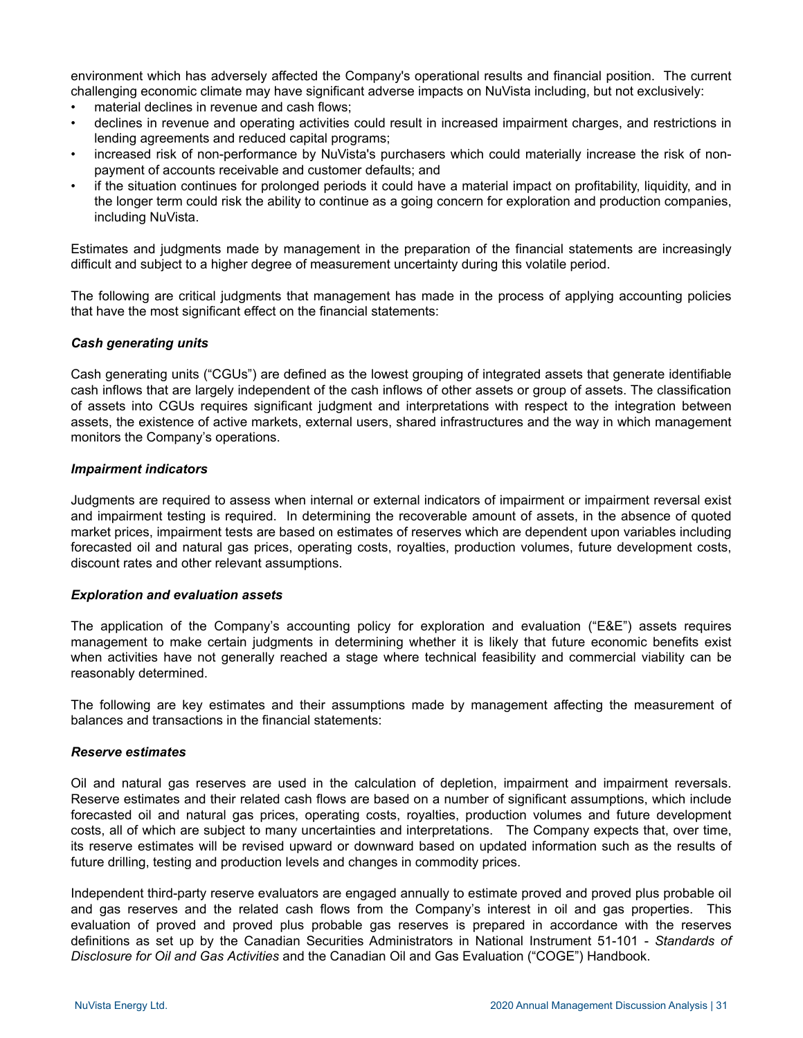environment which has adversely affected the Company's operational results and financial position. The current challenging economic climate may have significant adverse impacts on NuVista including, but not exclusively:

- material declines in revenue and cash flows;
- declines in revenue and operating activities could result in increased impairment charges, and restrictions in lending agreements and reduced capital programs;
- increased risk of non-performance by NuVista's purchasers which could materially increase the risk of non-payment of accounts receivable and customer defaults; and
- if the situation continues for prolonged periods it could have a material impact on profitability, liquidity, and in the longer term could risk the ability to continue as a going concern for exploration and production companies, including NuVista.

Estimates and judgments made by management in the preparation of the financial statements are increasingly difficult and subject to a higher degree of measurement uncertainty during this volatile period.

The following are critical judgments that management has made in the process of applying accounting policies that have the most significant effect on the financial statements:

***Cash generating units***

Cash generating units ("CGUs") are defined as the lowest grouping of integrated assets that generate identifiable cash inflows that are largely independent of the cash inflows of other assets or group of assets. The classification of assets into CGUs requires significant judgment and interpretations with respect to the integration between assets, the existence of active markets, external users, shared infrastructures and the way in which management monitors the Company's operations.

***Impairment indicators***

Judgments are required to assess when internal or external indicators of impairment or impairment reversal exist and impairment testing is required. In determining the recoverable amount of assets, in the absence of quoted market prices, impairment tests are based on estimates of reserves which are dependent upon variables including forecasted oil and natural gas prices, operating costs, royalties, production volumes, future development costs, discount rates and other relevant assumptions.

***Exploration and evaluation assets***

The application of the Company's accounting policy for exploration and evaluation ("E&E") assets requires management to make certain judgments in determining whether it is likely that future economic benefits exist when activities have not generally reached a stage where technical feasibility and commercial viability can be reasonably determined.

The following are key estimates and their assumptions made by management affecting the measurement of balances and transactions in the financial statements:

***Reserve estimates***

Oil and natural gas reserves are used in the calculation of depletion, impairment and impairment reversals. Reserve estimates and their related cash flows are based on a number of significant assumptions, which include forecasted oil and natural gas prices, operating costs, royalties, production volumes and future development costs, all of which are subject to many uncertainties and interpretations. The Company expects that, over time, its reserve estimates will be revised upward or downward based on updated information such as the results of future drilling, testing and production levels and changes in commodity prices.

Independent third-party reserve evaluators are engaged annually to estimate proved and proved plus probable oil and gas reserves and the related cash flows from the Company's interest in oil and gas properties. This evaluation of proved and proved plus probable gas reserves is prepared in accordance with the reserves definitions as set up by the Canadian Securities Administrators in National Instrument 51-101 - *Standards of Disclosure for Oil and Gas Activities* and the Canadian Oil and Gas Evaluation ("COGE") Handbook.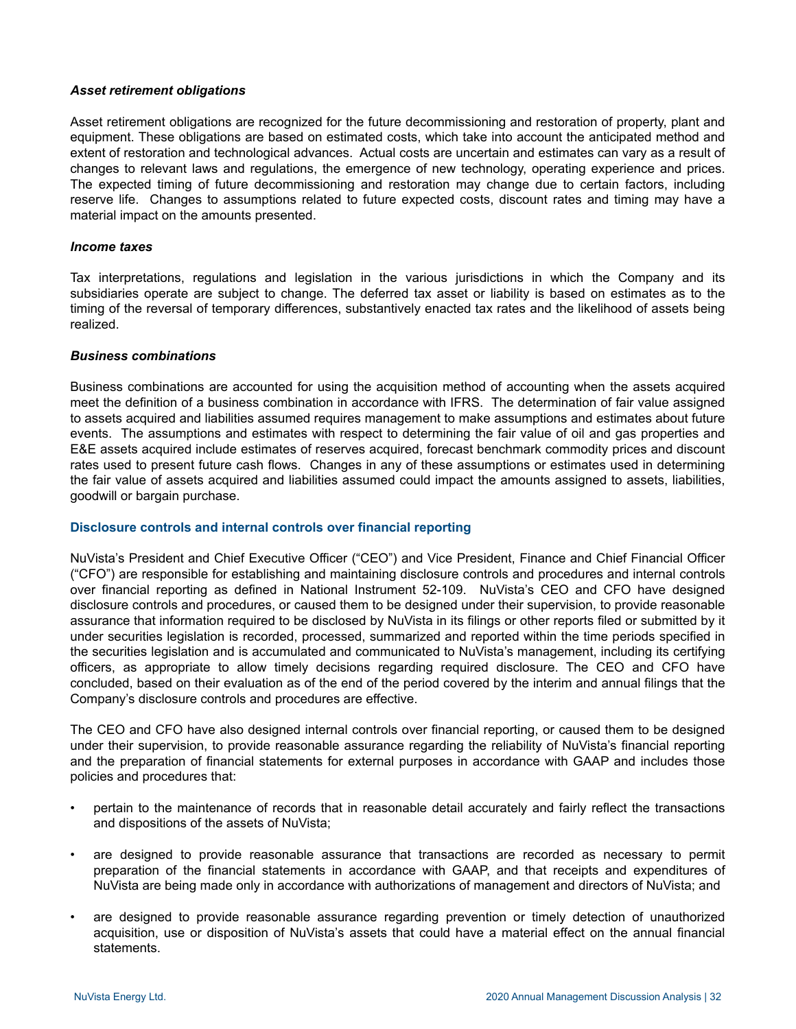### *Asset retirement obligations*

Asset retirement obligations are recognized for the future decommissioning and restoration of property, plant and equipment. These obligations are based on estimated costs, which take into account the anticipated method and extent of restoration and technological advances. Actual costs are uncertain and estimates can vary as a result of changes to relevant laws and regulations, the emergence of new technology, operating experience and prices. The expected timing of future decommissioning and restoration may change due to certain factors, including reserve life. Changes to assumptions related to future expected costs, discount rates and timing may have a material impact on the amounts presented.

### *Income taxes*

Tax interpretations, regulations and legislation in the various jurisdictions in which the Company and its subsidiaries operate are subject to change. The deferred tax asset or liability is based on estimates as to the timing of the reversal of temporary differences, substantively enacted tax rates and the likelihood of assets being realized.

### *Business combinations*

Business combinations are accounted for using the acquisition method of accounting when the assets acquired meet the definition of a business combination in accordance with IFRS. The determination of fair value assigned to assets acquired and liabilities assumed requires management to make assumptions and estimates about future events. The assumptions and estimates with respect to determining the fair value of oil and gas properties and E&E assets acquired include estimates of reserves acquired, forecast benchmark commodity prices and discount rates used to present future cash flows. Changes in any of these assumptions or estimates used in determining the fair value of assets acquired and liabilities assumed could impact the amounts assigned to assets, liabilities, goodwill or bargain purchase.

## Disclosure controls and internal controls over financial reporting

NuVista's President and Chief Executive Officer ("CEO") and Vice President, Finance and Chief Financial Officer ("CFO") are responsible for establishing and maintaining disclosure controls and procedures and internal controls over financial reporting as defined in National Instrument 52-109. NuVista's CEO and CFO have designed disclosure controls and procedures, or caused them to be designed under their supervision, to provide reasonable assurance that information required to be disclosed by NuVista in its filings or other reports filed or submitted by it under securities legislation is recorded, processed, summarized and reported within the time periods specified in the securities legislation and is accumulated and communicated to NuVista's management, including its certifying officers, as appropriate to allow timely decisions regarding required disclosure. The CEO and CFO have concluded, based on their evaluation as of the end of the period covered by the interim and annual filings that the Company's disclosure controls and procedures are effective.

The CEO and CFO have also designed internal controls over financial reporting, or caused them to be designed under their supervision, to provide reasonable assurance regarding the reliability of NuVista's financial reporting and the preparation of financial statements for external purposes in accordance with GAAP and includes those policies and procedures that:

- pertain to the maintenance of records that in reasonable detail accurately and fairly reflect the transactions and dispositions of the assets of NuVista;
- are designed to provide reasonable assurance that transactions are recorded as necessary to permit preparation of the financial statements in accordance with GAAP, and that receipts and expenditures of NuVista are being made only in accordance with authorizations of management and directors of NuVista; and
- are designed to provide reasonable assurance regarding prevention or timely detection of unauthorized acquisition, use or disposition of NuVista's assets that could have a material effect on the annual financial statements.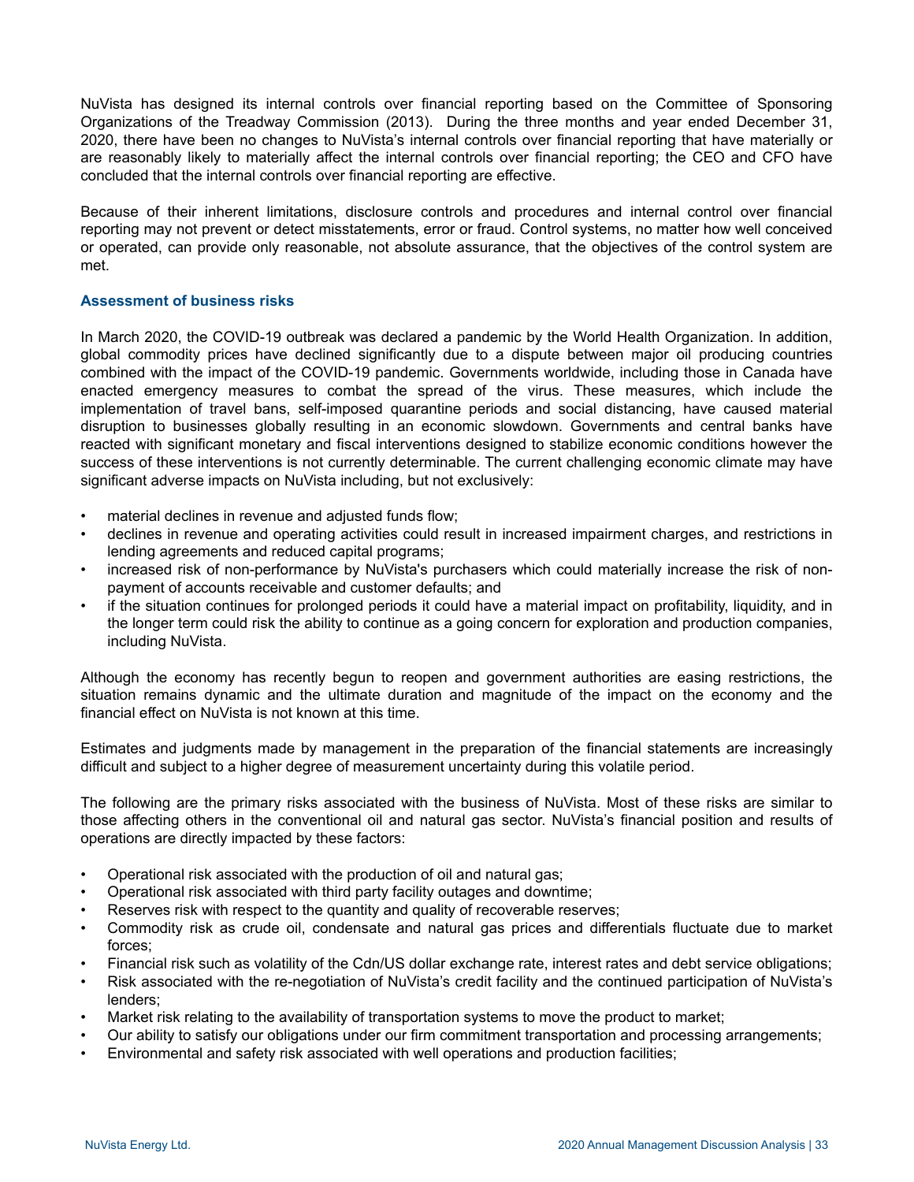NuVista has designed its internal controls over financial reporting based on the Committee of Sponsoring Organizations of the Treadway Commission (2013). During the three months and year ended December 31, 2020, there have been no changes to NuVista's internal controls over financial reporting that have materially or are reasonably likely to materially affect the internal controls over financial reporting; the CEO and CFO have concluded that the internal controls over financial reporting are effective.

Because of their inherent limitations, disclosure controls and procedures and internal control over financial reporting may not prevent or detect misstatements, error or fraud. Control systems, no matter how well conceived or operated, can provide only reasonable, not absolute assurance, that the objectives of the control system are met.

### Assessment of business risks

In March 2020, the COVID-19 outbreak was declared a pandemic by the World Health Organization. In addition, global commodity prices have declined significantly due to a dispute between major oil producing countries combined with the impact of the COVID-19 pandemic. Governments worldwide, including those in Canada have enacted emergency measures to combat the spread of the virus. These measures, which include the implementation of travel bans, self-imposed quarantine periods and social distancing, have caused material disruption to businesses globally resulting in an economic slowdown. Governments and central banks have reacted with significant monetary and fiscal interventions designed to stabilize economic conditions however the success of these interventions is not currently determinable. The current challenging economic climate may have significant adverse impacts on NuVista including, but not exclusively:

- material declines in revenue and adjusted funds flow;
- declines in revenue and operating activities could result in increased impairment charges, and restrictions in lending agreements and reduced capital programs;
- increased risk of non-performance by NuVista's purchasers which could materially increase the risk of non-payment of accounts receivable and customer defaults; and
- if the situation continues for prolonged periods it could have a material impact on profitability, liquidity, and in the longer term could risk the ability to continue as a going concern for exploration and production companies, including NuVista.

Although the economy has recently begun to reopen and government authorities are easing restrictions, the situation remains dynamic and the ultimate duration and magnitude of the impact on the economy and the financial effect on NuVista is not known at this time.

Estimates and judgments made by management in the preparation of the financial statements are increasingly difficult and subject to a higher degree of measurement uncertainty during this volatile period.

The following are the primary risks associated with the business of NuVista. Most of these risks are similar to those affecting others in the conventional oil and natural gas sector. NuVista's financial position and results of operations are directly impacted by these factors:

- Operational risk associated with the production of oil and natural gas;
- Operational risk associated with third party facility outages and downtime;
- Reserves risk with respect to the quantity and quality of recoverable reserves;
- Commodity risk as crude oil, condensate and natural gas prices and differentials fluctuate due to market forces;
- Financial risk such as volatility of the Cdn/US dollar exchange rate, interest rates and debt service obligations;
- Risk associated with the re-negotiation of NuVista's credit facility and the continued participation of NuVista's lenders;
- Market risk relating to the availability of transportation systems to move the product to market;
- Our ability to satisfy our obligations under our firm commitment transportation and processing arrangements;
- Environmental and safety risk associated with well operations and production facilities;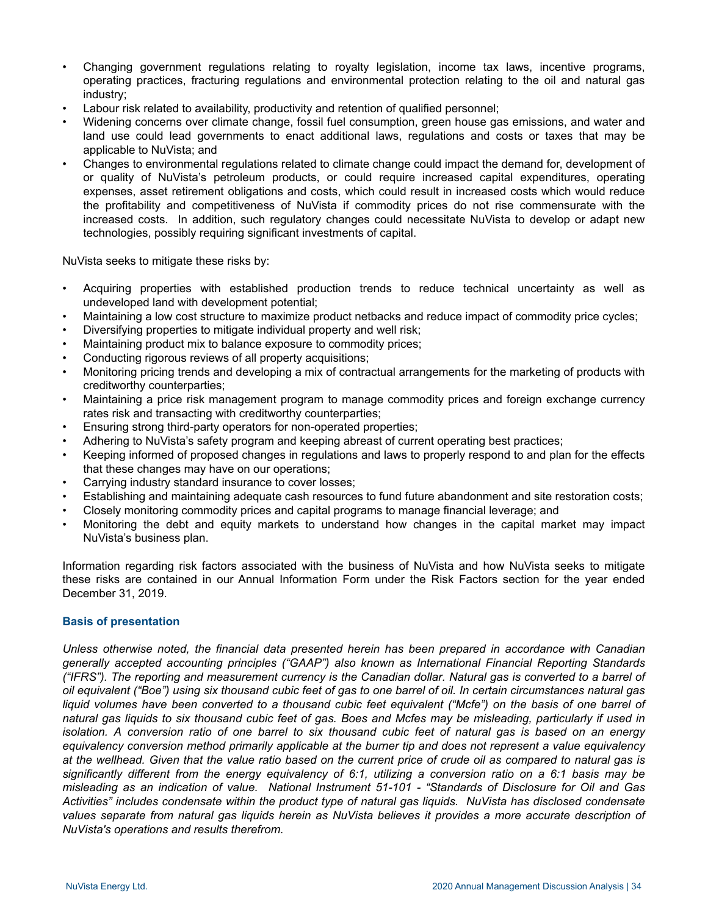- Changing government regulations relating to royalty legislation, income tax laws, incentive programs, operating practices, fracturing regulations and environmental protection relating to the oil and natural gas industry;
- Labour risk related to availability, productivity and retention of qualified personnel;
- Widening concerns over climate change, fossil fuel consumption, green house gas emissions, and water and land use could lead governments to enact additional laws, regulations and costs or taxes that may be applicable to NuVista; and
- Changes to environmental regulations related to climate change could impact the demand for, development of or quality of NuVista's petroleum products, or could require increased capital expenditures, operating expenses, asset retirement obligations and costs, which could result in increased costs which would reduce the profitability and competitiveness of NuVista if commodity prices do not rise commensurate with the increased costs. In addition, such regulatory changes could necessitate NuVista to develop or adapt new technologies, possibly requiring significant investments of capital.

NuVista seeks to mitigate these risks by:

- Acquiring properties with established production trends to reduce technical uncertainty as well as undeveloped land with development potential;
- Maintaining a low cost structure to maximize product netbacks and reduce impact of commodity price cycles;
- Diversifying properties to mitigate individual property and well risk;
- Maintaining product mix to balance exposure to commodity prices;
- Conducting rigorous reviews of all property acquisitions;
- Monitoring pricing trends and developing a mix of contractual arrangements for the marketing of products with creditworthy counterparties;
- Maintaining a price risk management program to manage commodity prices and foreign exchange currency rates risk and transacting with creditworthy counterparties;
- Ensuring strong third-party operators for non-operated properties;
- Adhering to NuVista's safety program and keeping abreast of current operating best practices;
- Keeping informed of proposed changes in regulations and laws to properly respond to and plan for the effects that these changes may have on our operations;
- Carrying industry standard insurance to cover losses;
- Establishing and maintaining adequate cash resources to fund future abandonment and site restoration costs;
- Closely monitoring commodity prices and capital programs to manage financial leverage; and
- Monitoring the debt and equity markets to understand how changes in the capital market may impact NuVista's business plan.

Information regarding risk factors associated with the business of NuVista and how NuVista seeks to mitigate these risks are contained in our Annual Information Form under the Risk Factors section for the year ended December 31, 2019.

### Basis of presentation

*Unless otherwise noted, the financial data presented herein has been prepared in accordance with Canadian generally accepted accounting principles ("GAAP") also known as International Financial Reporting Standards ("IFRS"). The reporting and measurement currency is the Canadian dollar. Natural gas is converted to a barrel of oil equivalent ("Boe") using six thousand cubic feet of gas to one barrel of oil. In certain circumstances natural gas liquid volumes have been converted to a thousand cubic feet equivalent ("Mcfe") on the basis of one barrel of natural gas liquids to six thousand cubic feet of gas. Boes and Mcfes may be misleading, particularly if used in isolation. A conversion ratio of one barrel to six thousand cubic feet of natural gas is based on an energy equivalency conversion method primarily applicable at the burner tip and does not represent a value equivalency at the wellhead. Given that the value ratio based on the current price of crude oil as compared to natural gas is significantly different from the energy equivalency of 6:1, utilizing a conversion ratio on a 6:1 basis may be misleading as an indication of value. National Instrument 51-101 - "Standards of Disclosure for Oil and Gas Activities" includes condensate within the product type of natural gas liquids. NuVista has disclosed condensate values separate from natural gas liquids herein as NuVista believes it provides a more accurate description of NuVista's operations and results therefrom.*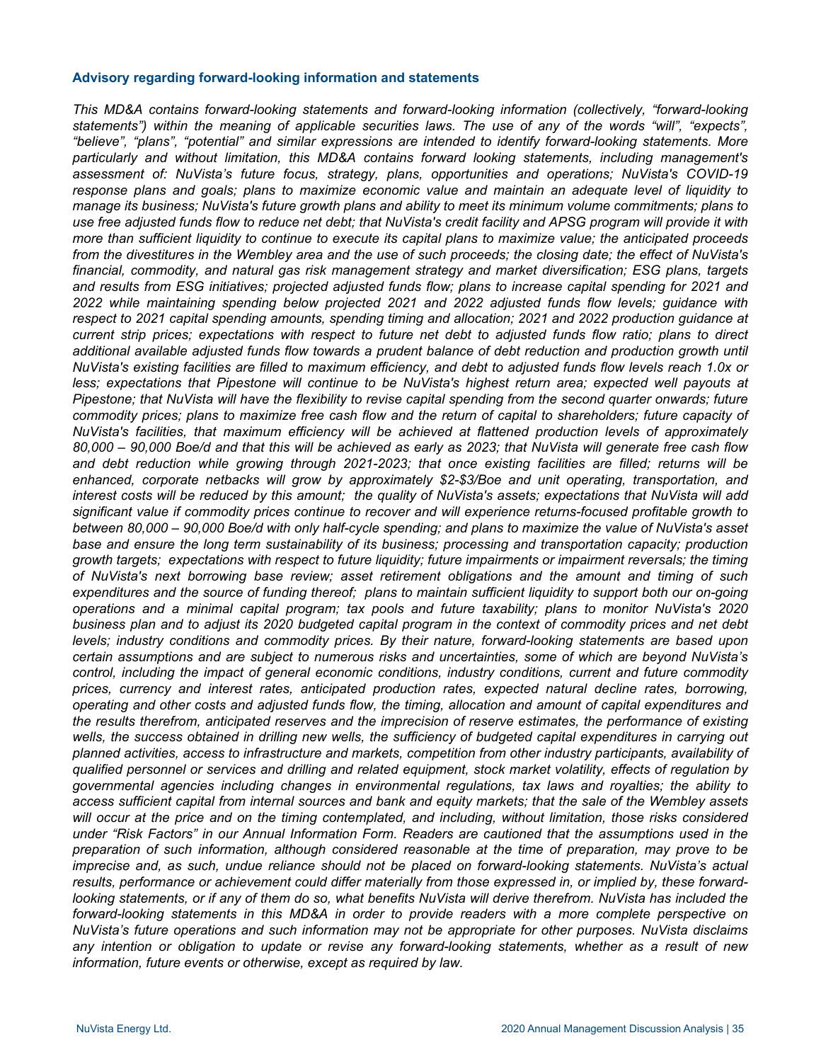### Advisory regarding forward-looking information and statements

*This MD&A contains forward-looking statements and forward-looking information (collectively, "forward-looking statements") within the meaning of applicable securities laws. The use of any of the words "will", "expects", "believe", "plans", "potential" and similar expressions are intended to identify forward-looking statements. More particularly and without limitation, this MD&A contains forward looking statements, including management's assessment of: NuVista's future focus, strategy, plans, opportunities and operations; NuVista's COVID-19 response plans and goals; plans to maximize economic value and maintain an adequate level of liquidity to manage its business; NuVista's future growth plans and ability to meet its minimum volume commitments; plans to use free adjusted funds flow to reduce net debt; that NuVista's credit facility and APSG program will provide it with more than sufficient liquidity to continue to execute its capital plans to maximize value; the anticipated proceeds from the divestitures in the Wembley area and the use of such proceeds; the closing date; the effect of NuVista's financial, commodity, and natural gas risk management strategy and market diversification; ESG plans, targets and results from ESG initiatives; projected adjusted funds flow; plans to increase capital spending for 2021 and 2022 while maintaining spending below projected 2021 and 2022 adjusted funds flow levels; guidance with respect to 2021 capital spending amounts, spending timing and allocation; 2021 and 2022 production guidance at current strip prices; expectations with respect to future net debt to adjusted funds flow ratio; plans to direct additional available adjusted funds flow towards a prudent balance of debt reduction and production growth until NuVista's existing facilities are filled to maximum efficiency, and debt to adjusted funds flow levels reach 1.0x or less; expectations that Pipestone will continue to be NuVista's highest return area; expected well payouts at Pipestone; that NuVista will have the flexibility to revise capital spending from the second quarter onwards; future commodity prices; plans to maximize free cash flow and the return of capital to shareholders; future capacity of NuVista's facilities, that maximum efficiency will be achieved at flattened production levels of approximately 80,000 – 90,000 Boe/d and that this will be achieved as early as 2023; that NuVista will generate free cash flow and debt reduction while growing through 2021-2023; that once existing facilities are filled; returns will be enhanced, corporate netbacks will grow by approximately \$2-\$3/Boe and unit operating, transportation, and interest costs will be reduced by this amount; the quality of NuVista's assets; expectations that NuVista will add significant value if commodity prices continue to recover and will experience returns-focused profitable growth to between 80,000 – 90,000 Boe/d with only half-cycle spending; and plans to maximize the value of NuVista's asset base and ensure the long term sustainability of its business; processing and transportation capacity; production growth targets; expectations with respect to future liquidity; future impairments or impairment reversals; the timing of NuVista's next borrowing base review; asset retirement obligations and the amount and timing of such expenditures and the source of funding thereof; plans to maintain sufficient liquidity to support both our on-going operations and a minimal capital program; tax pools and future taxability; plans to monitor NuVista's 2020 business plan and to adjust its 2020 budgeted capital program in the context of commodity prices and net debt levels; industry conditions and commodity prices. By their nature, forward-looking statements are based upon certain assumptions and are subject to numerous risks and uncertainties, some of which are beyond NuVista's control, including the impact of general economic conditions, industry conditions, current and future commodity prices, currency and interest rates, anticipated production rates, expected natural decline rates, borrowing, operating and other costs and adjusted funds flow, the timing, allocation and amount of capital expenditures and the results therefrom, anticipated reserves and the imprecision of reserve estimates, the performance of existing wells, the success obtained in drilling new wells, the sufficiency of budgeted capital expenditures in carrying out planned activities, access to infrastructure and markets, competition from other industry participants, availability of qualified personnel or services and drilling and related equipment, stock market volatility, effects of regulation by governmental agencies including changes in environmental regulations, tax laws and royalties; the ability to access sufficient capital from internal sources and bank and equity markets; that the sale of the Wembley assets will occur at the price and on the timing contemplated, and including, without limitation, those risks considered under "Risk Factors" in our Annual Information Form. Readers are cautioned that the assumptions used in the preparation of such information, although considered reasonable at the time of preparation, may prove to be imprecise and, as such, undue reliance should not be placed on forward-looking statements. NuVista's actual results, performance or achievement could differ materially from those expressed in, or implied by, these forward-looking statements, or if any of them do so, what benefits NuVista will derive therefrom. NuVista has included the forward-looking statements in this MD&A in order to provide readers with a more complete perspective on NuVista's future operations and such information may not be appropriate for other purposes. NuVista disclaims any intention or obligation to update or revise any forward-looking statements, whether as a result of new information, future events or otherwise, except as required by law.*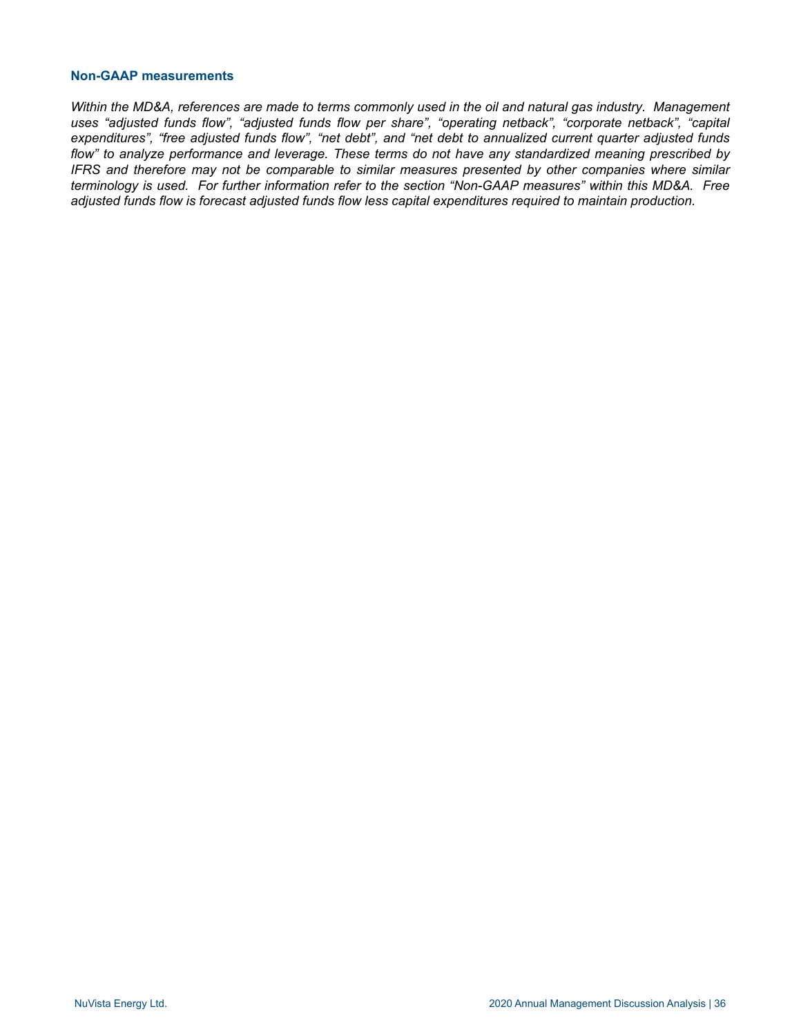### Non-GAAP measurements

*Within the MD&A, references are made to terms commonly used in the oil and natural gas industry. Management uses "adjusted funds flow", "adjusted funds flow per share", "operating netback", "corporate netback", "capital expenditures", "free adjusted funds flow", "net debt", and "net debt to annualized current quarter adjusted funds flow" to analyze performance and leverage. These terms do not have any standardized meaning prescribed by IFRS and therefore may not be comparable to similar measures presented by other companies where similar terminology is used. For further information refer to the section "Non-GAAP measures" within this MD&A. Free adjusted funds flow is forecast adjusted funds flow less capital expenditures required to maintain production.*